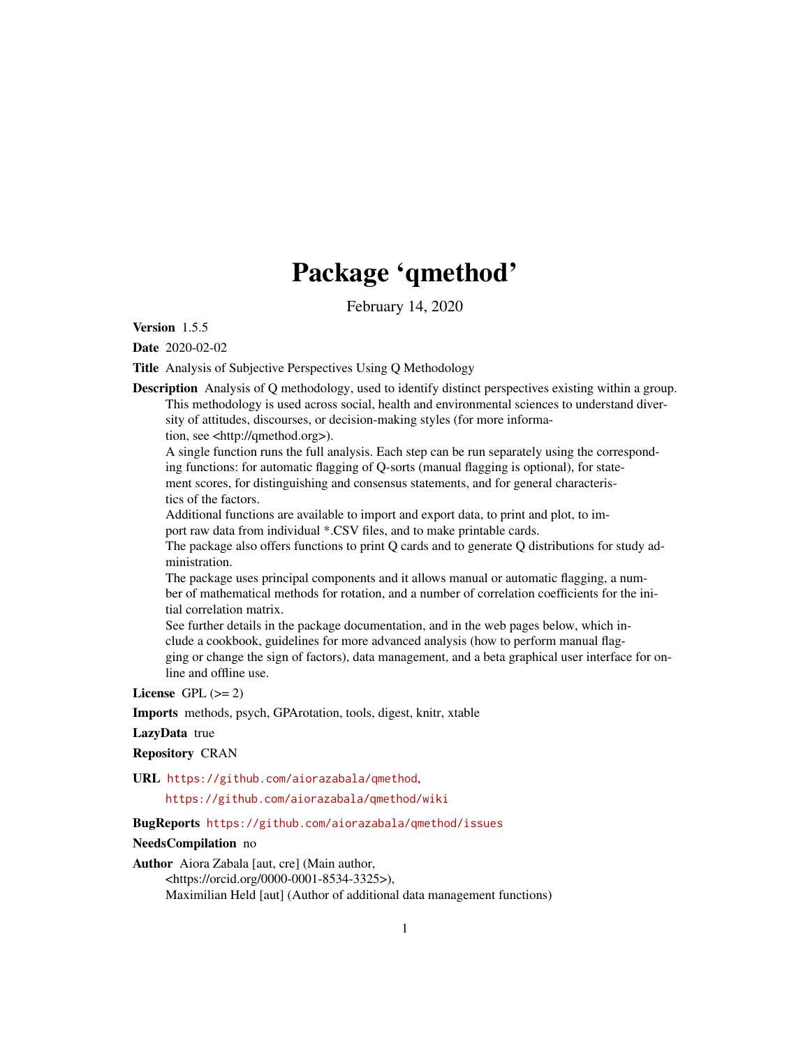# Package 'qmethod'

February 14, 2020

**Version** 1.5.5

**Date** 2020-02-02

**Title** Analysis of Subjective Perspectives Using Q Methodology

**Description** Analysis of Q methodology, used to identify distinct perspectives existing within a group. This methodology is used across social, health and environmental sciences to understand diversity of attitudes, discourses, or decision-making styles (for more information, see <http://qmethod.org>).

A single function runs the full analysis. Each step can be run separately using the corresponding functions: for automatic flagging of Q-sorts (manual flagging is optional), for statement scores, for distinguishing and consensus statements, and for general characteristics of the factors.

Additional functions are available to import and export data, to print and plot, to import raw data from individual *.CSV files, and to make printable cards.

The package also offers functions to print Q cards and to generate Q distributions for study administration.

The package uses principal components and it allows manual or automatic flagging, a number of mathematical methods for rotation, and a number of correlation coefficients for the initial correlation matrix.

See further details in the package documentation, and in the web pages below, which include a cookbook, guidelines for more advanced analysis (how to perform manual flagging or change the sign of factors), data management, and a beta graphical user interface for online and offline use.

**License** GPL (>= 2)

**Imports** methods, psych, GPArotation, tools, digest, knitr, xtable

**LazyData** true

**Repository** CRAN

**URL** https://github.com/aiorazabala/qmethod, https://github.com/aiorazabala/qmethod/wiki

**BugReports** https://github.com/aiorazabala/qmethod/issues

**NeedsCompilation** no

**Author** Aiora Zabala [aut, cre] (Main author, <https://orcid.org/0000-0001-8534-3325>), Maximilian Held [aut] (Author of additional data management functions)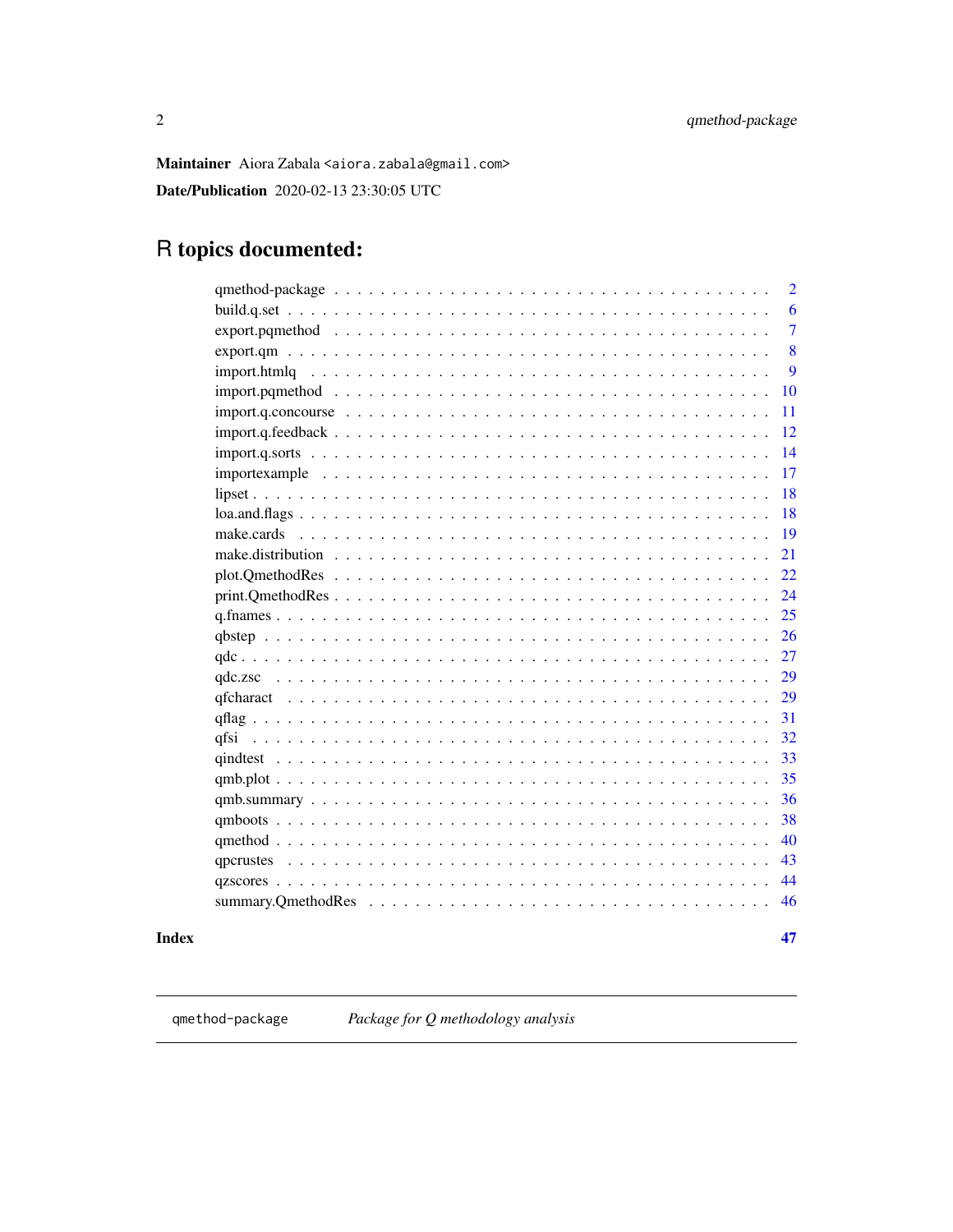**Maintainer** Aiora Zabala <aiora.zabala@gmail.com>

**Date/Publication** 2020-02-13 23:30:05 UTC

# R topics documented:

| | |
|---|---|
| qmethod-package | 2 |
| build.q.set | 6 |
| export.pqmethod | 7 |
| export.qm | 8 |
| import.htmlq | 9 |
| import.pqmethod | 10 |
| import.q.concourse | 11 |
| import.q.feedback | 12 |
| import.q.sorts | 14 |
| importexample | 17 |
| lipset | 18 |
| loa.and.flags | 18 |
| make.cards | 19 |
| make.distribution | 21 |
| plot.QmethodRes | 22 |
| print.QmethodRes | 24 |
| q.fnames | 25 |
| qbstep | 26 |
| qdc | 27 |
| qdc.zsc | 29 |
| qfcharact | 29 |
| qflag | 31 |
| qfsi | 32 |
| qindtest | 33 |
| qmb.plot | 35 |
| qmb.summary | 36 |
| qmboots | 38 |
| qmethod | 40 |
| qpcrustes | 43 |
| qzscores | 44 |
| summary.QmethodRes | 46 |

**Index** **47**

---

`qmethod-package` *Package for Q methodology analysis*

---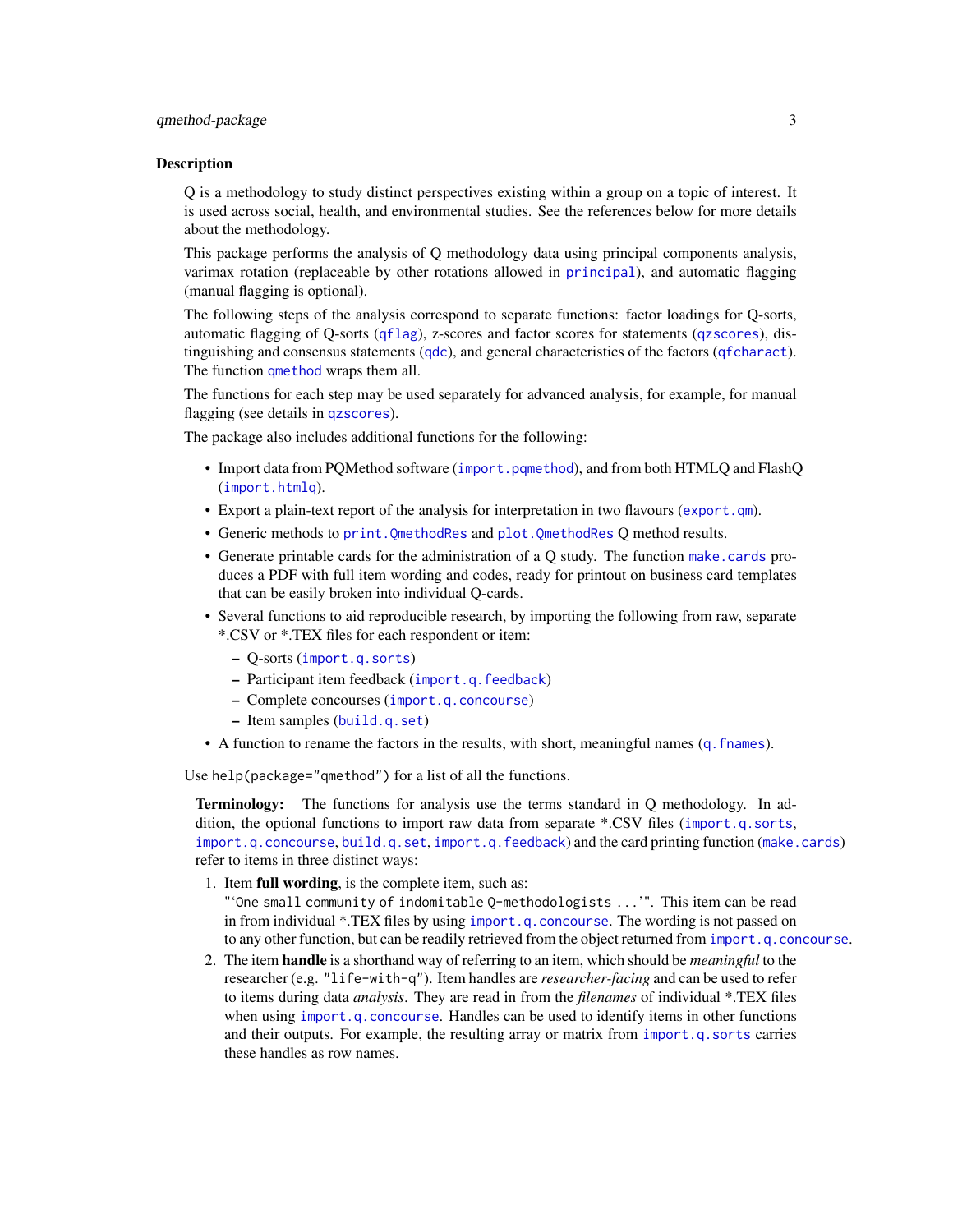## Description

Q is a methodology to study distinct perspectives existing within a group on a topic of interest. It is used across social, health, and environmental studies. See the references below for more details about the methodology.

This package performs the analysis of Q methodology data using principal components analysis, varimax rotation (replaceable by other rotations allowed in `principal`), and automatic flagging (manual flagging is optional).

The following steps of the analysis correspond to separate functions: factor loadings for Q-sorts, automatic flagging of Q-sorts (`qflag`), z-scores and factor scores for statements (`qzscores`), distinguishing and consensus statements (`qdc`), and general characteristics of the factors (`qfcharact`). The function `qmethod` wraps them all.

The functions for each step may be used separately for advanced analysis, for example, for manual flagging (see details in `qzscores`).

The package also includes additional functions for the following:

- Import data from PQMethod software (`import.pqmethod`), and from both HTMLQ and FlashQ (`import.htmlq`).
- Export a plain-text report of the analysis for interpretation in two flavours (`export.qm`).
- Generic methods to `print.QmethodRes` and `plot.QmethodRes` Q method results.
- Generate printable cards for the administration of a Q study. The function `make.cards` produces a PDF with full item wording and codes, ready for printout on business card templates that can be easily broken into individual Q-cards.
- Several functions to aid reproducible research, by importing the following from raw, separate *.CSV or *.TEX files for each respondent or item:
  - Q-sorts (`import.q.sorts`)
  - Participant item feedback (`import.q.feedback`)
  - Complete concourses (`import.q.concourse`)
  - Item samples (`build.q.set`)
- A function to rename the factors in the results, with short, meaningful names (`q.fnames`).

Use `help(package="qmethod")` for a list of all the functions.

**Terminology:** The functions for analysis use the terms standard in Q methodology. In addition, the optional functions to import raw data from separate *.CSV files (`import.q.sorts`, `import.q.concourse`, `build.q.set`, `import.q.feedback`) and the card printing function (`make.cards`) refer to items in three distinct ways:

1. Item **full wording**, is the complete item, such as:
   `"'One small community of indomitable Q-methodologists ...'"`. This item can be read in from individual *.TEX files by using `import.q.concourse`. The wording is not passed on to any other function, but can be readily retrieved from the object returned from `import.q.concourse`.
2. The item **handle** is a shorthand way of referring to an item, which should be *meaningful* to the researcher (e.g. `"life-with-q"`). Item handles are *researcher-facing* and can be used to refer to items during data *analysis*. They are read in from the *filenames* of individual *.TEX files when using `import.q.concourse`. Handles can be used to identify items in other functions and their outputs. For example, the resulting array or matrix from `import.q.sorts` carries these handles as row names.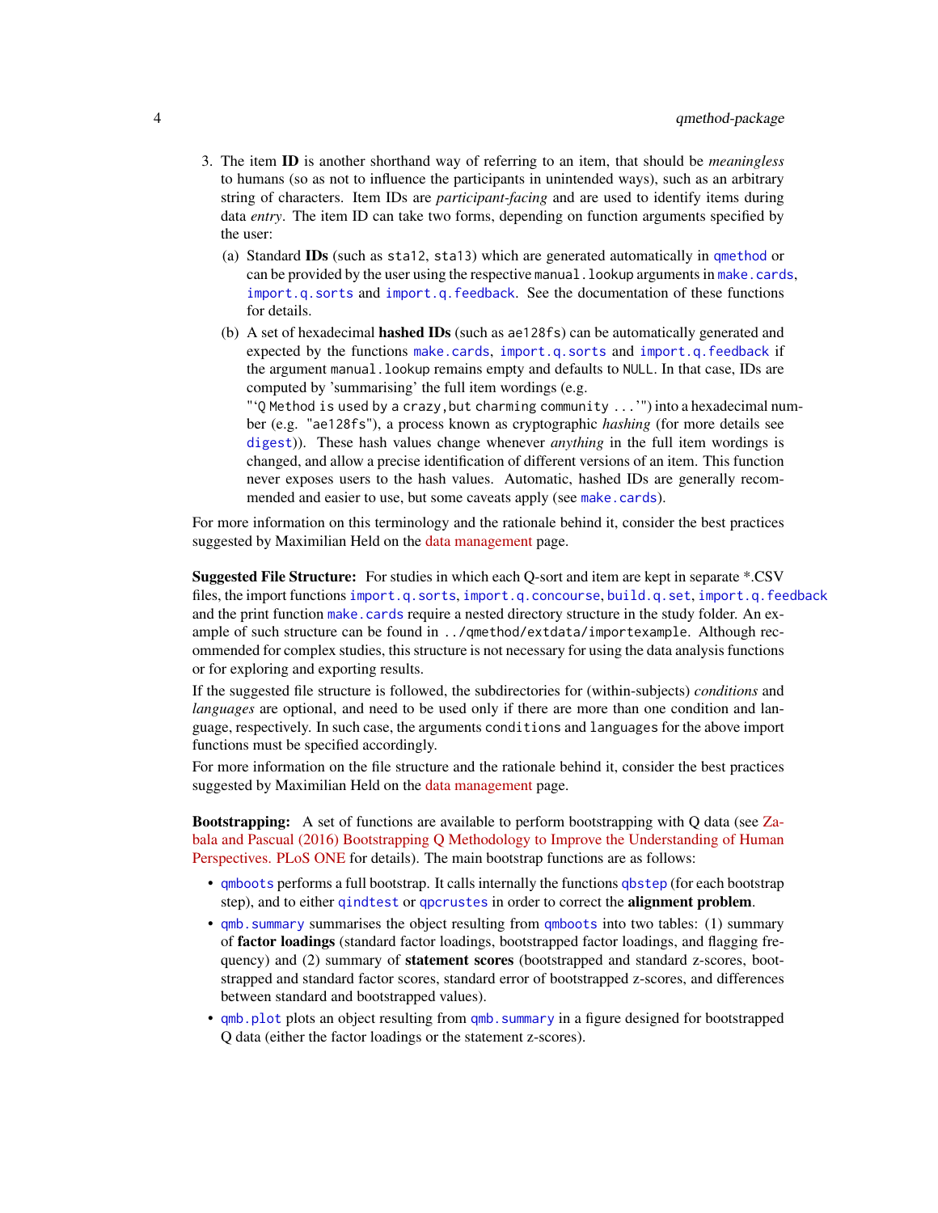3. The item **ID** is another shorthand way of referring to an item, that should be *meaningless* to humans (so as not to influence the participants in unintended ways), such as an arbitrary string of characters. Item IDs are *participant-facing* and are used to identify items during data *entry*. The item ID can take two forms, depending on function arguments specified by the user:

   (a) Standard **IDs** (such as `sta12`, `sta13`) which are generated automatically in `qmethod` or can be provided by the user using the respective `manual.lookup` arguments in `make.cards`, `import.q.sorts` and `import.q.feedback`. See the documentation of these functions for details.

   (b) A set of hexadecimal **hashed IDs** (such as `ae128fs`) can be automatically generated and expected by the functions `make.cards`, `import.q.sorts` and `import.q.feedback` if the argument `manual.lookup` remains empty and defaults to `NULL`. In that case, IDs are computed by 'summarising' the full item wordings (e.g. `"'Q Method is used by a crazy,but charming community ...'"`) into a hexadecimal number (e.g. `"ae128fs"`), a process known as cryptographic *hashing* (for more details see `digest`)). These hash values change whenever *anything* in the full item wordings is changed, and allow a precise identification of different versions of an item. This function never exposes users to the hash values. Automatic, hashed IDs are generally recommended and easier to use, but some caveats apply (see `make.cards`).

For more information on this terminology and the rationale behind it, consider the best practices suggested by Maximilian Held on the data management page.

**Suggested File Structure:** For studies in which each Q-sort and item are kept in separate *.CSV files, the import functions `import.q.sorts`, `import.q.concourse`, `build.q.set`, `import.q.feedback` and the print function `make.cards` require a nested directory structure in the study folder. An example of such structure can be found in `../qmethod/extdata/importexample`. Although recommended for complex studies, this structure is not necessary for using the data analysis functions or for exploring and exporting results.

If the suggested file structure is followed, the subdirectories for (within-subjects) *conditions* and *languages* are optional, and need to be used only if there are more than one condition and language, respectively. In such case, the arguments `conditions` and `languages` for the above import functions must be specified accordingly.

For more information on the file structure and the rationale behind it, consider the best practices suggested by Maximilian Held on the data management page.

**Bootstrapping:** A set of functions are available to perform bootstrapping with Q data (see Zabala and Pascual (2016) Bootstrapping Q Methodology to Improve the Understanding of Human Perspectives. PLoS ONE for details). The main bootstrap functions are as follows:

- `qmboots` performs a full bootstrap. It calls internally the functions `qbstep` (for each bootstrap step), and to either `qindtest` or `qpcrustes` in order to correct the **alignment problem**.
- `qmb.summary` summarises the object resulting from `qmboots` into two tables: (1) summary of **factor loadings** (standard factor loadings, bootstrapped factor loadings, and flagging frequency) and (2) summary of **statement scores** (bootstrapped and standard z-scores, bootstrapped and standard factor scores, standard error of bootstrapped z-scores, and differences between standard and bootstrapped values).
- `qmb.plot` plots an object resulting from `qmb.summary` in a figure designed for bootstrapped Q data (either the factor loadings or the statement z-scores).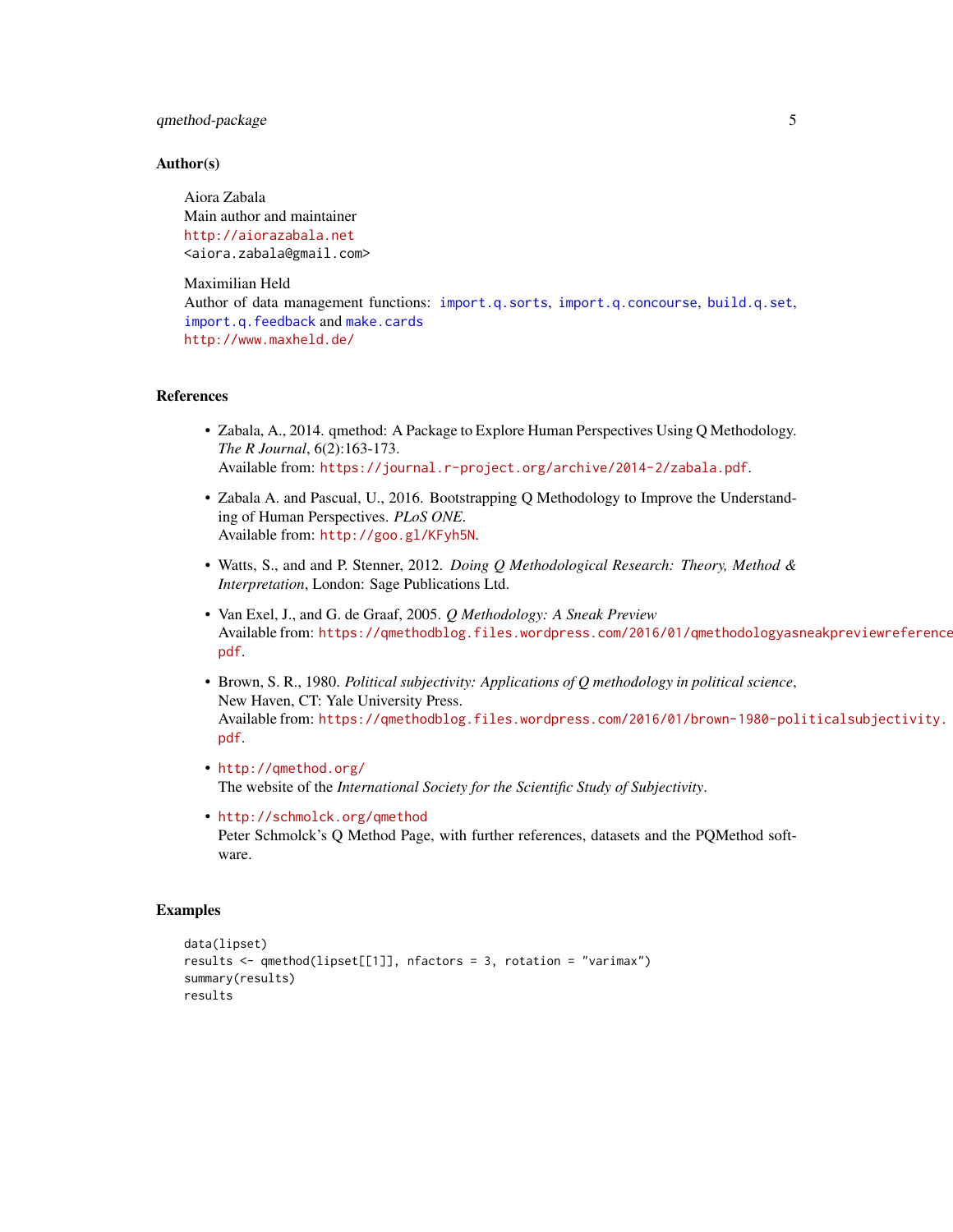## Author(s)

Aiora Zabala
Main author and maintainer
http://aiorazabala.net
<aiora.zabala@gmail.com>

Maximilian Held
Author of data management functions: `import.q.sorts`, `import.q.concourse`, `build.q.set`, `import.q.feedback` and `make.cards`
http://www.maxheld.de/

## References

- Zabala, A., 2014. qmethod: A Package to Explore Human Perspectives Using Q Methodology. *The R Journal*, 6(2):163-173.
  Available from: https://journal.r-project.org/archive/2014-2/zabala.pdf.
- Zabala A. and Pascual, U., 2016. Bootstrapping Q Methodology to Improve the Understanding of Human Perspectives. *PLoS ONE*.
  Available from: http://goo.gl/KFyh5N.
- Watts, S., and and P. Stenner, 2012. *Doing Q Methodological Research: Theory, Method & Interpretation*, London: Sage Publications Ltd.
- Van Exel, J., and G. de Graaf, 2005. *Q Methodology: A Sneak Preview*
  Available from: https://qmethodblog.files.wordpress.com/2016/01/qmethodologyasneakpreviewreference pdf.
- Brown, S. R., 1980. *Political subjectivity: Applications of Q methodology in political science*, New Haven, CT: Yale University Press.
  Available from: https://qmethodblog.files.wordpress.com/2016/01/brown-1980-politicalsubjectivity.pdf.
- http://qmethod.org/
  The website of the *International Society for the Scientific Study of Subjectivity*.
- http://schmolck.org/qmethod
  Peter Schmolck's Q Method Page, with further references, datasets and the PQMethod software.

## Examples

```
data(lipset)
results <- qmethod(lipset[[1]], nfactors = 3, rotation = "varimax")
summary(results)
results
```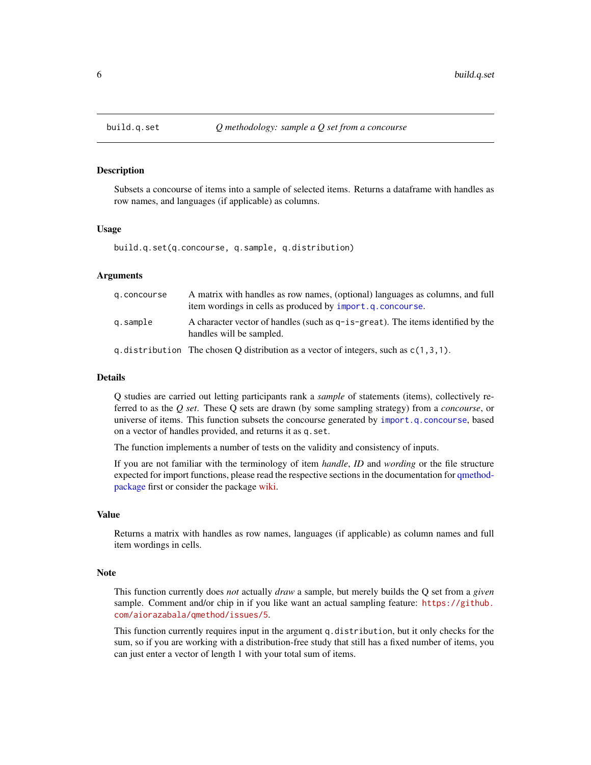## build.q.set — *Q methodology: sample a Q set from a concourse*

### Description

Subsets a concourse of items into a sample of selected items. Returns a dataframe with handles as row names, and languages (if applicable) as columns.

### Usage

```
build.q.set(q.concourse, q.sample, q.distribution)
```

### Arguments

| | |
|---|---|
| `q.concourse` | A matrix with handles as row names, (optional) languages as columns, and full item wordings in cells as produced by `import.q.concourse`. |
| `q.sample` | A character vector of handles (such as `q-is-great`). The items identified by the handles will be sampled. |
| `q.distribution` | The chosen Q distribution as a vector of integers, such as `c(1,3,1)`. |

### Details

Q studies are carried out letting participants rank a *sample* of statements (items), collectively referred to as the *Q set*. These Q sets are drawn (by some sampling strategy) from a *concourse*, or universe of items. This function subsets the concourse generated by `import.q.concourse`, based on a vector of handles provided, and returns it as `q.set`.

The function implements a number of tests on the validity and consistency of inputs.

If you are not familiar with the terminology of item *handle*, *ID* and *wording* or the file structure expected for import functions, please read the respective sections in the documentation for qmethod-package first or consider the package wiki.

### Value

Returns a matrix with handles as row names, languages (if applicable) as column names and full item wordings in cells.

### Note

This function currently does *not* actually *draw* a sample, but merely builds the Q set from a *given* sample. Comment and/or chip in if you like want an actual sampling feature: `https://github.com/aiorazabala/qmethod/issues/5`.

This function currently requires input in the argument `q.distribution`, but it only checks for the sum, so if you are working with a distribution-free study that still has a fixed number of items, you can just enter a vector of length 1 with your total sum of items.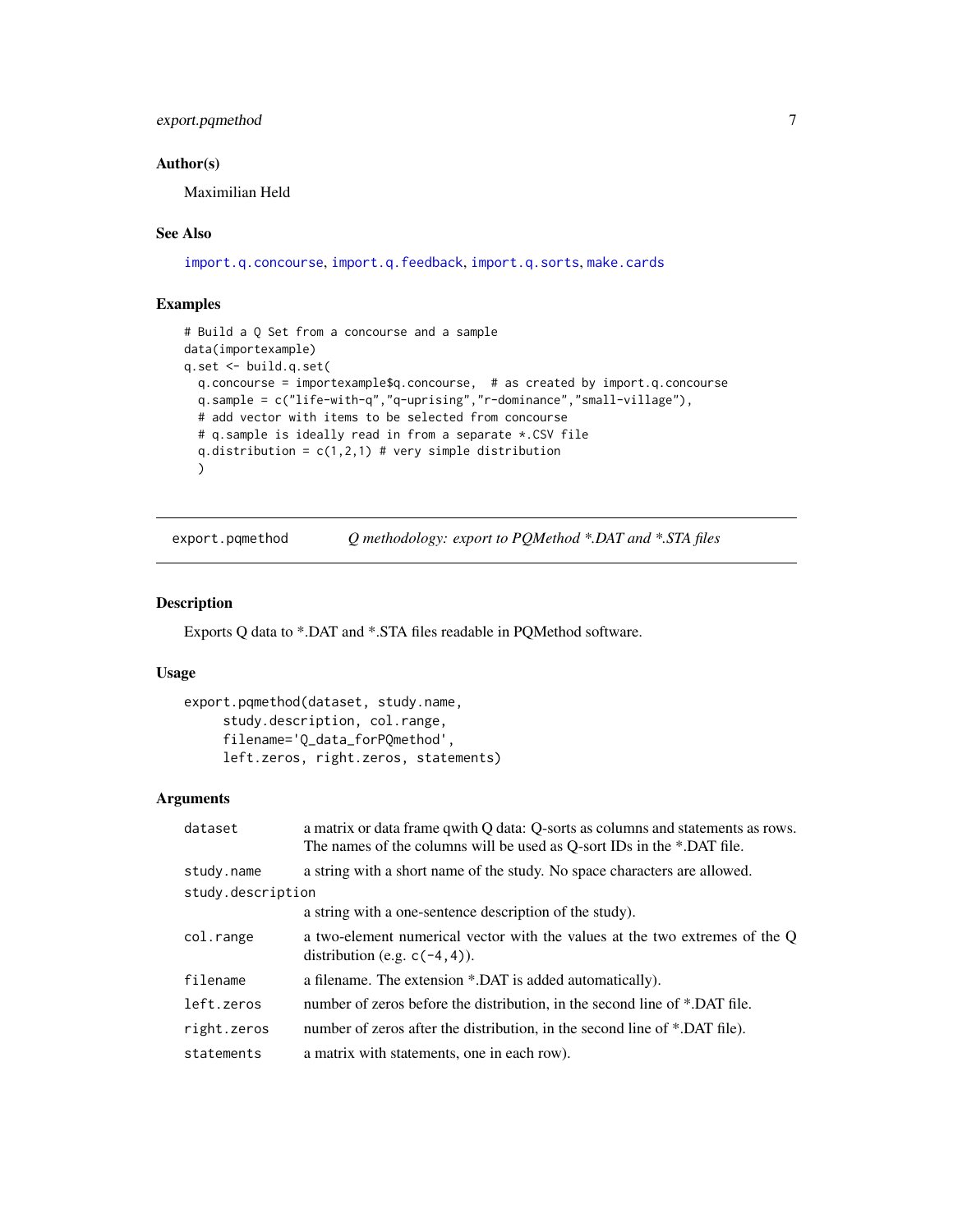### Author(s)

Maximilian Held

### See Also

import.q.concourse, import.q.feedback, import.q.sorts, make.cards

### Examples

```
# Build a Q Set from a concourse and a sample
data(importexample)
q.set <- build.q.set(
  q.concourse = importexample$q.concourse,  # as created by import.q.concourse
  q.sample = c("life-with-q","q-uprising","r-dominance","small-village"),
  # add vector with items to be selected from concourse
  # q.sample is ideally read in from a separate *.CSV file
  q.distribution = c(1,2,1) # very simple distribution
  )
```

---

## export.pqmethod — *Q methodology: export to PQMethod *.DAT and *.STA files*

### Description

Exports Q data to *.DAT and *.STA files readable in PQMethod software.

### Usage

```
export.pqmethod(dataset, study.name,
     study.description, col.range,
     filename='Q_data_forPQmethod',
     left.zeros, right.zeros, statements)
```

### Arguments

| | |
|---|---|
| dataset | a matrix or data frame qwith Q data: Q-sorts as columns and statements as rows. The names of the columns will be used as Q-sort IDs in the *.DAT file. |
| study.name | a string with a short name of the study. No space characters are allowed. |
| study.description | a string with a one-sentence description of the study). |
| col.range | a two-element numerical vector with the values at the two extremes of the Q distribution (e.g. c(-4,4)). |
| filename | a filename. The extension *.DAT is added automatically). |
| left.zeros | number of zeros before the distribution, in the second line of *.DAT file. |
| right.zeros | number of zeros after the distribution, in the second line of *.DAT file). |
| statements | a matrix with statements, one in each row). |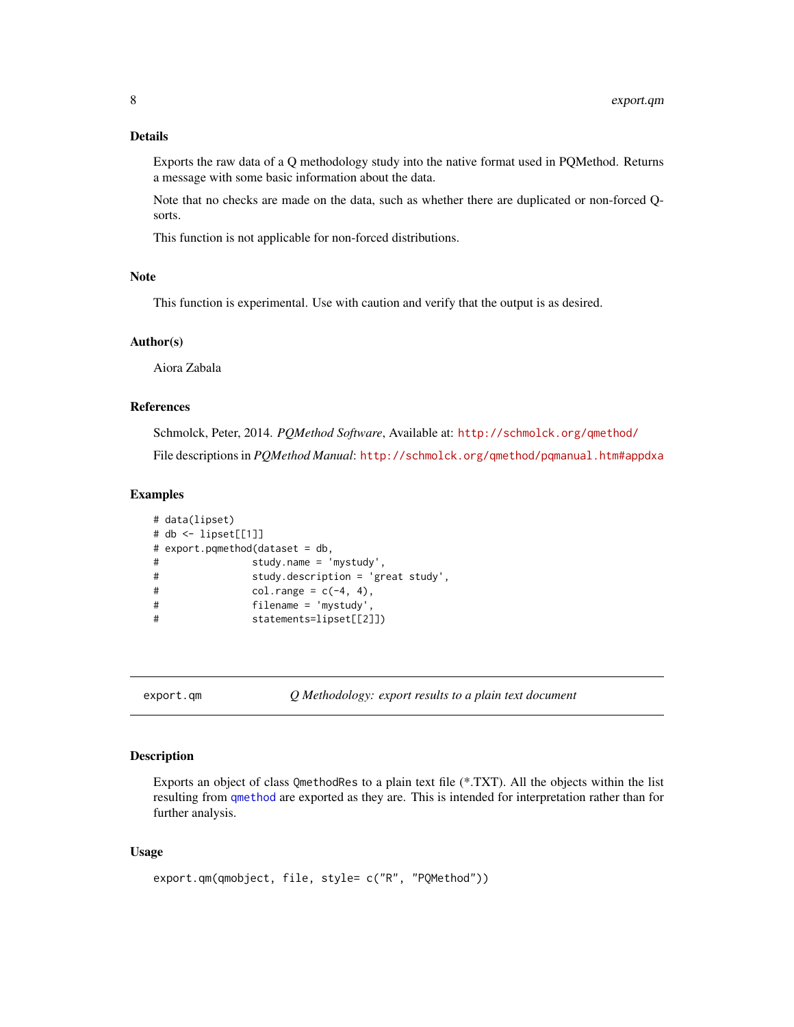### Details

Exports the raw data of a Q methodology study into the native format used in PQMethod. Returns a message with some basic information about the data.

Note that no checks are made on the data, such as whether there are duplicated or non-forced Q-sorts.

This function is not applicable for non-forced distributions.

### Note

This function is experimental. Use with caution and verify that the output is as desired.

### Author(s)

Aiora Zabala

### References

Schmolck, Peter, 2014. *PQMethod Software*, Available at: http://schmolck.org/qmethod/

File descriptions in *PQMethod Manual*: http://schmolck.org/qmethod/pqmanual.htm#appdxa

### Examples

```
# data(lipset)
# db <- lipset[[1]]
# export.pqmethod(dataset = db,
#                study.name = 'mystudy',
#                study.description = 'great study',
#                col.range = c(-4, 4),
#                filename = 'mystudy',
#                statements=lipset[[2]])
```

---

## export.qm — *Q Methodology: export results to a plain text document*

### Description

Exports an object of class QmethodRes to a plain text file (*.TXT). All the objects within the list resulting from qmethod are exported as they are. This is intended for interpretation rather than for further analysis.

### Usage

```
export.qm(qmobject, file, style= c("R", "PQMethod"))
```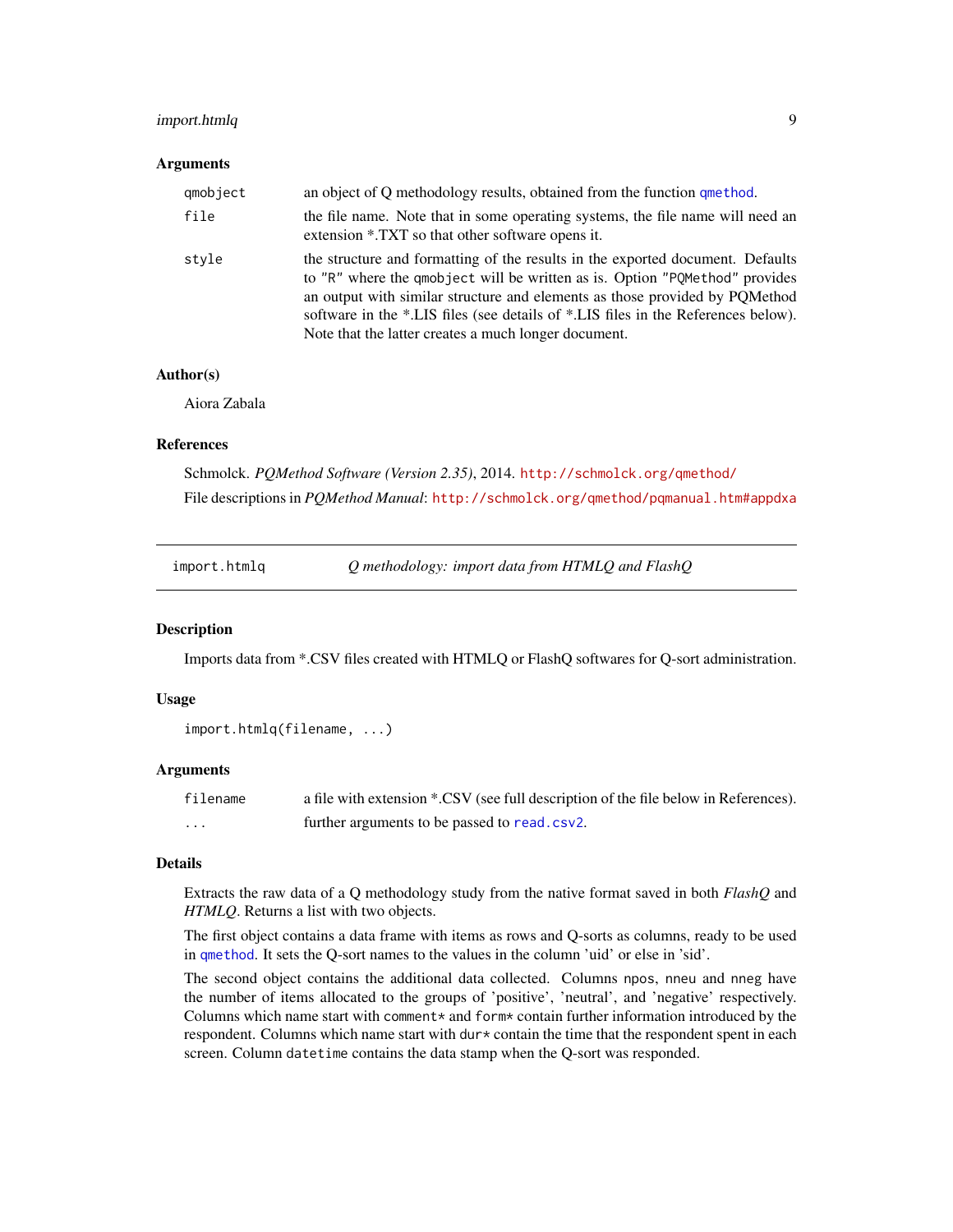### Arguments

| | |
|---|---|
| `qmobject` | an object of Q methodology results, obtained from the function `qmethod`. |
| `file` | the file name. Note that in some operating systems, the file name will need an extension *.TXT so that other software opens it. |
| `style` | the structure and formatting of the results in the exported document. Defaults to `"R"` where the `qmobject` will be written as is. Option `"PQMethod"` provides an output with similar structure and elements as those provided by PQMethod software in the *.LIS files (see details of *.LIS files in the References below). Note that the latter creates a much longer document. |

### Author(s)

Aiora Zabala

### References

Schmolck. *PQMethod Software (Version 2.35)*, 2014. http://schmolck.org/qmethod/

File descriptions in *PQMethod Manual*: http://schmolck.org/qmethod/pqmanual.htm#appdxa

---

## import.htmlq — *Q methodology: import data from HTMLQ and FlashQ*

---

### Description

Imports data from *.CSV files created with HTMLQ or FlashQ softwares for Q-sort administration.

### Usage

```
import.htmlq(filename, ...)
```

### Arguments

| | |
|---|---|
| `filename` | a file with extension *.CSV (see full description of the file below in References). |
| `...` | further arguments to be passed to `read.csv2`. |

### Details

Extracts the raw data of a Q methodology study from the native format saved in both *FlashQ* and *HTMLQ*. Returns a list with two objects.

The first object contains a data frame with items as rows and Q-sorts as columns, ready to be used in `qmethod`. It sets the Q-sort names to the values in the column 'uid' or else in 'sid'.

The second object contains the additional data collected. Columns `npos`, `nneu` and `nneg` have the number of items allocated to the groups of 'positive', 'neutral', and 'negative' respectively. Columns which name start with `comment*` and `form*` contain further information introduced by the respondent. Columns which name start with `dur*` contain the time that the respondent spent in each screen. Column `datetime` contains the data stamp when the Q-sort was responded.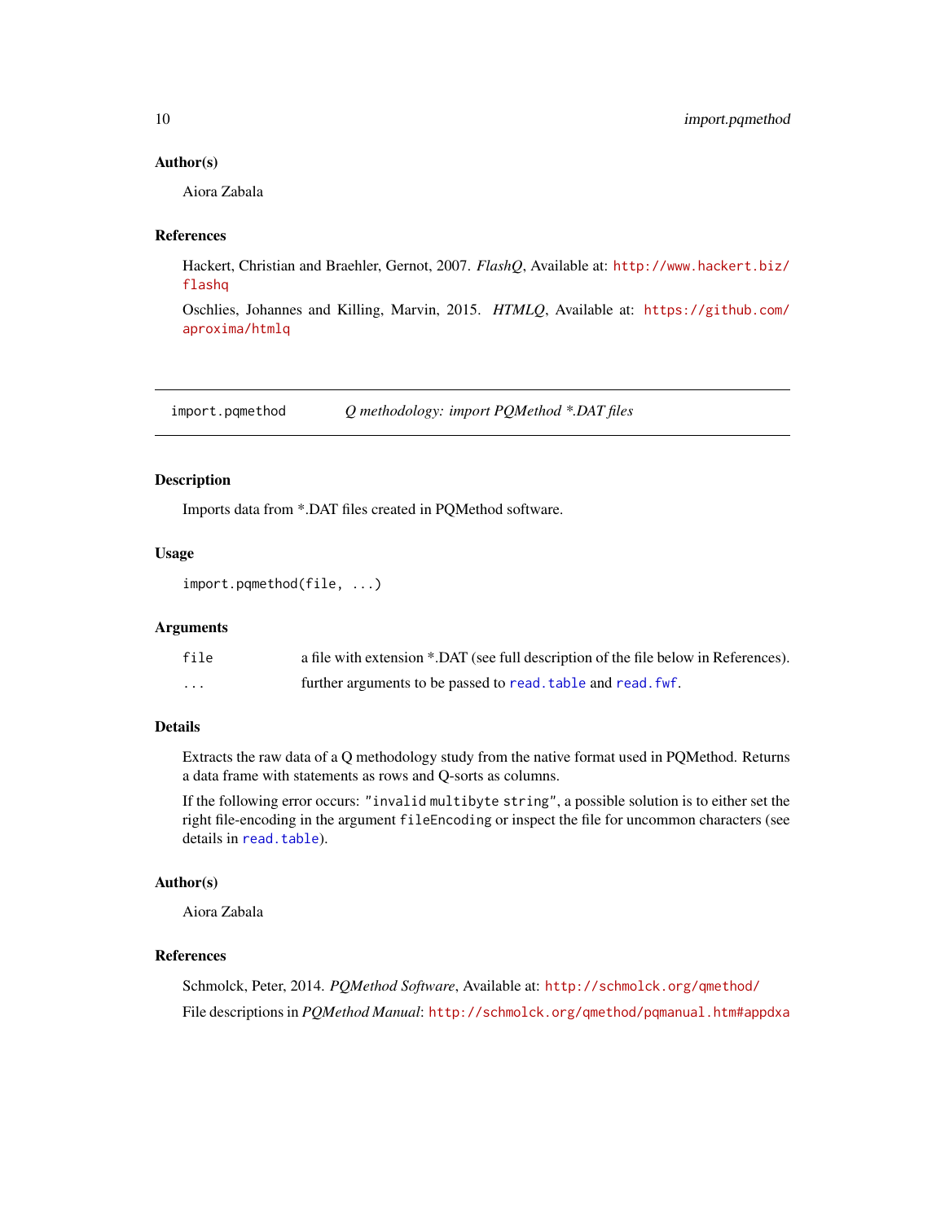### Author(s)

Aiora Zabala

### References

Hackert, Christian and Braehler, Gernot, 2007. *FlashQ*, Available at: http://www.hackert.biz/flashq

Oschlies, Johannes and Killing, Marvin, 2015. *HTMLQ*, Available at: https://github.com/aproxima/htmlq

---

## import.pqmethod — *Q methodology: import PQMethod *.DAT files*

---

### Description

Imports data from *.DAT files created in PQMethod software.

### Usage

```
import.pqmethod(file, ...)
```

### Arguments

| | |
|---|---|
| `file` | a file with extension *.DAT (see full description of the file below in References). |
| `...` | further arguments to be passed to `read.table` and `read.fwf`. |

### Details

Extracts the raw data of a Q methodology study from the native format used in PQMethod. Returns a data frame with statements as rows and Q-sorts as columns.

If the following error occurs: `"invalid multibyte string"`, a possible solution is to either set the right file-encoding in the argument `fileEncoding` or inspect the file for uncommon characters (see details in `read.table`).

### Author(s)

Aiora Zabala

### References

Schmolck, Peter, 2014. *PQMethod Software*, Available at: http://schmolck.org/qmethod/

File descriptions in *PQMethod Manual*: http://schmolck.org/qmethod/pqmanual.htm#appdxa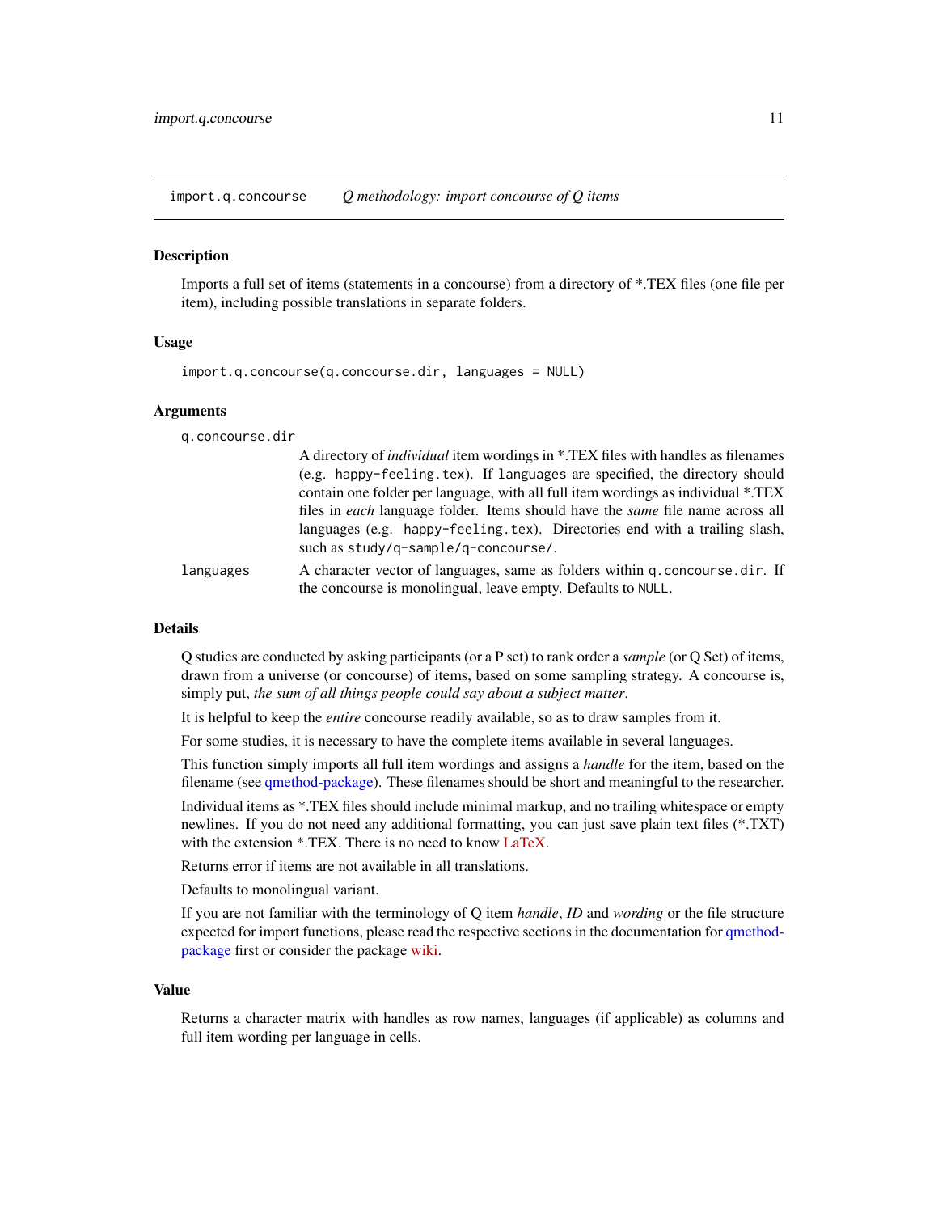## import.q.concourse *Q methodology: import concourse of Q items*

### Description

Imports a full set of items (statements in a concourse) from a directory of *.TEX files (one file per item), including possible translations in separate folders.

### Usage

```
import.q.concourse(q.concourse.dir, languages = NULL)
```

### Arguments

`q.concourse.dir`
: A directory of *individual* item wordings in *.TEX files with handles as filenames (e.g. `happy-feeling.tex`). If `languages` are specified, the directory should contain one folder per language, with all full item wordings as individual *.TEX files in *each* language folder. Items should have the *same* file name across all languages (e.g. `happy-feeling.tex`). Directories end with a trailing slash, such as `study/q-sample/q-concourse/`.

`languages`
: A character vector of languages, same as folders within `q.concourse.dir`. If the concourse is monolingual, leave empty. Defaults to `NULL`.

### Details

Q studies are conducted by asking participants (or a P set) to rank order a *sample* (or Q Set) of items, drawn from a universe (or concourse) of items, based on some sampling strategy. A concourse is, simply put, *the sum of all things people could say about a subject matter*.

It is helpful to keep the *entire* concourse readily available, so as to draw samples from it.

For some studies, it is necessary to have the complete items available in several languages.

This function simply imports all full item wordings and assigns a *handle* for the item, based on the filename (see qmethod-package). These filenames should be short and meaningful to the researcher.

Individual items as *.TEX files should include minimal markup, and no trailing whitespace or empty newlines. If you do not need any additional formatting, you can just save plain text files (*.TXT) with the extension *.TEX. There is no need to know LaTeX.

Returns error if items are not available in all translations.

Defaults to monolingual variant.

If you are not familiar with the terminology of Q item *handle*, *ID* and *wording* or the file structure expected for import functions, please read the respective sections in the documentation for qmethod-package first or consider the package wiki.

### Value

Returns a character matrix with handles as row names, languages (if applicable) as columns and full item wording per language in cells.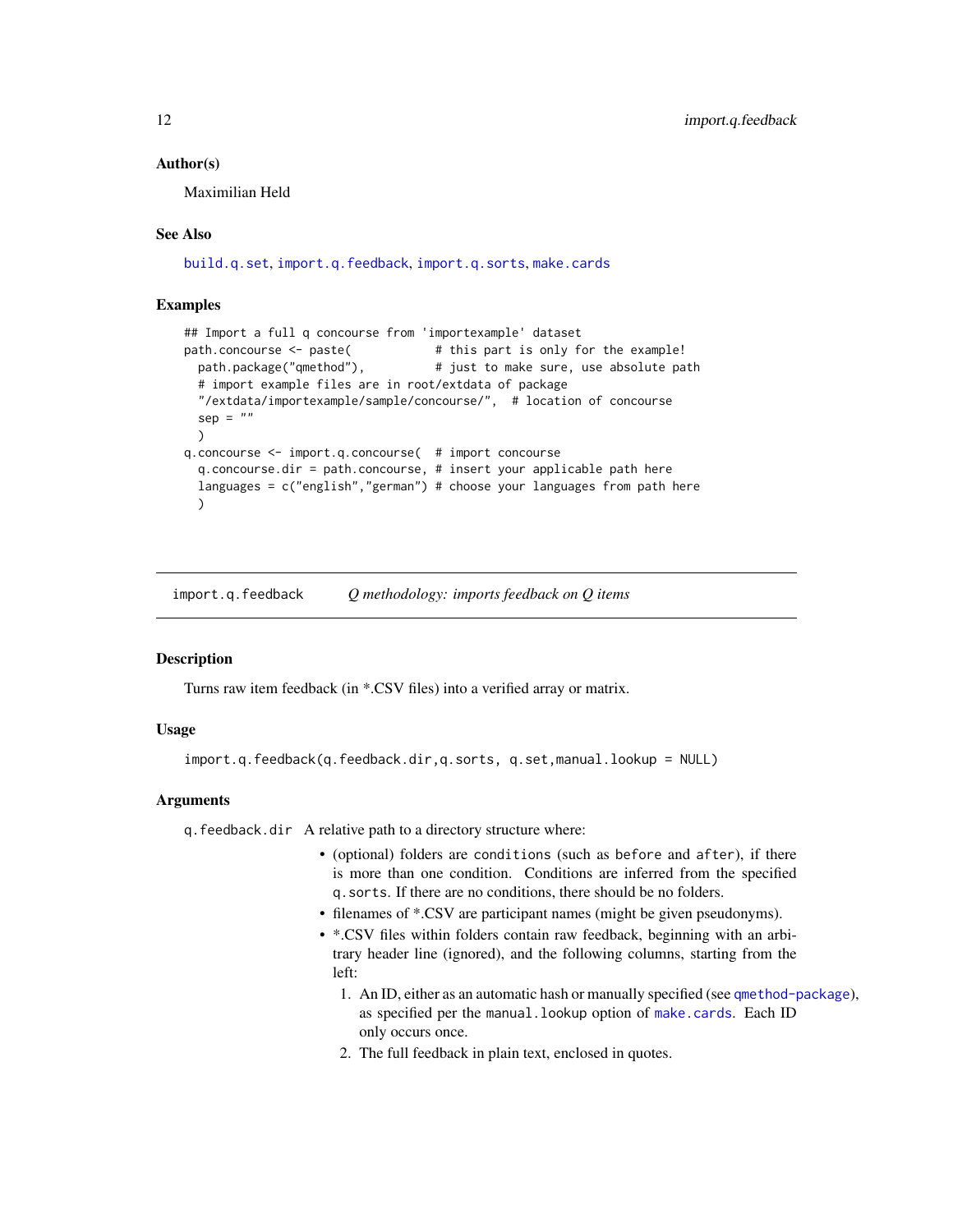### Author(s)

Maximilian Held

### See Also

build.q.set, import.q.feedback, import.q.sorts, make.cards

### Examples

```
## Import a full q concourse from 'importexample' dataset
path.concourse <- paste(            # this part is only for the example!
  path.package("qmethod"),          # just to make sure, use absolute path
  # import example files are in root/extdata of package
  "/extdata/importexample/sample/concourse/",  # location of concourse
  sep = ""
  )
q.concourse <- import.q.concourse(  # import concourse
  q.concourse.dir = path.concourse, # insert your applicable path here
  languages = c("english","german") # choose your languages from path here
  )
```

---

## import.q.feedback *Q methodology: imports feedback on Q items*

### Description

Turns raw item feedback (in *.CSV files) into a verified array or matrix.

### Usage

```
import.q.feedback(q.feedback.dir,q.sorts, q.set,manual.lookup = NULL)
```

### Arguments

`q.feedback.dir` A relative path to a directory structure where:

- (optional) folders are `conditions` (such as `before` and `after`), if there is more than one condition. Conditions are inferred from the specified `q.sorts`. If there are no conditions, there should be no folders.
- filenames of *.CSV are participant names (might be given pseudonyms).
- *.CSV files within folders contain raw feedback, beginning with an arbitrary header line (ignored), and the following columns, starting from the left:
  1. An ID, either as an automatic hash or manually specified (see qmethod-package), as specified per the `manual.lookup` option of make.cards. Each ID only occurs once.
  2. The full feedback in plain text, enclosed in quotes.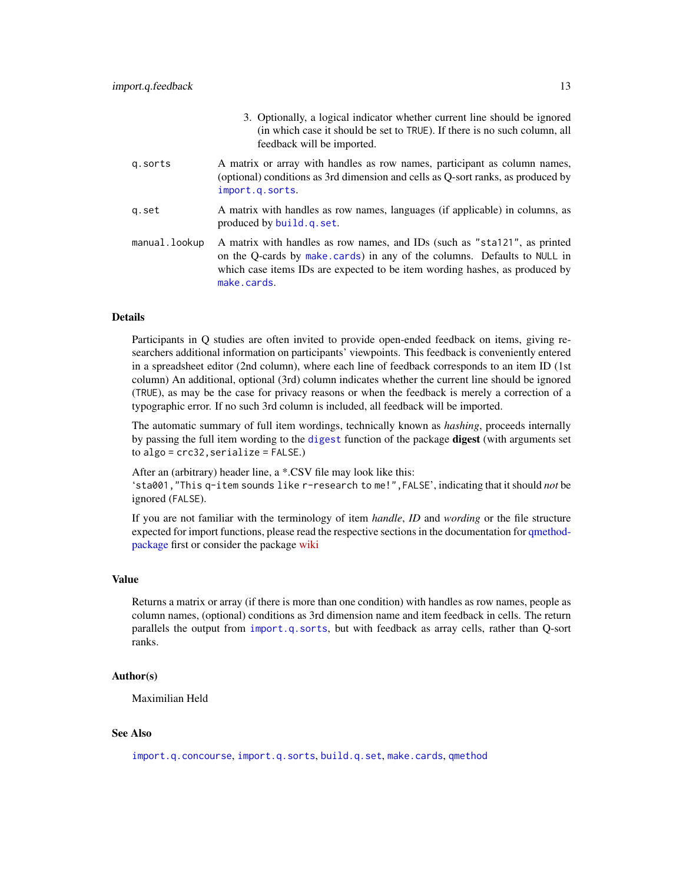3. Optionally, a logical indicator whether current line should be ignored (in which case it should be set to `TRUE`). If there is no such column, all feedback will be imported.

`q.sorts` A matrix or array with handles as row names, participant as column names, (optional) conditions as 3rd dimension and cells as Q-sort ranks, as produced by `import.q.sorts`.

`q.set` A matrix with handles as row names, languages (if applicable) in columns, as produced by `build.q.set`.

`manual.lookup` A matrix with handles as row names, and IDs (such as `"sta121"`, as printed on the Q-cards by `make.cards`) in any of the columns. Defaults to `NULL` in which case items IDs are expected to be item wording hashes, as produced by `make.cards`.

## Details

Participants in Q studies are often invited to provide open-ended feedback on items, giving researchers additional information on participants' viewpoints. This feedback is conveniently entered in a spreadsheet editor (2nd column), where each line of feedback corresponds to an item ID (1st column) An additional, optional (3rd) column indicates whether the current line should be ignored (`TRUE`), as may be the case for privacy reasons or when the feedback is merely a correction of a typographic error. If no such 3rd column is included, all feedback will be imported.

The automatic summary of full item wordings, technically known as *hashing*, proceeds internally by passing the full item wording to the `digest` function of the package **digest** (with arguments set to `algo = crc32, serialize = FALSE`.)

After an (arbitrary) header line, a *.CSV file may look like this:
'`sta001,"This q-item sounds like r-research to me!",FALSE`', indicating that it should *not* be ignored (`FALSE`).

If you are not familiar with the terminology of item *handle*, *ID* and *wording* or the file structure expected for import functions, please read the respective sections in the documentation for qmethod-package first or consider the package wiki

## Value

Returns a matrix or array (if there is more than one condition) with handles as row names, people as column names, (optional) conditions as 3rd dimension name and item feedback in cells. The return parallels the output from `import.q.sorts`, but with feedback as array cells, rather than Q-sort ranks.

## Author(s)

Maximilian Held

## See Also

`import.q.concourse`, `import.q.sorts`, `build.q.set`, `make.cards`, `qmethod`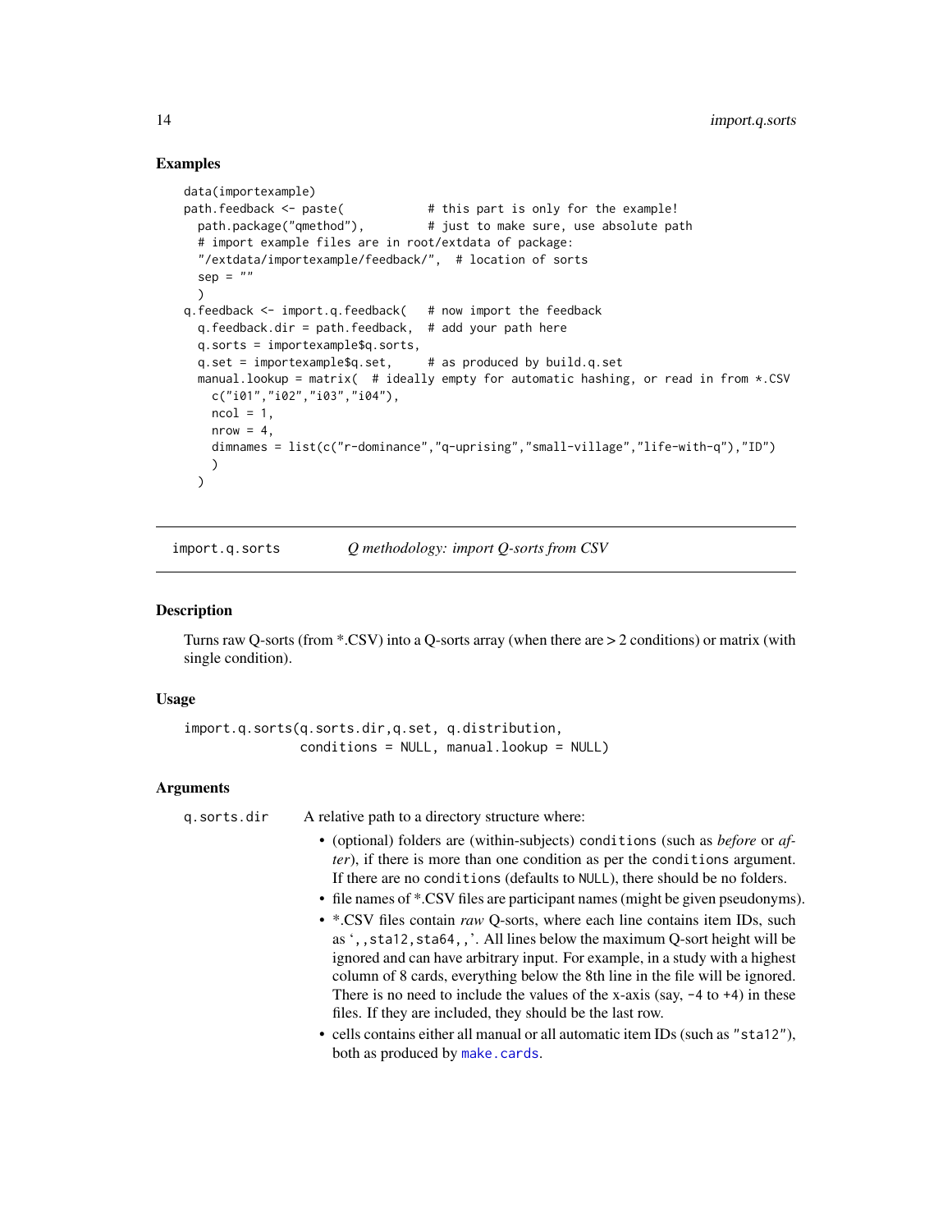## Examples

```
data(importexample)
path.feedback <- paste(            # this part is only for the example!
  path.package("qmethod"),         # just to make sure, use absolute path
  # import example files are in root/extdata of package:
  "/extdata/importexample/feedback/",  # location of sorts
  sep = ""
  )
q.feedback <- import.q.feedback(   # now import the feedback
  q.feedback.dir = path.feedback,  # add your path here
  q.sorts = importexample$q.sorts,
  q.set = importexample$q.set,     # as produced by build.q.set
  manual.lookup = matrix(  # ideally empty for automatic hashing, or read in from *.CSV
    c("i01","i02","i03","i04"),
    ncol = 1,
    nrow = 4,
    dimnames = list(c("r-dominance","q-uprising","small-village","life-with-q"),"ID")
    )
  )
```

---

import.q.sorts — *Q methodology: import Q-sorts from CSV*

---

## Description

Turns raw Q-sorts (from *.CSV) into a Q-sorts array (when there are > 2 conditions) or matrix (with single condition).

## Usage

```
import.q.sorts(q.sorts.dir,q.set, q.distribution,
               conditions = NULL, manual.lookup = NULL)
```

## Arguments

`q.sorts.dir` — A relative path to a directory structure where:

- (optional) folders are (within-subjects) `conditions` (such as *before* or *after*), if there is more than one condition as per the `conditions` argument. If there are no `conditions` (defaults to `NULL`), there should be no folders.
- file names of *.CSV files are participant names (might be given pseudonyms).
- *.CSV files contain *raw* Q-sorts, where each line contains item IDs, such as '`,,sta12,sta64,,`'. All lines below the maximum Q-sort height will be ignored and can have arbitrary input. For example, in a study with a highest column of 8 cards, everything below the 8th line in the file will be ignored. There is no need to include the values of the x-axis (say, `-4` to `+4`) in these files. If they are included, they should be the last row.
- cells contains either all manual or all automatic item IDs (such as `"sta12"`), both as produced by `make.cards`.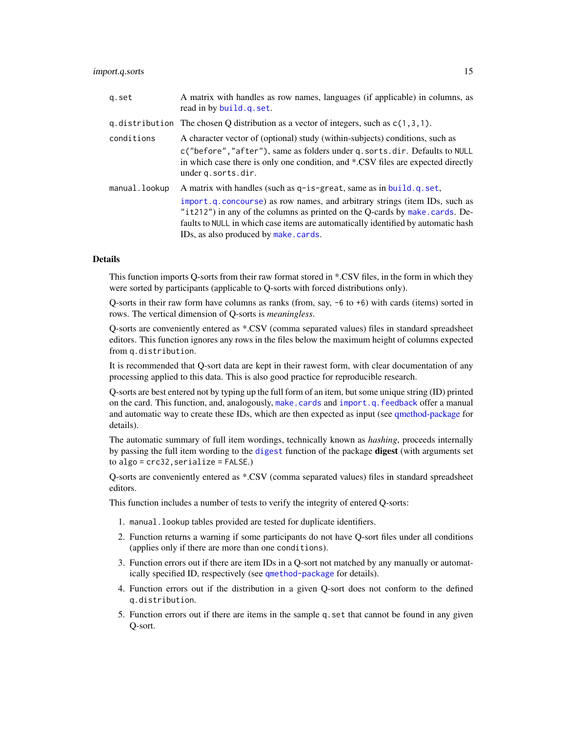| | |
|---|---|
| `q.set` | A matrix with handles as row names, languages (if applicable) in columns, as read in by `build.q.set`. |
| `q.distribution` | The chosen Q distribution as a vector of integers, such as `c(1,3,1)`. |
| `conditions` | A character vector of (optional) study (within-subjects) conditions, such as `c("before","after")`, same as folders under `q.sorts.dir`. Defaults to `NULL` in which case there is only one condition, and *.CSV files are expected directly under `q.sorts.dir`. |
| `manual.lookup` | A matrix with handles (such as `q-is-great`, same as in `build.q.set`, `import.q.concourse`) as row names, and arbitrary strings (item IDs, such as `"it212"`) in any of the columns as printed on the Q-cards by `make.cards`. Defaults to `NULL` in which case items are automatically identified by automatic hash IDs, as also produced by `make.cards`. |

## Details

This function imports Q-sorts from their raw format stored in *.CSV files, in the form in which they were sorted by participants (applicable to Q-sorts with forced distributions only).

Q-sorts in their raw form have columns as ranks (from, say, `-6` to `+6`) with cards (items) sorted in rows. The vertical dimension of Q-sorts is *meaningless*.

Q-sorts are conveniently entered as *.CSV (comma separated values) files in standard spreadsheet editors. This function ignores any rows in the files below the maximum height of columns expected from `q.distribution`.

It is recommended that Q-sort data are kept in their rawest form, with clear documentation of any processing applied to this data. This is also good practice for reproducible research.

Q-sorts are best entered not by typing up the full form of an item, but some unique string (ID) printed on the card. This function, and, analogously, `make.cards` and `import.q.feedback` offer a manual and automatic way to create these IDs, which are then expected as input (see qmethod-package for details).

The automatic summary of full item wordings, technically known as *hashing*, proceeds internally by passing the full item wording to the `digest` function of the package **digest** (with arguments set to `algo = crc32, serialize = FALSE`.)

Q-sorts are conveniently entered as *.CSV (comma separated values) files in standard spreadsheet editors.

This function includes a number of tests to verify the integrity of entered Q-sorts:

1. `manual.lookup` tables provided are tested for duplicate identifiers.
2. Function returns a warning if some participants do not have Q-sort files under all conditions (applies only if there are more than one `conditions`).
3. Function errors out if there are item IDs in a Q-sort not matched by any manually or automatically specified ID, respectively (see `qmethod-package` for details).
4. Function errors out if the distribution in a given Q-sort does not conform to the defined `q.distribution`.
5. Function errors out if there are items in the sample `q.set` that cannot be found in any given Q-sort.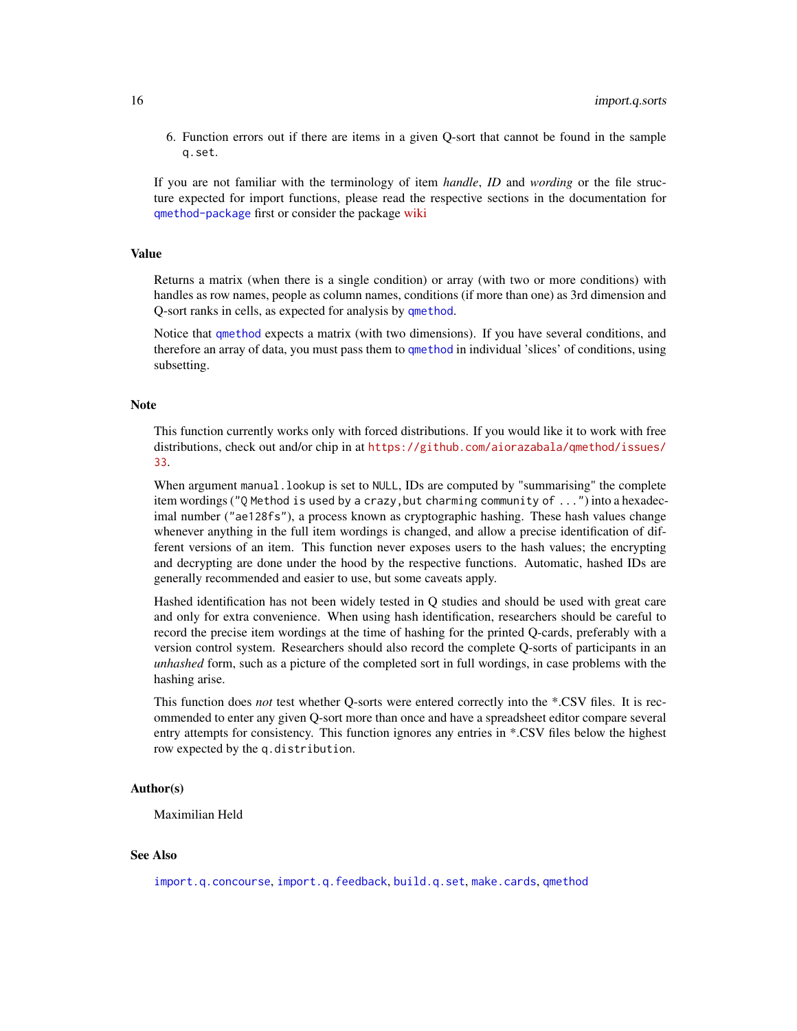6. Function errors out if there are items in a given Q-sort that cannot be found in the sample `q.set`.

If you are not familiar with the terminology of item *handle*, *ID* and *wording* or the file structure expected for import functions, please read the respective sections in the documentation for `qmethod-package` first or consider the package wiki

### Value

Returns a matrix (when there is a single condition) or array (with two or more conditions) with handles as row names, people as column names, conditions (if more than one) as 3rd dimension and Q-sort ranks in cells, as expected for analysis by `qmethod`.

Notice that `qmethod` expects a matrix (with two dimensions). If you have several conditions, and therefore an array of data, you must pass them to `qmethod` in individual 'slices' of conditions, using subsetting.

### Note

This function currently works only with forced distributions. If you would like it to work with free distributions, check out and/or chip in at https://github.com/aiorazabala/qmethod/issues/33.

When argument `manual.lookup` is set to `NULL`, IDs are computed by "summarising" the complete item wordings ("`Q Method is used by a crazy,but charming community of ...`") into a hexadecimal number ("`ae128fs`"), a process known as cryptographic hashing. These hash values change whenever anything in the full item wordings is changed, and allow a precise identification of different versions of an item. This function never exposes users to the hash values; the encrypting and decrypting are done under the hood by the respective functions. Automatic, hashed IDs are generally recommended and easier to use, but some caveats apply.

Hashed identification has not been widely tested in Q studies and should be used with great care and only for extra convenience. When using hash identification, researchers should be careful to record the precise item wordings at the time of hashing for the printed Q-cards, preferably with a version control system. Researchers should also record the complete Q-sorts of participants in an *unhashed* form, such as a picture of the completed sort in full wordings, in case problems with the hashing arise.

This function does *not* test whether Q-sorts were entered correctly into the *.CSV files. It is recommended to enter any given Q-sort more than once and have a spreadsheet editor compare several entry attempts for consistency. This function ignores any entries in *.CSV files below the highest row expected by the `q.distribution`.

### Author(s)

Maximilian Held

### See Also

`import.q.concourse`, `import.q.feedback`, `build.q.set`, `make.cards`, `qmethod`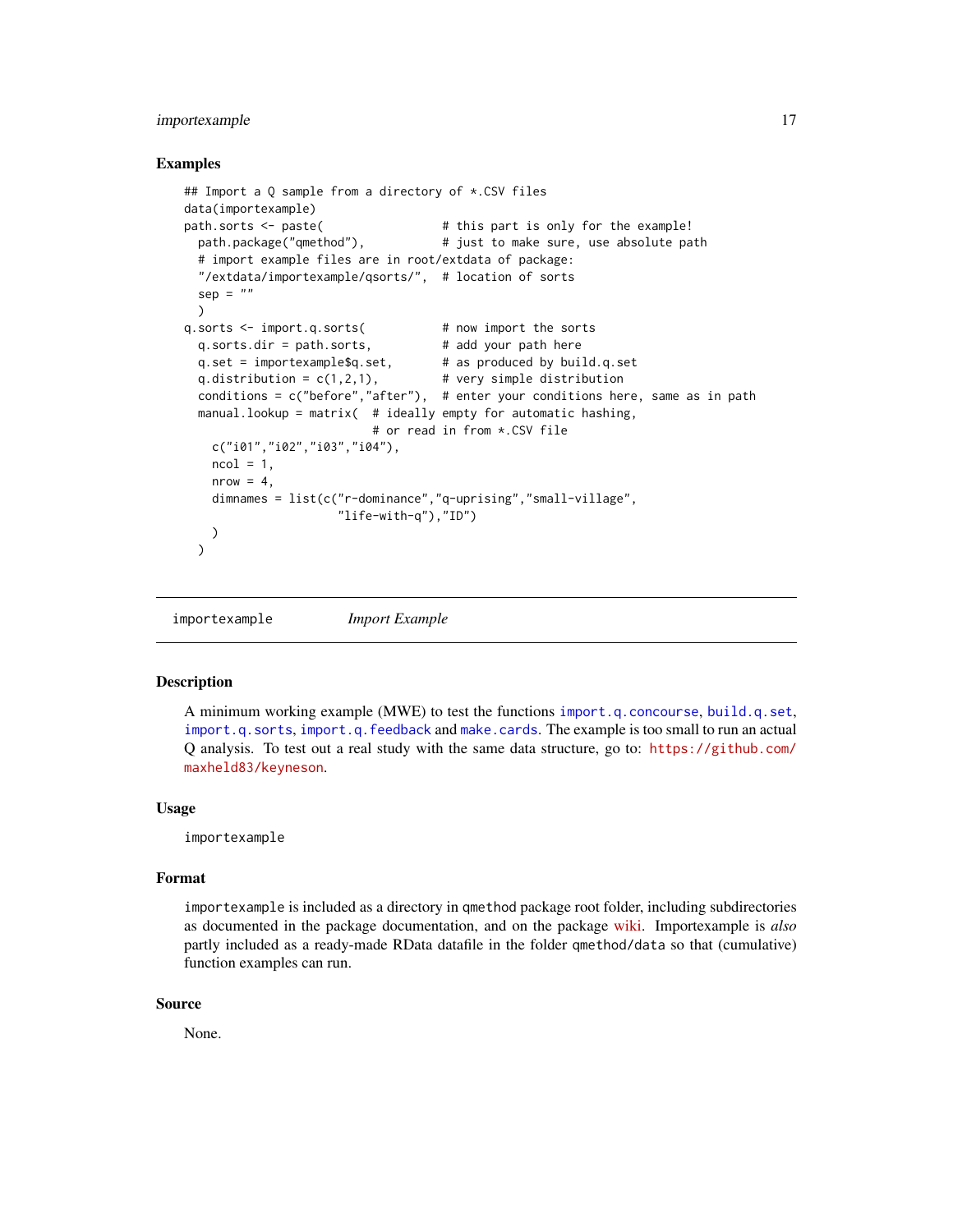## Examples

```
## Import a Q sample from a directory of *.CSV files
data(importexample)
path.sorts <- paste(                 # this part is only for the example!
  path.package("qmethod"),           # just to make sure, use absolute path
  # import example files are in root/extdata of package:
  "/extdata/importexample/qsorts/",  # location of sorts
  sep = ""
  )
q.sorts <- import.q.sorts(           # now import the sorts
  q.sorts.dir = path.sorts,          # add your path here
  q.set = importexample$q.set,       # as produced by build.q.set
  q.distribution = c(1,2,1),         # very simple distribution
  conditions = c("before","after"),  # enter your conditions here, same as in path
  manual.lookup = matrix(  # ideally empty for automatic hashing,
                           # or read in from *.CSV file
    c("i01","i02","i03","i04"),
    ncol = 1,
    nrow = 4,
    dimnames = list(c("r-dominance","q-uprising","small-village",
                      "life-with-q"),"ID")
    )
  )
```

---

`importexample` *Import Example*

---

## Description

A minimum working example (MWE) to test the functions `import.q.concourse`, `build.q.set`, `import.q.sorts`, `import.q.feedback` and `make.cards`. The example is too small to run an actual Q analysis. To test out a real study with the same data structure, go to: `https://github.com/maxheld83/keyneson`.

## Usage

```
importexample
```

## Format

`importexample` is included as a directory in `qmethod` package root folder, including subdirectories as documented in the package documentation, and on the package wiki. Importexample is *also* partly included as a ready-made RData datafile in the folder `qmethod/data` so that (cumulative) function examples can run.

## Source

None.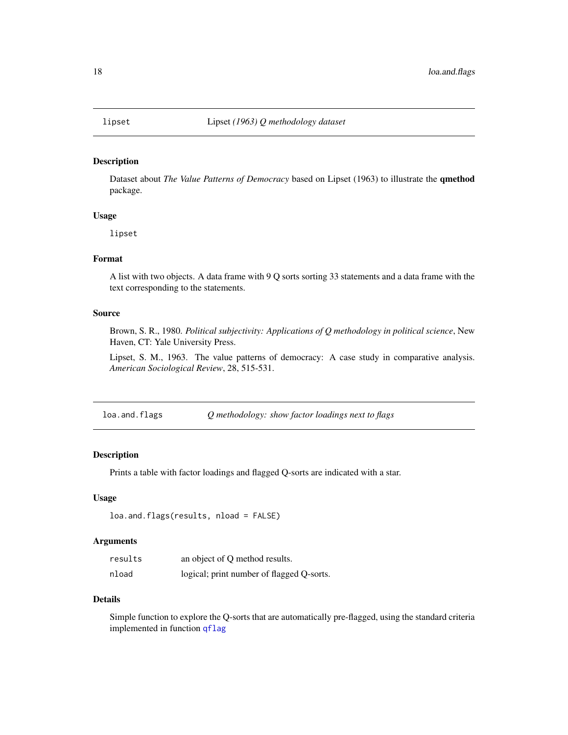## lipset — Lipset *(1963) Q methodology dataset*

### Description

Dataset about *The Value Patterns of Democracy* based on Lipset (1963) to illustrate the **qmethod** package.

### Usage

```
lipset
```

### Format

A list with two objects. A data frame with 9 Q sorts sorting 33 statements and a data frame with the text corresponding to the statements.

### Source

Brown, S. R., 1980. *Political subjectivity: Applications of Q methodology in political science*, New Haven, CT: Yale University Press.

Lipset, S. M., 1963. The value patterns of democracy: A case study in comparative analysis. *American Sociological Review*, 28, 515-531.

## loa.and.flags — *Q methodology: show factor loadings next to flags*

### Description

Prints a table with factor loadings and flagged Q-sorts are indicated with a star.

### Usage

```
loa.and.flags(results, nload = FALSE)
```

### Arguments

| | |
|---|---|
| `results` | an object of Q method results. |
| `nload` | logical; print number of flagged Q-sorts. |

### Details

Simple function to explore the Q-sorts that are automatically pre-flagged, using the standard criteria implemented in function `qflag`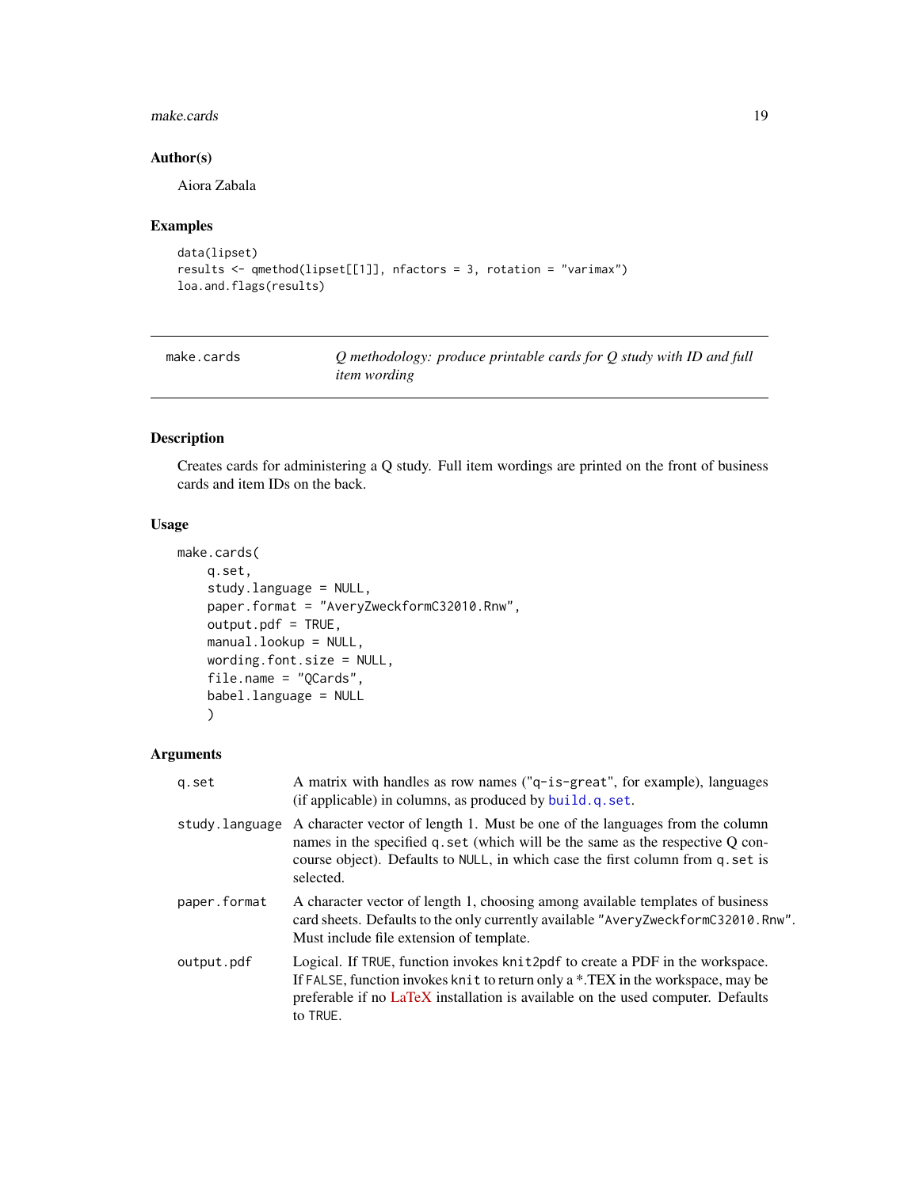### Author(s)

Aiora Zabala

### Examples

```
data(lipset)
results <- qmethod(lipset[[1]], nfactors = 3, rotation = "varimax")
loa.and.flags(results)
```

---

## make.cards — *Q methodology: produce printable cards for Q study with ID and full item wording*

---

### Description

Creates cards for administering a Q study. Full item wordings are printed on the front of business cards and item IDs on the back.

### Usage

```
make.cards(
    q.set,
    study.language = NULL,
    paper.format = "AveryZweckformC32010.Rnw",
    output.pdf = TRUE,
    manual.lookup = NULL,
    wording.font.size = NULL,
    file.name = "QCards",
    babel.language = NULL
    )
```

### Arguments

| | |
|---|---|
| `q.set` | A matrix with handles as row names ("q-is-great", for example), languages (if applicable) in columns, as produced by `build.q.set`. |
| `study.language` | A character vector of length 1. Must be one of the languages from the column names in the specified `q.set` (which will be the same as the respective Q concourse object). Defaults to `NULL`, in which case the first column from `q.set` is selected. |
| `paper.format` | A character vector of length 1, choosing among available templates of business card sheets. Defaults to the only currently available `"AveryZweckformC32010.Rnw"`. Must include file extension of template. |
| `output.pdf` | Logical. If `TRUE`, function invokes `knit2pdf` to create a PDF in the workspace. If `FALSE`, function invokes `knit` to return only a *.TEX in the workspace, may be preferable if no LaTeX installation is available on the used computer. Defaults to `TRUE`. |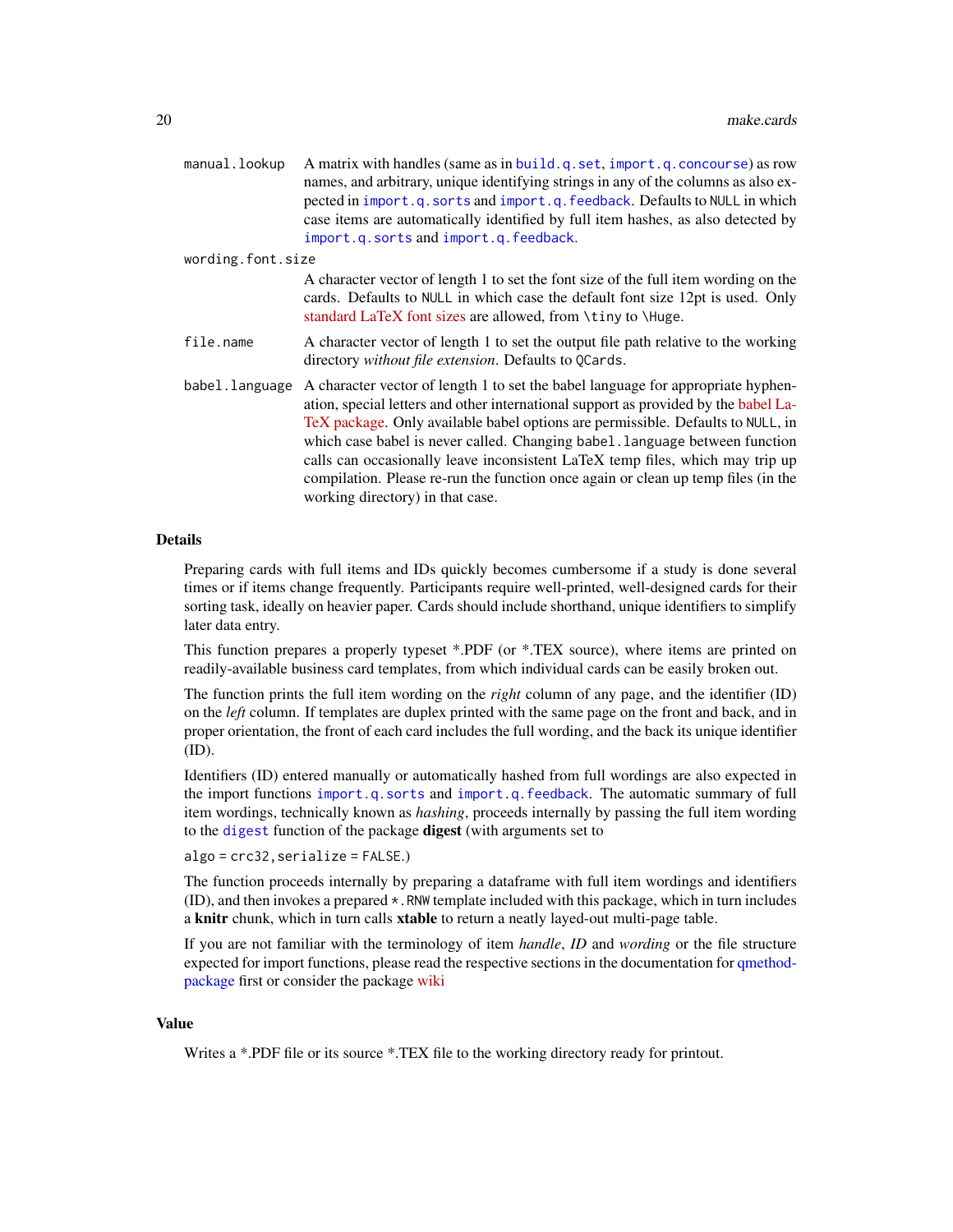`manual.lookup` A matrix with handles (same as in `build.q.set`, `import.q.concourse`) as row names, and arbitrary, unique identifying strings in any of the columns as also expected in `import.q.sorts` and `import.q.feedback`. Defaults to `NULL` in which case items are automatically identified by full item hashes, as also detected by `import.q.sorts` and `import.q.feedback`.

`wording.font.size` A character vector of length 1 to set the font size of the full item wording on the cards. Defaults to `NULL` in which case the default font size 12pt is used. Only standard LaTeX font sizes are allowed, from `\tiny` to `\Huge`.

`file.name` A character vector of length 1 to set the output file path relative to the working directory *without file extension*. Defaults to `QCards`.

`babel.language` A character vector of length 1 to set the babel language for appropriate hyphenation, special letters and other international support as provided by the babel LaTeX package. Only available babel options are permissible. Defaults to `NULL`, in which case babel is never called. Changing `babel.language` between function calls can occasionally leave inconsistent LaTeX temp files, which may trip up compilation. Please re-run the function once again or clean up temp files (in the working directory) in that case.

## Details

Preparing cards with full items and IDs quickly becomes cumbersome if a study is done several times or if items change frequently. Participants require well-printed, well-designed cards for their sorting task, ideally on heavier paper. Cards should include shorthand, unique identifiers to simplify later data entry.

This function prepares a properly typeset *.PDF (or *.TEX source), where items are printed on readily-available business card templates, from which individual cards can be easily broken out.

The function prints the full item wording on the *right* column of any page, and the identifier (ID) on the *left* column. If templates are duplex printed with the same page on the front and back, and in proper orientation, the front of each card includes the full wording, and the back its unique identifier (ID).

Identifiers (ID) entered manually or automatically hashed from full wordings are also expected in the import functions `import.q.sorts` and `import.q.feedback`. The automatic summary of full item wordings, technically known as *hashing*, proceeds internally by passing the full item wording to the `digest` function of the package **digest** (with arguments set to

`algo = crc32, serialize = FALSE`.)

The function proceeds internally by preparing a dataframe with full item wordings and identifiers (ID), and then invokes a prepared `*.RNW` template included with this package, which in turn includes a **knitr** chunk, which in turn calls **xtable** to return a neatly layed-out multi-page table.

If you are not familiar with the terminology of item *handle*, *ID* and *wording* or the file structure expected for import functions, please read the respective sections in the documentation for qmethod-package first or consider the package wiki

## Value

Writes a *.PDF file or its source *.TEX file to the working directory ready for printout.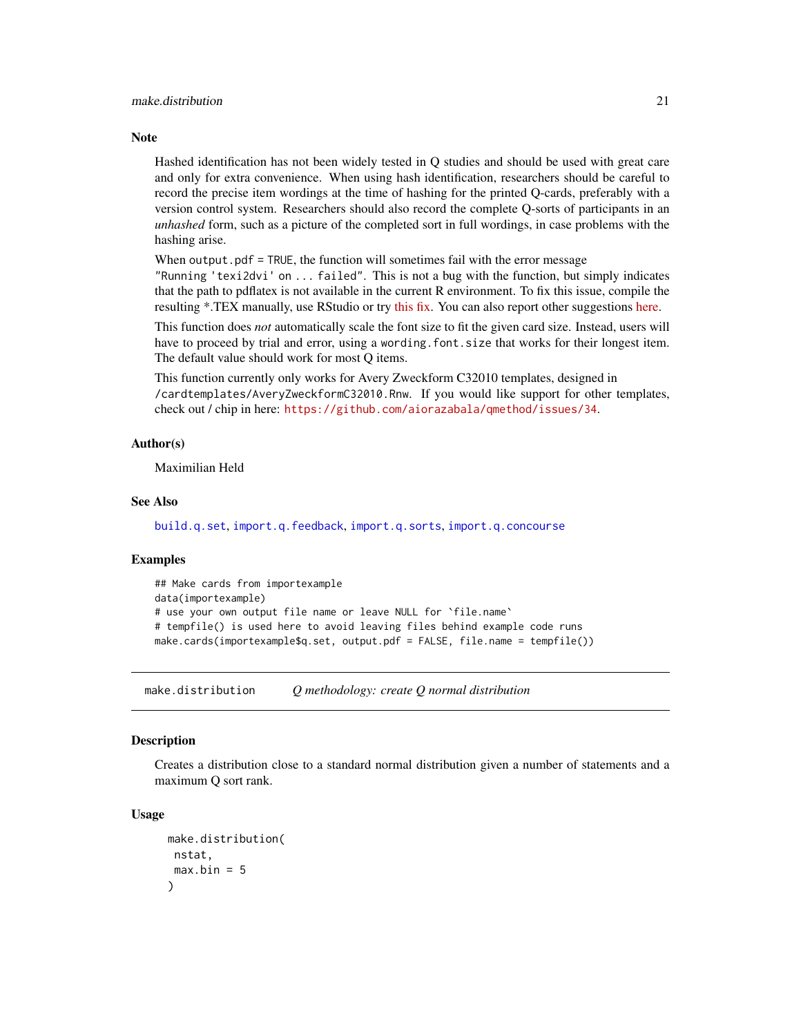### Note

Hashed identification has not been widely tested in Q studies and should be used with great care and only for extra convenience. When using hash identification, researchers should be careful to record the precise item wordings at the time of hashing for the printed Q-cards, preferably with a version control system. Researchers should also record the complete Q-sorts of participants in an *unhashed* form, such as a picture of the completed sort in full wordings, in case problems with the hashing arise.

When `output.pdf = TRUE`, the function will sometimes fail with the error message `"Running 'texi2dvi' on ... failed"`. This is not a bug with the function, but simply indicates that the path to pdflatex is not available in the current R environment. To fix this issue, compile the resulting *.TEX manually, use RStudio or try this fix. You can also report other suggestions here.

This function does *not* automatically scale the font size to fit the given card size. Instead, users will have to proceed by trial and error, using a `wording.font.size` that works for their longest item. The default value should work for most Q items.

This function currently only works for Avery Zweckform C32010 templates, designed in `/cardtemplates/AveryZweckformC32010.Rnw`. If you would like support for other templates, check out / chip in here: https://github.com/aiorazabala/qmethod/issues/34.

### Author(s)

Maximilian Held

### See Also

`build.q.set`, `import.q.feedback`, `import.q.sorts`, `import.q.concourse`

### Examples

```
## Make cards from importexample
data(importexample)
# use your own output file name or leave NULL for `file.name`
# tempfile() is used here to avoid leaving files behind example code runs
make.cards(importexample$q.set, output.pdf = FALSE, file.name = tempfile())
```

---

## make.distribution *Q methodology: create Q normal distribution*

### Description

Creates a distribution close to a standard normal distribution given a number of statements and a maximum Q sort rank.

### Usage

```
make.distribution(
 nstat,
 max.bin = 5
)
```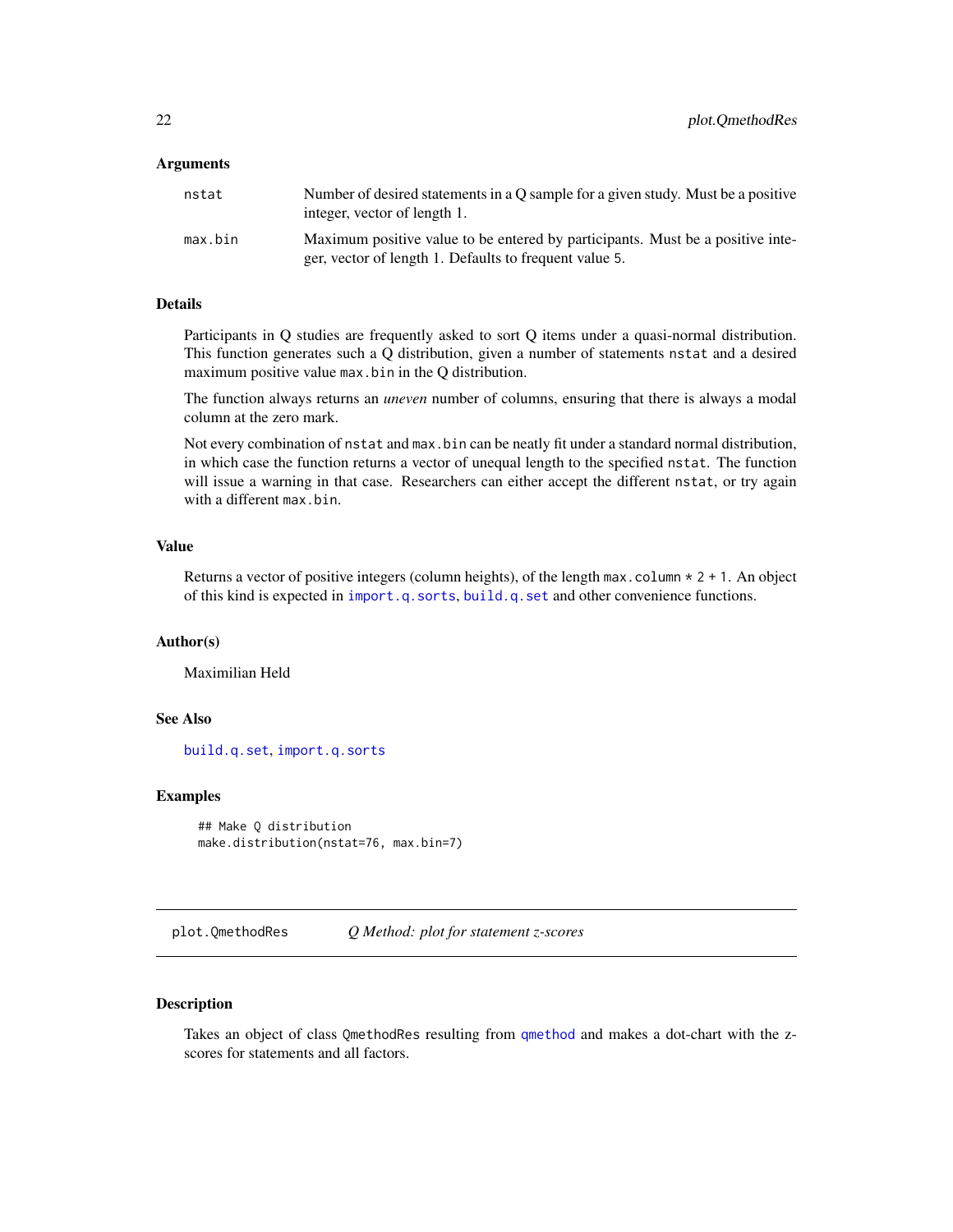## Arguments

| | |
|---|---|
| `nstat` | Number of desired statements in a Q sample for a given study. Must be a positive integer, vector of length 1. |
| `max.bin` | Maximum positive value to be entered by participants. Must be a positive integer, vector of length 1. Defaults to frequent value 5. |

## Details

Participants in Q studies are frequently asked to sort Q items under a quasi-normal distribution. This function generates such a Q distribution, given a number of statements `nstat` and a desired maximum positive value `max.bin` in the Q distribution.

The function always returns an *uneven* number of columns, ensuring that there is always a modal column at the zero mark.

Not every combination of `nstat` and `max.bin` can be neatly fit under a standard normal distribution, in which case the function returns a vector of unequal length to the specified `nstat`. The function will issue a warning in that case. Researchers can either accept the different `nstat`, or try again with a different `max.bin`.

## Value

Returns a vector of positive integers (column heights), of the length `max.column * 2 + 1`. An object of this kind is expected in `import.q.sorts`, `build.q.set` and other convenience functions.

## Author(s)

Maximilian Held

## See Also

`build.q.set`, `import.q.sorts`

## Examples

```
## Make Q distribution
make.distribution(nstat=76, max.bin=7)
```

---

# plot.QmethodRes — *Q Method: plot for statement z-scores*

## Description

Takes an object of class `QmethodRes` resulting from `qmethod` and makes a dot-chart with the z-scores for statements and all factors.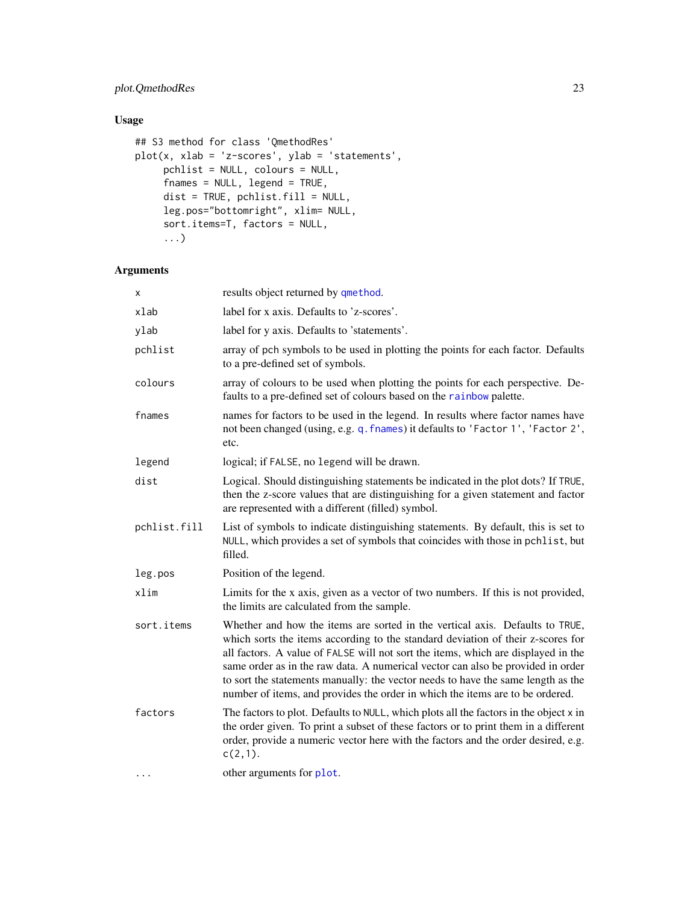## Usage

```
## S3 method for class 'QmethodRes'
plot(x, xlab = 'z-scores', ylab = 'statements',
     pchlist = NULL, colours = NULL,
     fnames = NULL, legend = TRUE,
     dist = TRUE, pchlist.fill = NULL,
     leg.pos="bottomright", xlim= NULL,
     sort.items=T, factors = NULL,
     ...)
```

## Arguments

| | |
|---|---|
| x | results object returned by qmethod. |
| xlab | label for x axis. Defaults to 'z-scores'. |
| ylab | label for y axis. Defaults to 'statements'. |
| pchlist | array of pch symbols to be used in plotting the points for each factor. Defaults to a pre-defined set of symbols. |
| colours | array of colours to be used when plotting the points for each perspective. Defaults to a pre-defined set of colours based on the rainbow palette. |
| fnames | names for factors to be used in the legend. In results where factor names have not been changed (using, e.g. q.fnames) it defaults to 'Factor 1', 'Factor 2', etc. |
| legend | logical; if FALSE, no legend will be drawn. |
| dist | Logical. Should distinguishing statements be indicated in the plot dots? If TRUE, then the z-score values that are distinguishing for a given statement and factor are represented with a different (filled) symbol. |
| pchlist.fill | List of symbols to indicate distinguishing statements. By default, this is set to NULL, which provides a set of symbols that coincides with those in pchlist, but filled. |
| leg.pos | Position of the legend. |
| xlim | Limits for the x axis, given as a vector of two numbers. If this is not provided, the limits are calculated from the sample. |
| sort.items | Whether and how the items are sorted in the vertical axis. Defaults to TRUE, which sorts the items according to the standard deviation of their z-scores for all factors. A value of FALSE will not sort the items, which are displayed in the same order as in the raw data. A numerical vector can also be provided in order to sort the statements manually: the vector needs to have the same length as the number of items, and provides the order in which the items are to be ordered. |
| factors | The factors to plot. Defaults to NULL, which plots all the factors in the object x in the order given. To print a subset of these factors or to print them in a different order, provide a numeric vector here with the factors and the order desired, e.g. c(2,1). |
| ... | other arguments for plot. |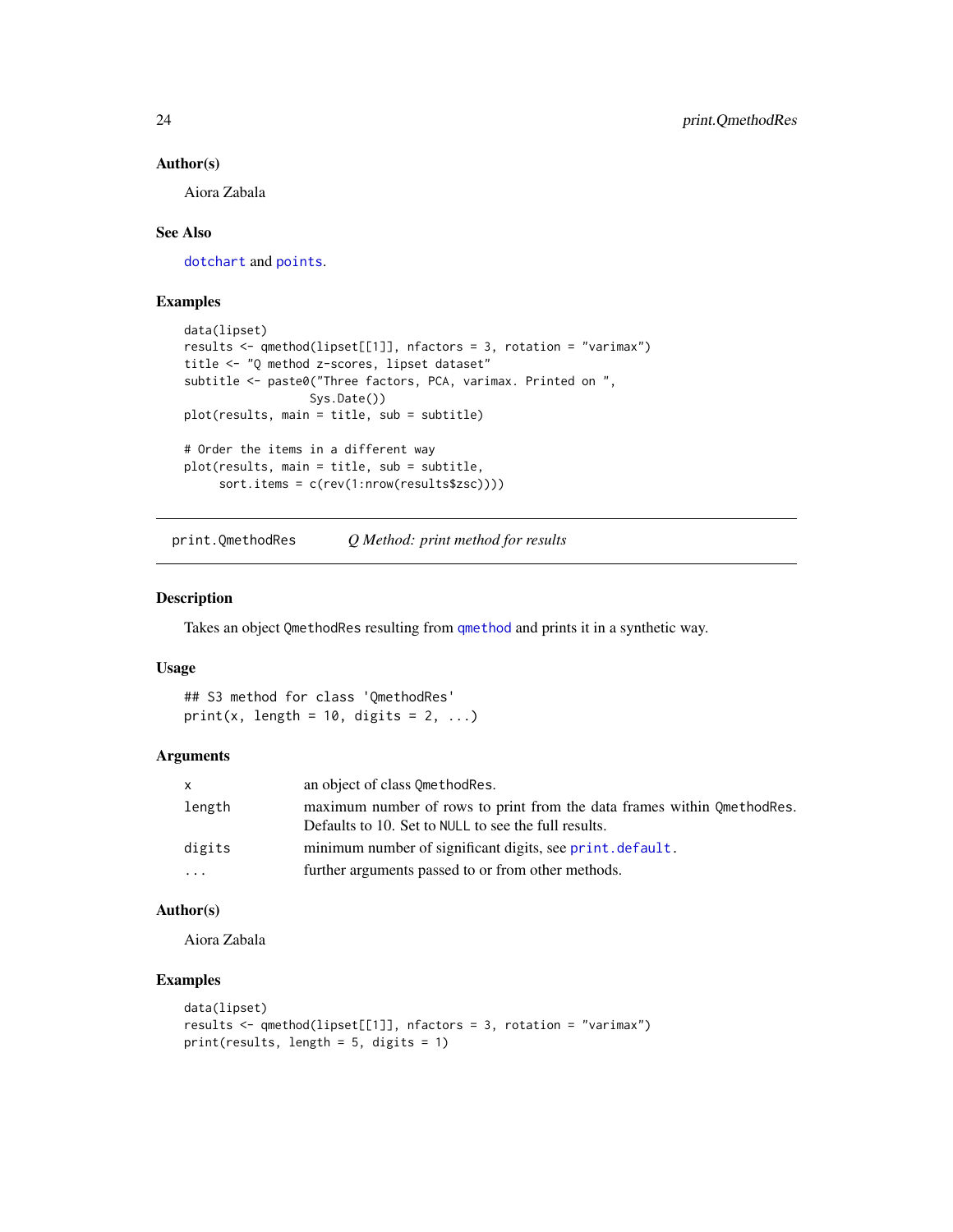### Author(s)

Aiora Zabala

### See Also

`dotchart` and `points`.

### Examples

```
data(lipset)
results <- qmethod(lipset[[1]], nfactors = 3, rotation = "varimax")
title <- "Q method z-scores, lipset dataset"
subtitle <- paste0("Three factors, PCA, varimax. Printed on ",
                   Sys.Date())
plot(results, main = title, sub = subtitle)

# Order the items in a different way
plot(results, main = title, sub = subtitle,
     sort.items = c(rev(1:nrow(results$zsc))))
```

---

## print.QmethodRes — *Q Method: print method for results*

---

### Description

Takes an object `QmethodRes` resulting from `qmethod` and prints it in a synthetic way.

### Usage

```
## S3 method for class 'QmethodRes'
print(x, length = 10, digits = 2, ...)
```

### Arguments

| | |
|---|---|
| `x` | an object of class `QmethodRes`. |
| `length` | maximum number of rows to print from the data frames within `QmethodRes`. Defaults to 10. Set to `NULL` to see the full results. |
| `digits` | minimum number of significant digits, see `print.default`. |
| `...` | further arguments passed to or from other methods. |

### Author(s)

Aiora Zabala

### Examples

```
data(lipset)
results <- qmethod(lipset[[1]], nfactors = 3, rotation = "varimax")
print(results, length = 5, digits = 1)
```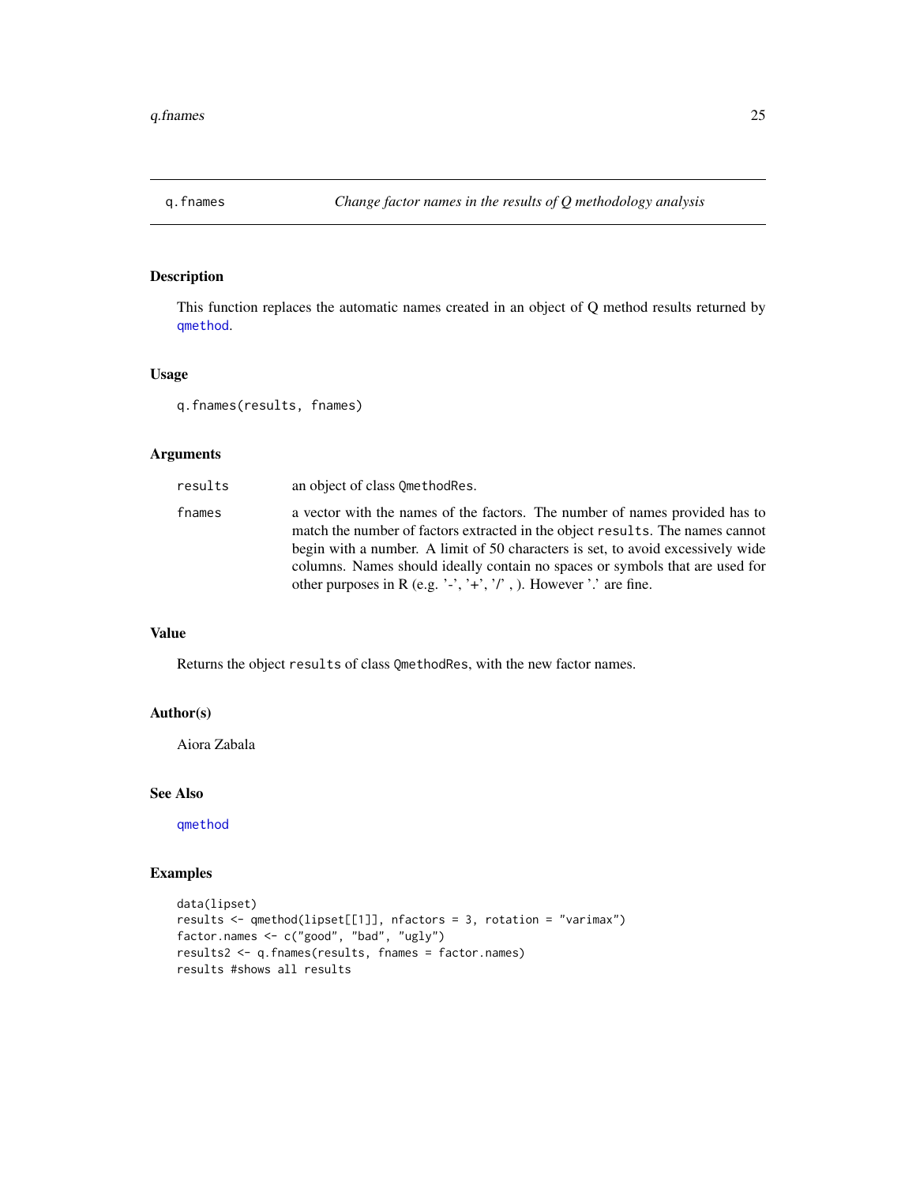## q.fnames — *Change factor names in the results of Q methodology analysis*

### Description

This function replaces the automatic names created in an object of Q method results returned by qmethod.

### Usage

```
q.fnames(results, fnames)
```

### Arguments

| | |
|---|---|
| results | an object of class QmethodRes. |
| fnames | a vector with the names of the factors. The number of names provided has to match the number of factors extracted in the object results. The names cannot begin with a number. A limit of 50 characters is set, to avoid excessively wide columns. Names should ideally contain no spaces or symbols that are used for other purposes in R (e.g. '-', '+', '/' , ). However '.' are fine. |

### Value

Returns the object results of class QmethodRes, with the new factor names.

### Author(s)

Aiora Zabala

### See Also

qmethod

### Examples

```
data(lipset)
results <- qmethod(lipset[[1]], nfactors = 3, rotation = "varimax")
factor.names <- c("good", "bad", "ugly")
results2 <- q.fnames(results, fnames = factor.names)
results #shows all results
```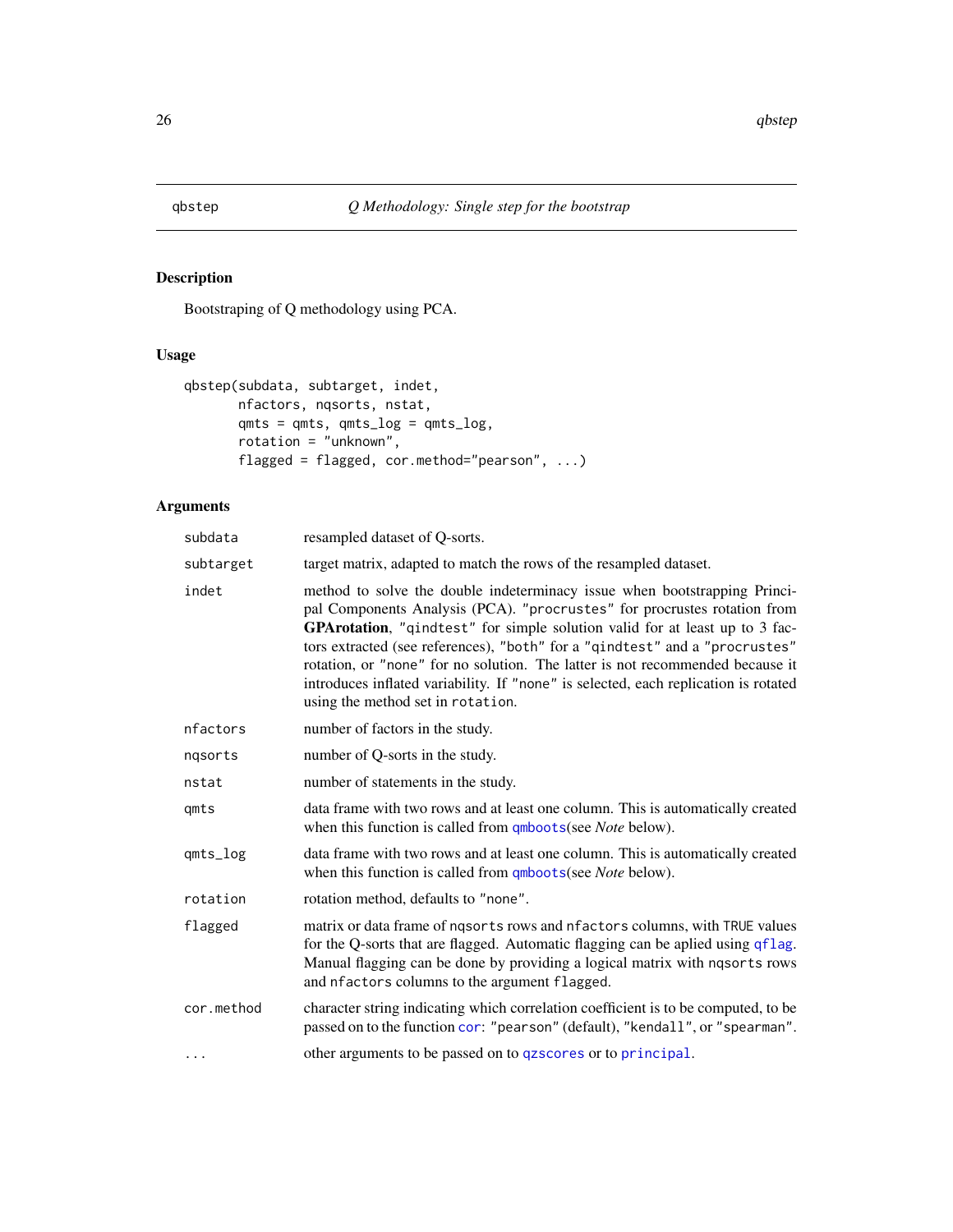qbstep *Q Methodology: Single step for the bootstrap*

## Description

Bootstraping of Q methodology using PCA.

## Usage

```
qbstep(subdata, subtarget, indet,
       nfactors, nqsorts, nstat,
       qmts = qmts, qmts_log = qmts_log,
       rotation = "unknown",
       flagged = flagged, cor.method="pearson", ...)
```

## Arguments

| | |
|---|---|
| `subdata` | resampled dataset of Q-sorts. |
| `subtarget` | target matrix, adapted to match the rows of the resampled dataset. |
| `indet` | method to solve the double indeterminacy issue when bootstrapping Principal Components Analysis (PCA). `"procrustes"` for procrustes rotation from **GPArotation**, `"qindtest"` for simple solution valid for at least up to 3 factors extracted (see references), `"both"` for a `"qindtest"` and a `"procrustes"` rotation, or `"none"` for no solution. The latter is not recommended because it introduces inflated variability. If `"none"` is selected, each replication is rotated using the method set in `rotation`. |
| `nfactors` | number of factors in the study. |
| `nqsorts` | number of Q-sorts in the study. |
| `nstat` | number of statements in the study. |
| `qmts` | data frame with two rows and at least one column. This is automatically created when this function is called from `qmboots`(see *Note* below). |
| `qmts_log` | data frame with two rows and at least one column. This is automatically created when this function is called from `qmboots`(see *Note* below). |
| `rotation` | rotation method, defaults to `"none"`. |
| `flagged` | matrix or data frame of `nqsorts` rows and `nfactors` columns, with `TRUE` values for the Q-sorts that are flagged. Automatic flagging can be aplied using `qflag`. Manual flagging can be done by providing a logical matrix with `nqsorts` rows and `nfactors` columns to the argument `flagged`. |
| `cor.method` | character string indicating which correlation coefficient is to be computed, to be passed on to the function `cor`: `"pearson"` (default), `"kendall"`, or `"spearman"`. |
| `...` | other arguments to be passed on to `qzscores` or to `principal`. |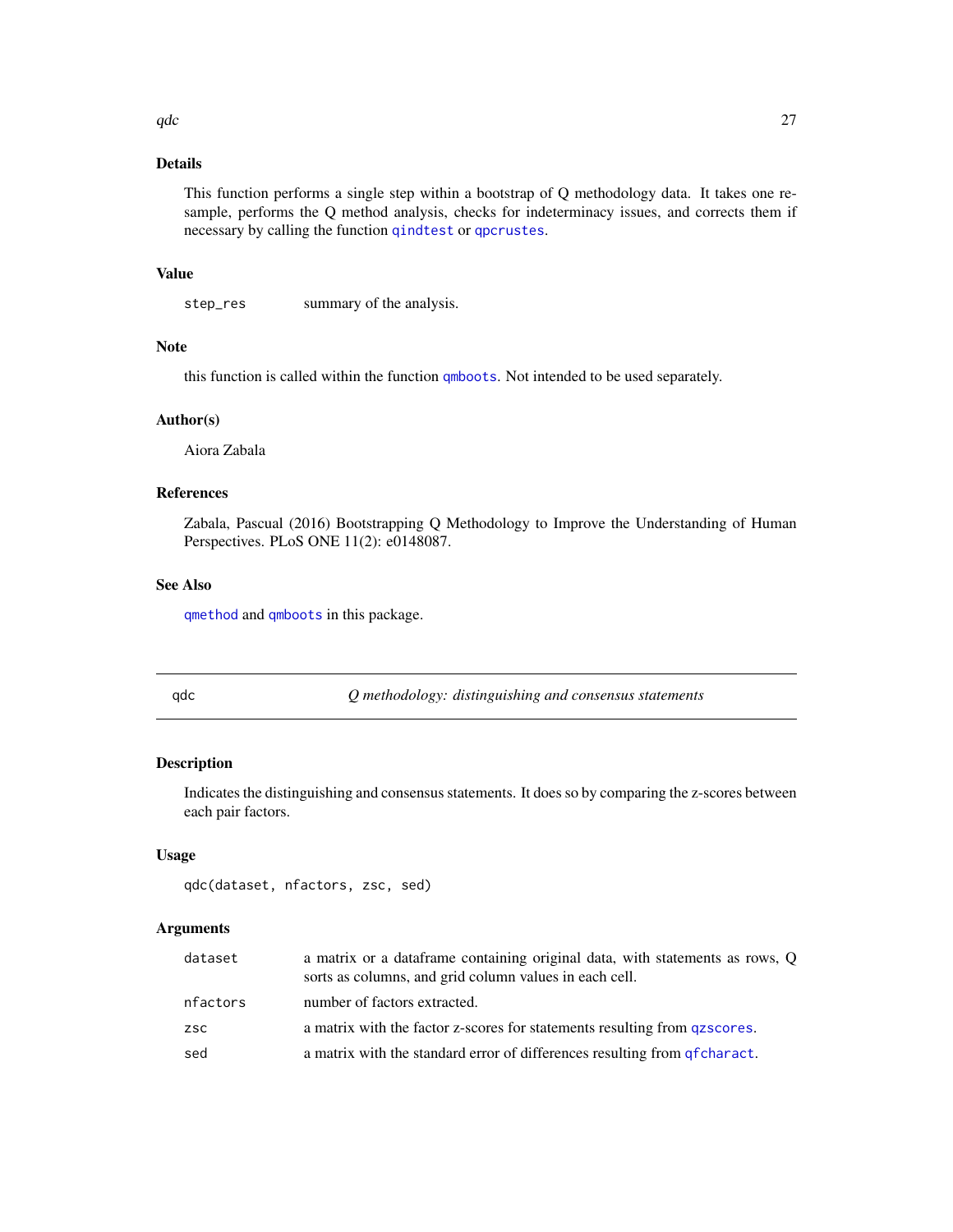### Details

This function performs a single step within a bootstrap of Q methodology data. It takes one resample, performs the Q method analysis, checks for indeterminacy issues, and corrects them if necessary by calling the function `qindtest` or `qpcrustes`.

### Value

| | |
|---|---|
| `step_res` | summary of the analysis. |

### Note

this function is called within the function `qmboots`. Not intended to be used separately.

### Author(s)

Aiora Zabala

### References

Zabala, Pascual (2016) Bootstrapping Q Methodology to Improve the Understanding of Human Perspectives. PLoS ONE 11(2): e0148087.

### See Also

`qmethod` and `qmboots` in this package.

---

## qdc — *Q methodology: distinguishing and consensus statements*

### Description

Indicates the distinguishing and consensus statements. It does so by comparing the z-scores between each pair factors.

### Usage

```
qdc(dataset, nfactors, zsc, sed)
```

### Arguments

| | |
|---|---|
| `dataset` | a matrix or a dataframe containing original data, with statements as rows, Q sorts as columns, and grid column values in each cell. |
| `nfactors` | number of factors extracted. |
| `zsc` | a matrix with the factor z-scores for statements resulting from `qzscores`. |
| `sed` | a matrix with the standard error of differences resulting from `qfcharact`. |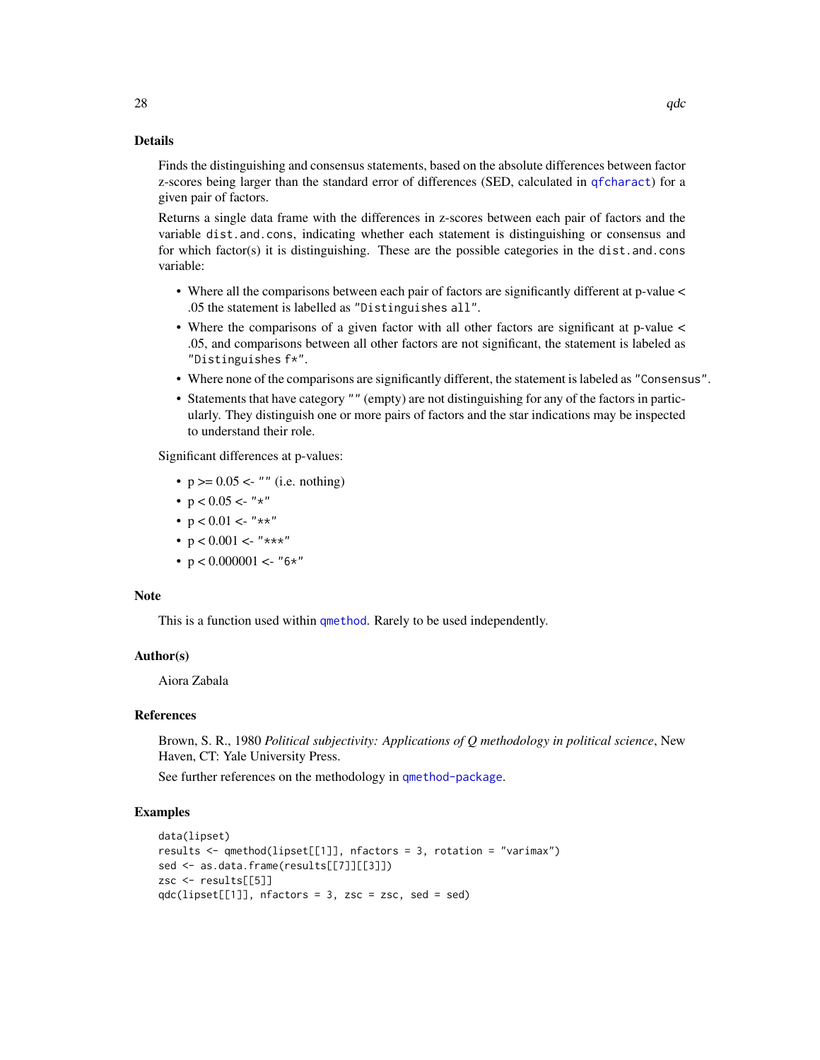## Details

Finds the distinguishing and consensus statements, based on the absolute differences between factor z-scores being larger than the standard error of differences (SED, calculated in `qfcharact`) for a given pair of factors.

Returns a single data frame with the differences in z-scores between each pair of factors and the variable `dist.and.cons`, indicating whether each statement is distinguishing or consensus and for which factor(s) it is distinguishing. These are the possible categories in the `dist.and.cons` variable:

- Where all the comparisons between each pair of factors are significantly different at p-value < .05 the statement is labelled as `"Distinguishes all"`.
- Where the comparisons of a given factor with all other factors are significant at p-value < .05, and comparisons between all other factors are not significant, the statement is labeled as `"Distinguishes f*"`.
- Where none of the comparisons are significantly different, the statement is labeled as `"Consensus"`.
- Statements that have category `""` (empty) are not distinguishing for any of the factors in particularly. They distinguish one or more pairs of factors and the star indications may be inspected to understand their role.

Significant differences at p-values:

- p >= 0.05 <- `""` (i.e. nothing)
- p < 0.05 <- `"*"`
- p < 0.01 <- `"**"`
- p < 0.001 <- `"***"`
- p < 0.000001 <- `"6*"`

## Note

This is a function used within `qmethod`. Rarely to be used independently.

## Author(s)

Aiora Zabala

## References

Brown, S. R., 1980 *Political subjectivity: Applications of Q methodology in political science*, New Haven, CT: Yale University Press.

See further references on the methodology in `qmethod-package`.

## Examples

```
data(lipset)
results <- qmethod(lipset[[1]], nfactors = 3, rotation = "varimax")
sed <- as.data.frame(results[[7]][[3]])
zsc <- results[[5]]
qdc(lipset[[1]], nfactors = 3, zsc = zsc, sed = sed)
```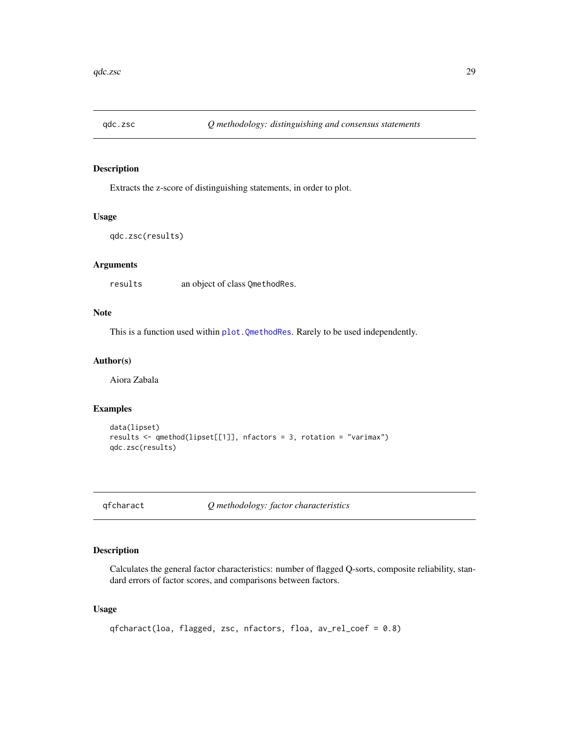## qdc.zsc — *Q methodology: distinguishing and consensus statements*

### Description

Extracts the z-score of distinguishing statements, in order to plot.

### Usage

```
qdc.zsc(results)
```

### Arguments

| | |
|---|---|
| `results` | an object of class `QmethodRes`. |

### Note

This is a function used within `plot.QmethodRes`. Rarely to be used independently.

### Author(s)

Aiora Zabala

### Examples

```
data(lipset)
results <- qmethod(lipset[[1]], nfactors = 3, rotation = "varimax")
qdc.zsc(results)
```

## qfcharact — *Q methodology: factor characteristics*

### Description

Calculates the general factor characteristics: number of flagged Q-sorts, composite reliability, standard errors of factor scores, and comparisons between factors.

### Usage

```
qfcharact(loa, flagged, zsc, nfactors, floa, av_rel_coef = 0.8)
```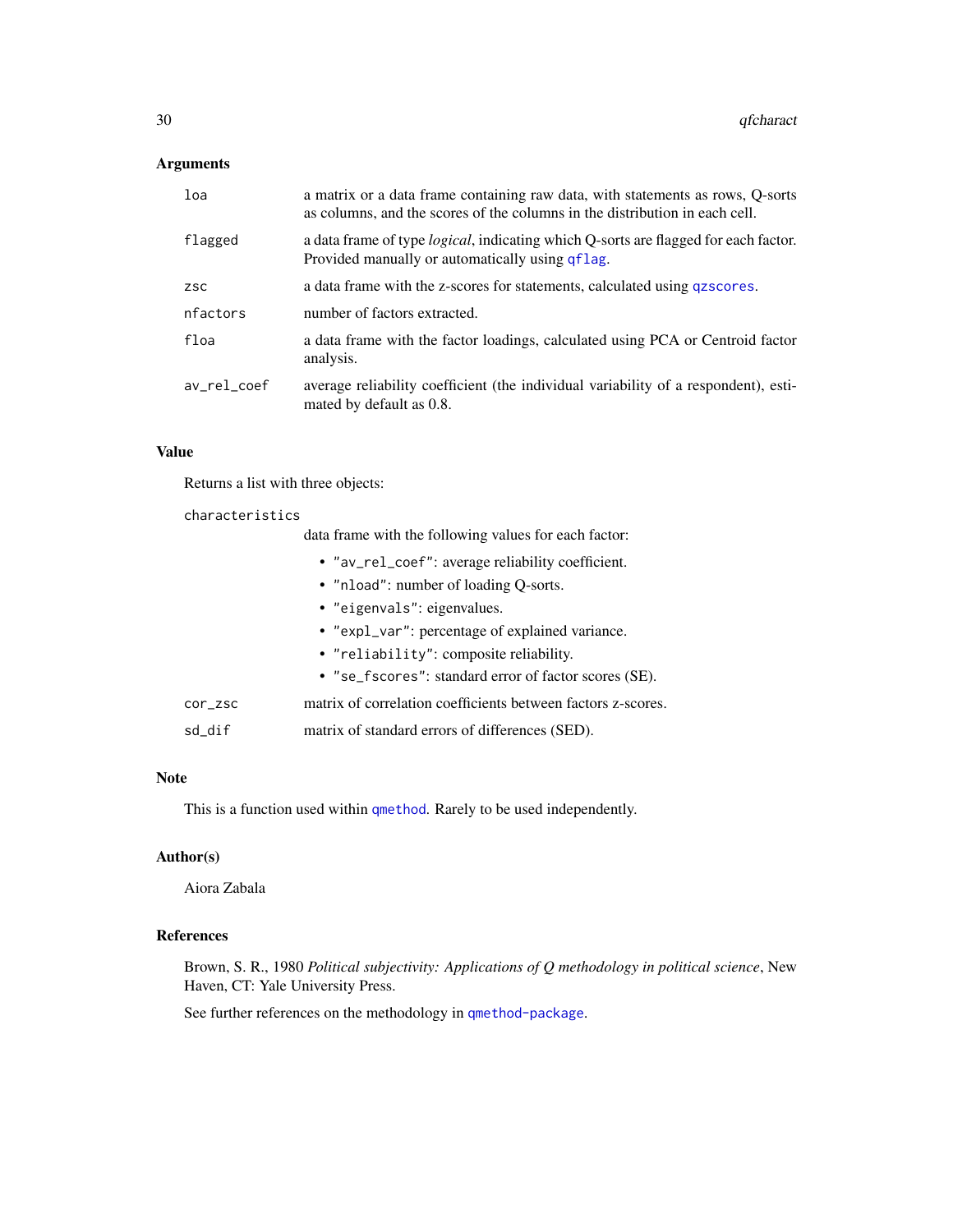## Arguments

**loa** — a matrix or a data frame containing raw data, with statements as rows, Q-sorts as columns, and the scores of the columns in the distribution in each cell.

**flagged** — a data frame of type *logical*, indicating which Q-sorts are flagged for each factor. Provided manually or automatically using qflag.

**zsc** — a data frame with the z-scores for statements, calculated using qzscores.

**nfactors** — number of factors extracted.

**floa** — a data frame with the factor loadings, calculated using PCA or Centroid factor analysis.

**av_rel_coef** — average reliability coefficient (the individual variability of a respondent), estimated by default as 0.8.

## Value

Returns a list with three objects:

**characteristics** — data frame with the following values for each factor:

- "av_rel_coef": average reliability coefficient.
- "nload": number of loading Q-sorts.
- "eigenvals": eigenvalues.
- "expl_var": percentage of explained variance.
- "reliability": composite reliability.
- "se_fscores": standard error of factor scores (SE).

**cor_zsc** — matrix of correlation coefficients between factors z-scores.

**sd_dif** — matrix of standard errors of differences (SED).

## Note

This is a function used within qmethod. Rarely to be used independently.

## Author(s)

Aiora Zabala

## References

Brown, S. R., 1980 *Political subjectivity: Applications of Q methodology in political science*, New Haven, CT: Yale University Press.

See further references on the methodology in qmethod-package.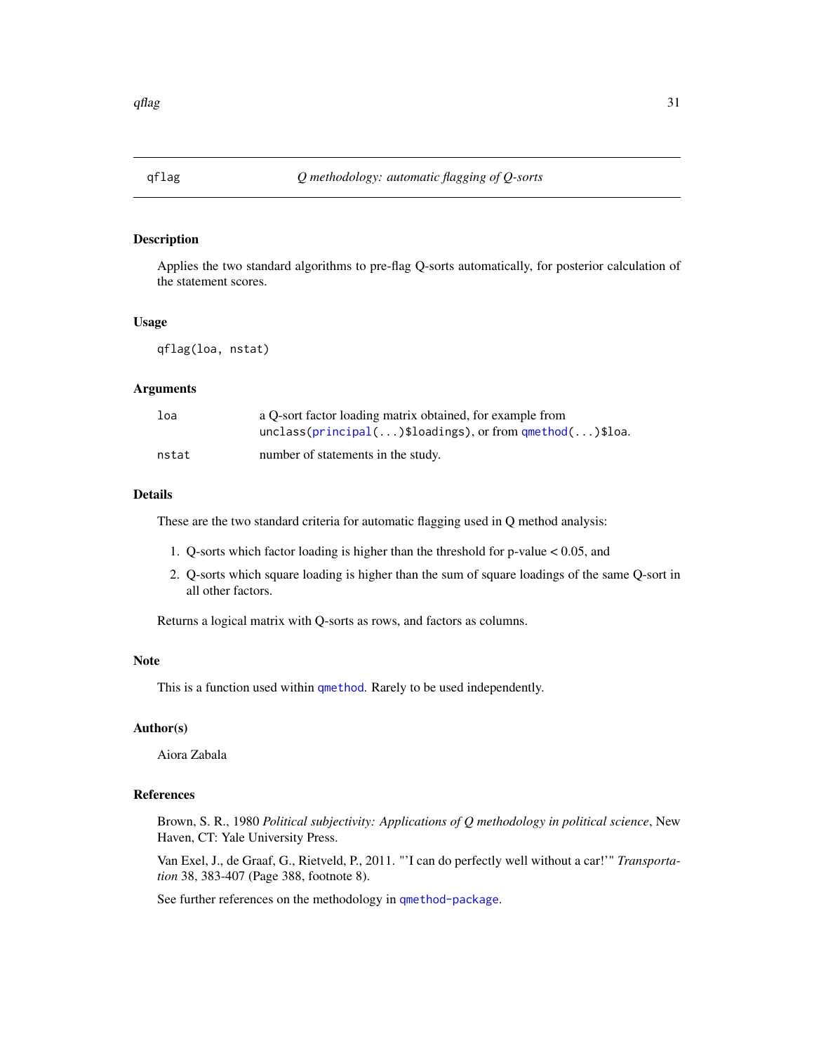## qflag — *Q methodology: automatic flagging of Q-sorts*

### Description

Applies the two standard algorithms to pre-flag Q-sorts automatically, for posterior calculation of the statement scores.

### Usage

```
qflag(loa, nstat)
```

### Arguments

| | |
|---|---|
| `loa` | a Q-sort factor loading matrix obtained, for example from `unclass(principal(...)$loadings)`, or from `qmethod(...)$loa`. |
| `nstat` | number of statements in the study. |

### Details

These are the two standard criteria for automatic flagging used in Q method analysis:

1. Q-sorts which factor loading is higher than the threshold for p-value < 0.05, and
2. Q-sorts which square loading is higher than the sum of square loadings of the same Q-sort in all other factors.

Returns a logical matrix with Q-sorts as rows, and factors as columns.

### Note

This is a function used within `qmethod`. Rarely to be used independently.

### Author(s)

Aiora Zabala

### References

Brown, S. R., 1980 *Political subjectivity: Applications of Q methodology in political science*, New Haven, CT: Yale University Press.

Van Exel, J., de Graaf, G., Rietveld, P., 2011. "'I can do perfectly well without a car!'" *Transportation* 38, 383-407 (Page 388, footnote 8).

See further references on the methodology in `qmethod-package`.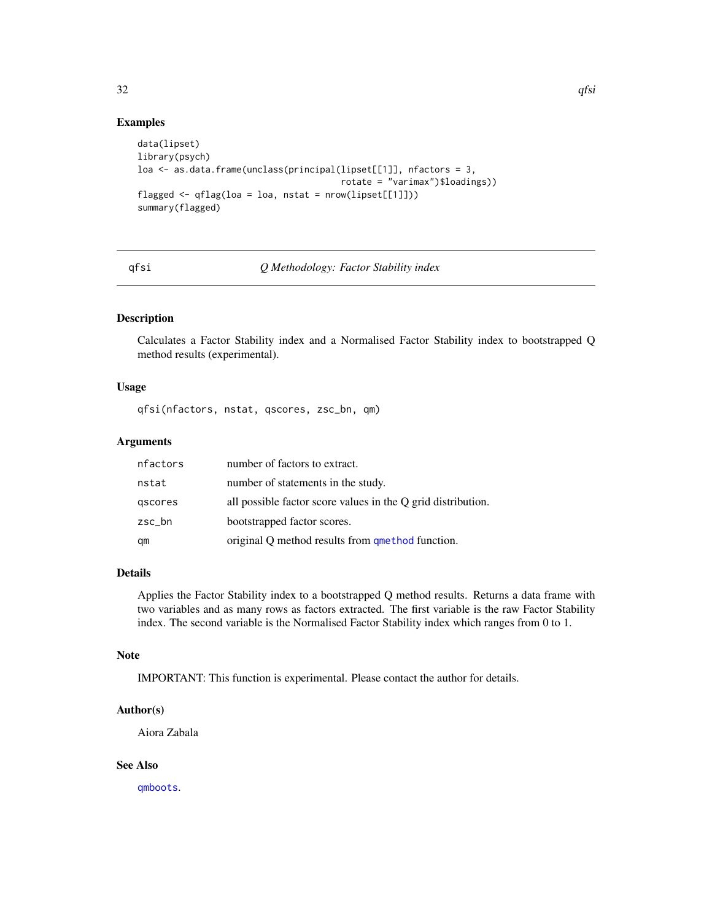## Examples

```
data(lipset)
library(psych)
loa <- as.data.frame(unclass(principal(lipset[[1]], nfactors = 3,
                                      rotate = "varimax")$loadings))
flagged <- qflag(loa = loa, nstat = nrow(lipset[[1]]))
summary(flagged)
```

---

# qfsi — *Q Methodology: Factor Stability index*

---

## Description

Calculates a Factor Stability index and a Normalised Factor Stability index to bootstrapped Q method results (experimental).

## Usage

```
qfsi(nfactors, nstat, qscores, zsc_bn, qm)
```

## Arguments

| | |
|---|---|
| nfactors | number of factors to extract. |
| nstat | number of statements in the study. |
| qscores | all possible factor score values in the Q grid distribution. |
| zsc_bn | bootstrapped factor scores. |
| qm | original Q method results from qmethod function. |

## Details

Applies the Factor Stability index to a bootstrapped Q method results. Returns a data frame with two variables and as many rows as factors extracted. The first variable is the raw Factor Stability index. The second variable is the Normalised Factor Stability index which ranges from 0 to 1.

## Note

IMPORTANT: This function is experimental. Please contact the author for details.

## Author(s)

Aiora Zabala

## See Also

qmboots.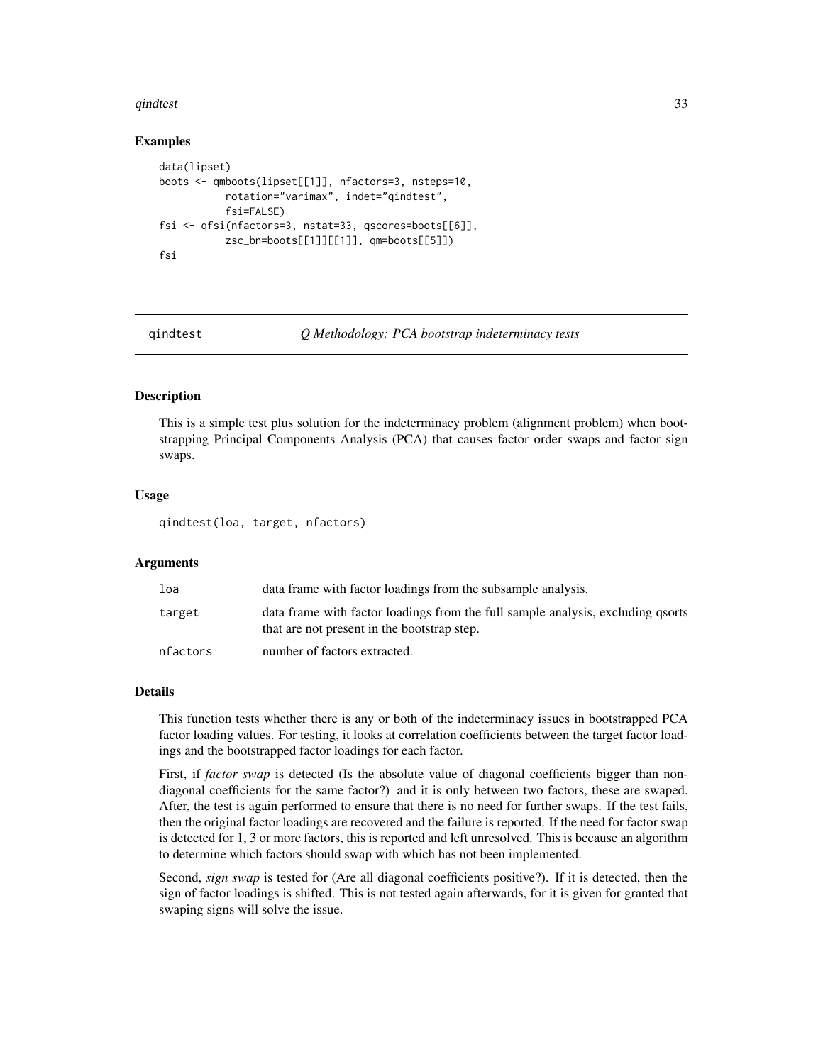## Examples

```
data(lipset)
boots <- qmboots(lipset[[1]], nfactors=3, nsteps=10,
           rotation="varimax", indet="qindtest",
           fsi=FALSE)
fsi <- qfsi(nfactors=3, nstat=33, qscores=boots[[6]],
           zsc_bn=boots[[1]][[1]], qm=boots[[5]])
fsi
```

---

# qindtest    *Q Methodology: PCA bootstrap indeterminacy tests*

---

## Description

This is a simple test plus solution for the indeterminacy problem (alignment problem) when bootstrapping Principal Components Analysis (PCA) that causes factor order swaps and factor sign swaps.

## Usage

```
qindtest(loa, target, nfactors)
```

## Arguments

| | |
|---|---|
| loa | data frame with factor loadings from the subsample analysis. |
| target | data frame with factor loadings from the full sample analysis, excluding qsorts that are not present in the bootstrap step. |
| nfactors | number of factors extracted. |

## Details

This function tests whether there is any or both of the indeterminacy issues in bootstrapped PCA factor loading values. For testing, it looks at correlation coefficients between the target factor loadings and the bootstrapped factor loadings for each factor.

First, if *factor swap* is detected (Is the absolute value of diagonal coefficients bigger than non-diagonal coefficients for the same factor?) and it is only between two factors, these are swaped. After, the test is again performed to ensure that there is no need for further swaps. If the test fails, then the original factor loadings are recovered and the failure is reported. If the need for factor swap is detected for 1, 3 or more factors, this is reported and left unresolved. This is because an algorithm to determine which factors should swap with which has not been implemented.

Second, *sign swap* is tested for (Are all diagonal coefficients positive?). If it is detected, then the sign of factor loadings is shifted. This is not tested again afterwards, for it is given for granted that swaping signs will solve the issue.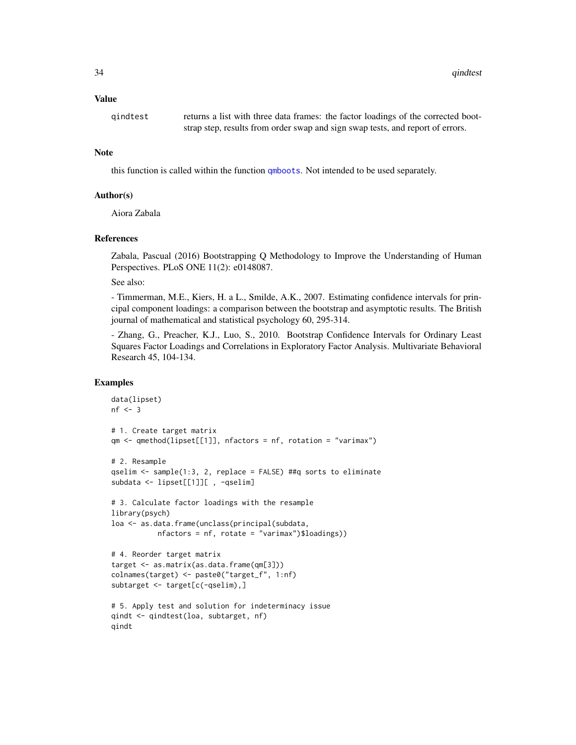## Value

qindtest returns a list with three data frames: the factor loadings of the corrected bootstrap step, results from order swap and sign swap tests, and report of errors.

## Note

this function is called within the function qmboots. Not intended to be used separately.

## Author(s)

Aiora Zabala

## References

Zabala, Pascual (2016) Bootstrapping Q Methodology to Improve the Understanding of Human Perspectives. PLoS ONE 11(2): e0148087.

See also:

- Timmerman, M.E., Kiers, H. a L., Smilde, A.K., 2007. Estimating confidence intervals for principal component loadings: a comparison between the bootstrap and asymptotic results. The British journal of mathematical and statistical psychology 60, 295-314.

- Zhang, G., Preacher, K.J., Luo, S., 2010. Bootstrap Confidence Intervals for Ordinary Least Squares Factor Loadings and Correlations in Exploratory Factor Analysis. Multivariate Behavioral Research 45, 104-134.

## Examples

```
data(lipset)
nf <- 3

# 1. Create target matrix
qm <- qmethod(lipset[[1]], nfactors = nf, rotation = "varimax")

# 2. Resample
qselim <- sample(1:3, 2, replace = FALSE) ##q sorts to eliminate
subdata <- lipset[[1]][ , -qselim]

# 3. Calculate factor loadings with the resample
library(psych)
loa <- as.data.frame(unclass(principal(subdata,
          nfactors = nf, rotate = "varimax")$loadings))

# 4. Reorder target matrix
target <- as.matrix(as.data.frame(qm[3]))
colnames(target) <- paste0("target_f", 1:nf)
subtarget <- target[c(-qselim),]

# 5. Apply test and solution for indeterminacy issue
qindt <- qindtest(loa, subtarget, nf)
qindt
```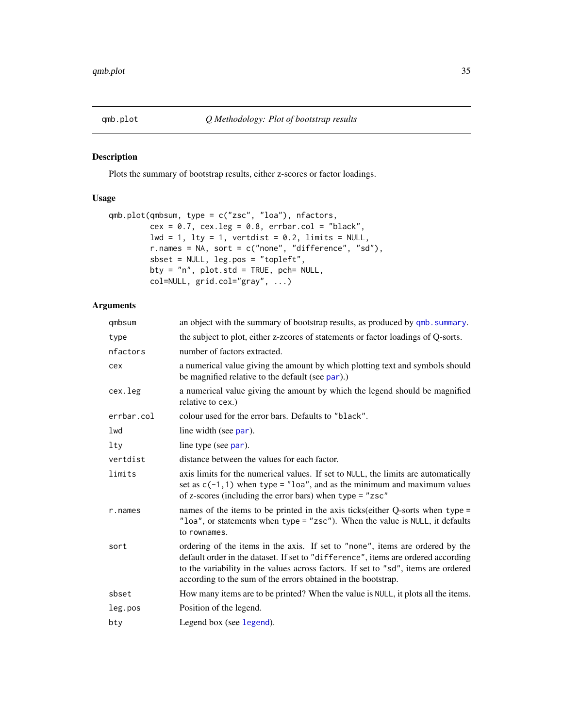qmb.plot *Q Methodology: Plot of bootstrap results*

## Description

Plots the summary of bootstrap results, either z-scores or factor loadings.

## Usage

```
qmb.plot(qmbsum, type = c("zsc", "loa"), nfactors,
         cex = 0.7, cex.leg = 0.8, errbar.col = "black",
         lwd = 1, lty = 1, vertdist = 0.2, limits = NULL,
         r.names = NA, sort = c("none", "difference", "sd"),
         sbset = NULL, leg.pos = "topleft",
         bty = "n", plot.std = TRUE, pch= NULL,
         col=NULL, grid.col="gray", ...)
```

## Arguments

| | |
|---|---|
| `qmbsum` | an object with the summary of bootstrap results, as produced by `qmb.summary`. |
| `type` | the subject to plot, either z-zcores of statements or factor loadings of Q-sorts. |
| `nfactors` | number of factors extracted. |
| `cex` | a numerical value giving the amount by which plotting text and symbols should be magnified relative to the default (see `par`).) |
| `cex.leg` | a numerical value giving the amount by which the legend should be magnified relative to `cex`.) |
| `errbar.col` | colour used for the error bars. Defaults to `"black"`. |
| `lwd` | line width (see `par`). |
| `lty` | line type (see `par`). |
| `vertdist` | distance between the values for each factor. |
| `limits` | axis limits for the numerical values. If set to `NULL`, the limits are automatically set as `c(-1,1)` when `type = "loa"`, and as the minimum and maximum values of z-scores (including the error bars) when `type = "zsc"` |
| `r.names` | names of the items to be printed in the axis ticks(either Q-sorts when `type = "loa"`, or statements when `type = "zsc"`). When the value is `NULL`, it defaults to `rownames`. |
| `sort` | ordering of the items in the axis. If set to `"none"`, items are ordered by the default order in the dataset. If set to `"difference"`, items are ordered according to the variability in the values across factors. If set to `"sd"`, items are ordered according to the sum of the errors obtained in the bootstrap. |
| `sbset` | How many items are to be printed? When the value is `NULL`, it plots all the items. |
| `leg.pos` | Position of the legend. |
| `bty` | Legend box (see `legend`). |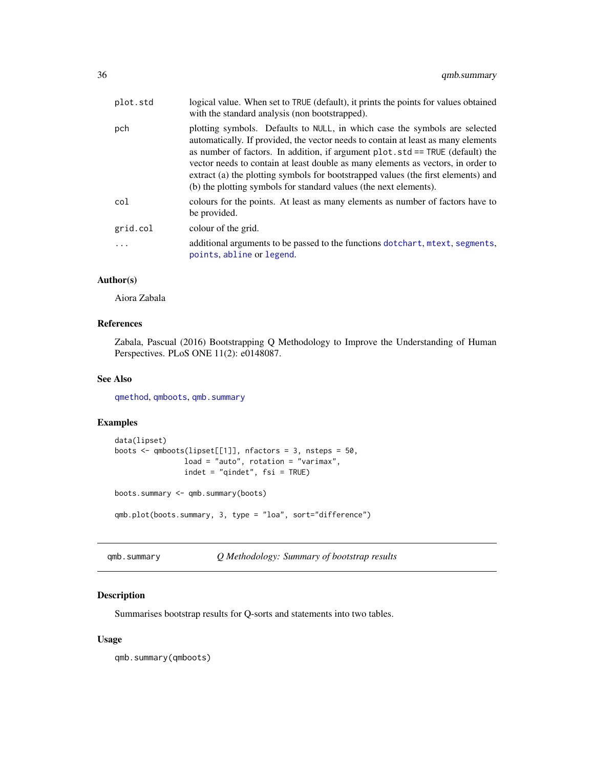| | |
|---|---|
| plot.std | logical value. When set to TRUE (default), it prints the points for values obtained with the standard analysis (non bootstrapped). |
| pch | plotting symbols. Defaults to NULL, in which case the symbols are selected automatically. If provided, the vector needs to contain at least as many elements as number of factors. In addition, if argument plot.std == TRUE (default) the vector needs to contain at least double as many elements as vectors, in order to extract (a) the plotting symbols for bootstrapped values (the first elements) and (b) the plotting symbols for standard values (the next elements). |
| col | colours for the points. At least as many elements as number of factors have to be provided. |
| grid.col | colour of the grid. |
| ... | additional arguments to be passed to the functions dotchart, mtext, segments, points, abline or legend. |

### Author(s)

Aiora Zabala

### References

Zabala, Pascual (2016) Bootstrapping Q Methodology to Improve the Understanding of Human Perspectives. PLoS ONE 11(2): e0148087.

### See Also

qmethod, qmboots, qmb.summary

### Examples

```
data(lipset)
boots <- qmboots(lipset[[1]], nfactors = 3, nsteps = 50,
                 load = "auto", rotation = "varimax",
                 indet = "qindet", fsi = TRUE)

boots.summary <- qmb.summary(boots)

qmb.plot(boots.summary, 3, type = "loa", sort="difference")
```

---

## qmb.summary — *Q Methodology: Summary of bootstrap results*

### Description

Summarises bootstrap results for Q-sorts and statements into two tables.

### Usage

```
qmb.summary(qmboots)
```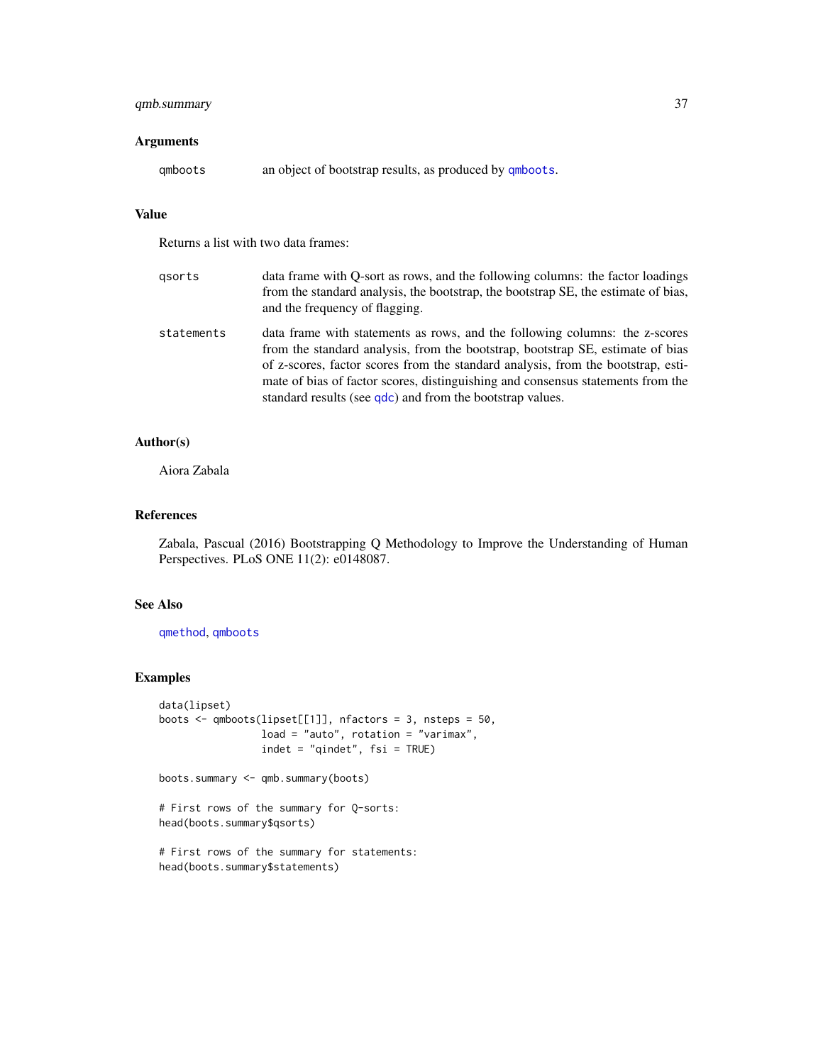## Arguments

`qmboots` an object of bootstrap results, as produced by `qmboots`.

## Value

Returns a list with two data frames:

`qsorts` data frame with Q-sort as rows, and the following columns: the factor loadings from the standard analysis, the bootstrap, the bootstrap SE, the estimate of bias, and the frequency of flagging.

`statements` data frame with statements as rows, and the following columns: the z-scores from the standard analysis, from the bootstrap, bootstrap SE, estimate of bias of z-scores, factor scores from the standard analysis, from the bootstrap, estimate of bias of factor scores, distinguishing and consensus statements from the standard results (see `qdc`) and from the bootstrap values.

## Author(s)

Aiora Zabala

## References

Zabala, Pascual (2016) Bootstrapping Q Methodology to Improve the Understanding of Human Perspectives. PLoS ONE 11(2): e0148087.

## See Also

`qmethod`, `qmboots`

## Examples

```
data(lipset)
boots <- qmboots(lipset[[1]], nfactors = 3, nsteps = 50,
                 load = "auto", rotation = "varimax",
                 indet = "qindet", fsi = TRUE)

boots.summary <- qmb.summary(boots)

# First rows of the summary for Q-sorts:
head(boots.summary$qsorts)

# First rows of the summary for statements:
head(boots.summary$statements)
```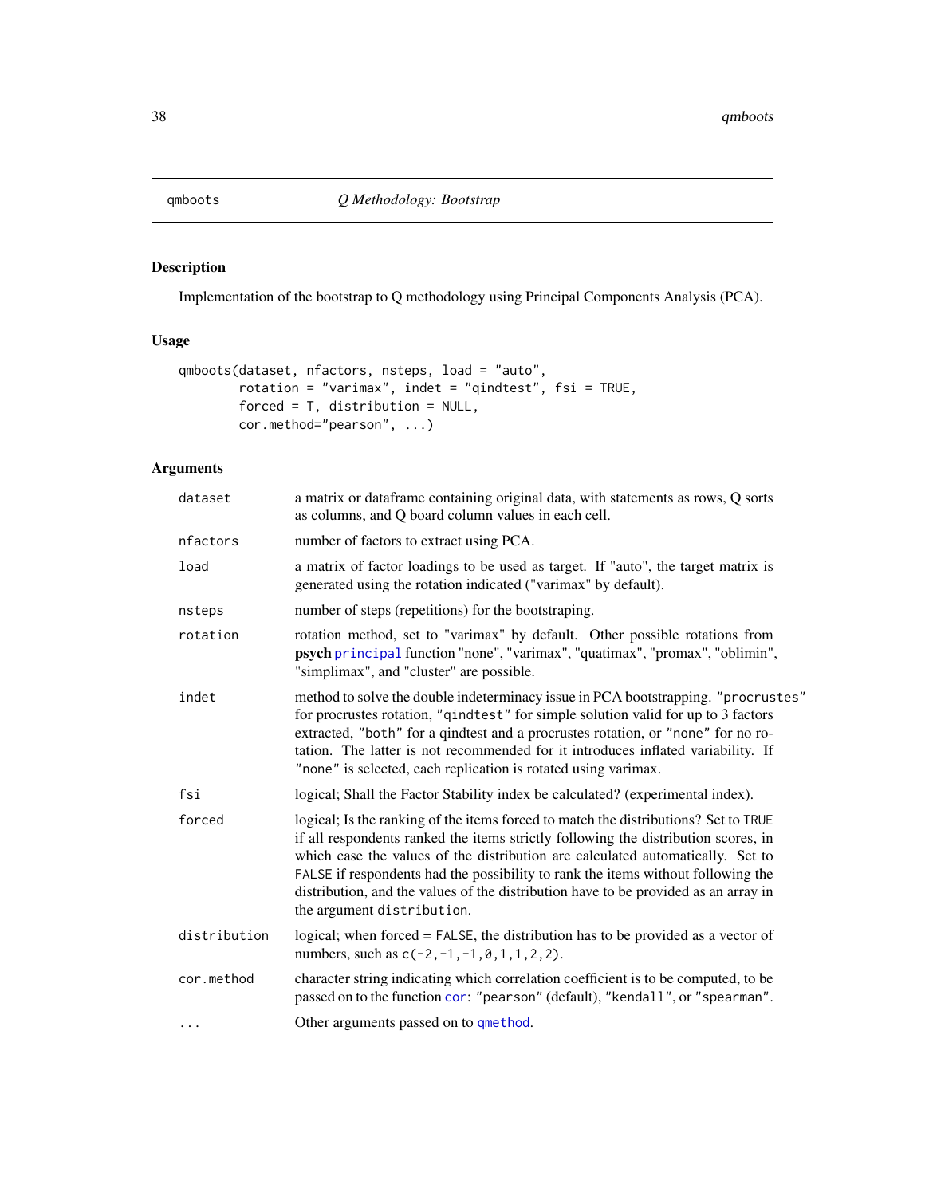## qmboots — *Q Methodology: Bootstrap*

### Description

Implementation of the bootstrap to Q methodology using Principal Components Analysis (PCA).

### Usage

```
qmboots(dataset, nfactors, nsteps, load = "auto",
        rotation = "varimax", indet = "qindtest", fsi = TRUE,
        forced = T, distribution = NULL,
        cor.method="pearson", ...)
```

### Arguments

| | |
|---|---|
| `dataset` | a matrix or dataframe containing original data, with statements as rows, Q sorts as columns, and Q board column values in each cell. |
| `nfactors` | number of factors to extract using PCA. |
| `load` | a matrix of factor loadings to be used as target. If "auto", the target matrix is generated using the rotation indicated ("varimax" by default). |
| `nsteps` | number of steps (repetitions) for the bootstraping. |
| `rotation` | rotation method, set to "varimax" by default. Other possible rotations from **psych** `principal` function "none", "varimax", "quatimax", "promax", "oblimin", "simplimax", and "cluster" are possible. |
| `indet` | method to solve the double indeterminacy issue in PCA bootstrapping. `"procrustes"` for procrustes rotation, `"qindtest"` for simple solution valid for up to 3 factors extracted, `"both"` for a qindtest and a procrustes rotation, or `"none"` for no rotation. The latter is not recommended for it introduces inflated variability. If `"none"` is selected, each replication is rotated using varimax. |
| `fsi` | logical; Shall the Factor Stability index be calculated? (experimental index). |
| `forced` | logical; Is the ranking of the items forced to match the distributions? Set to `TRUE` if all respondents ranked the items strictly following the distribution scores, in which case the values of the distribution are calculated automatically. Set to `FALSE` if respondents had the possibility to rank the items without following the distribution, and the values of the distribution have to be provided as an array in the argument `distribution`. |
| `distribution` | logical; when forced = `FALSE`, the distribution has to be provided as a vector of numbers, such as `c(-2,-1,-1,0,1,1,2,2)`. |
| `cor.method` | character string indicating which correlation coefficient is to be computed, to be passed on to the function `cor`: `"pearson"` (default), `"kendall"`, or `"spearman"`. |
| `...` | Other arguments passed on to `qmethod`. |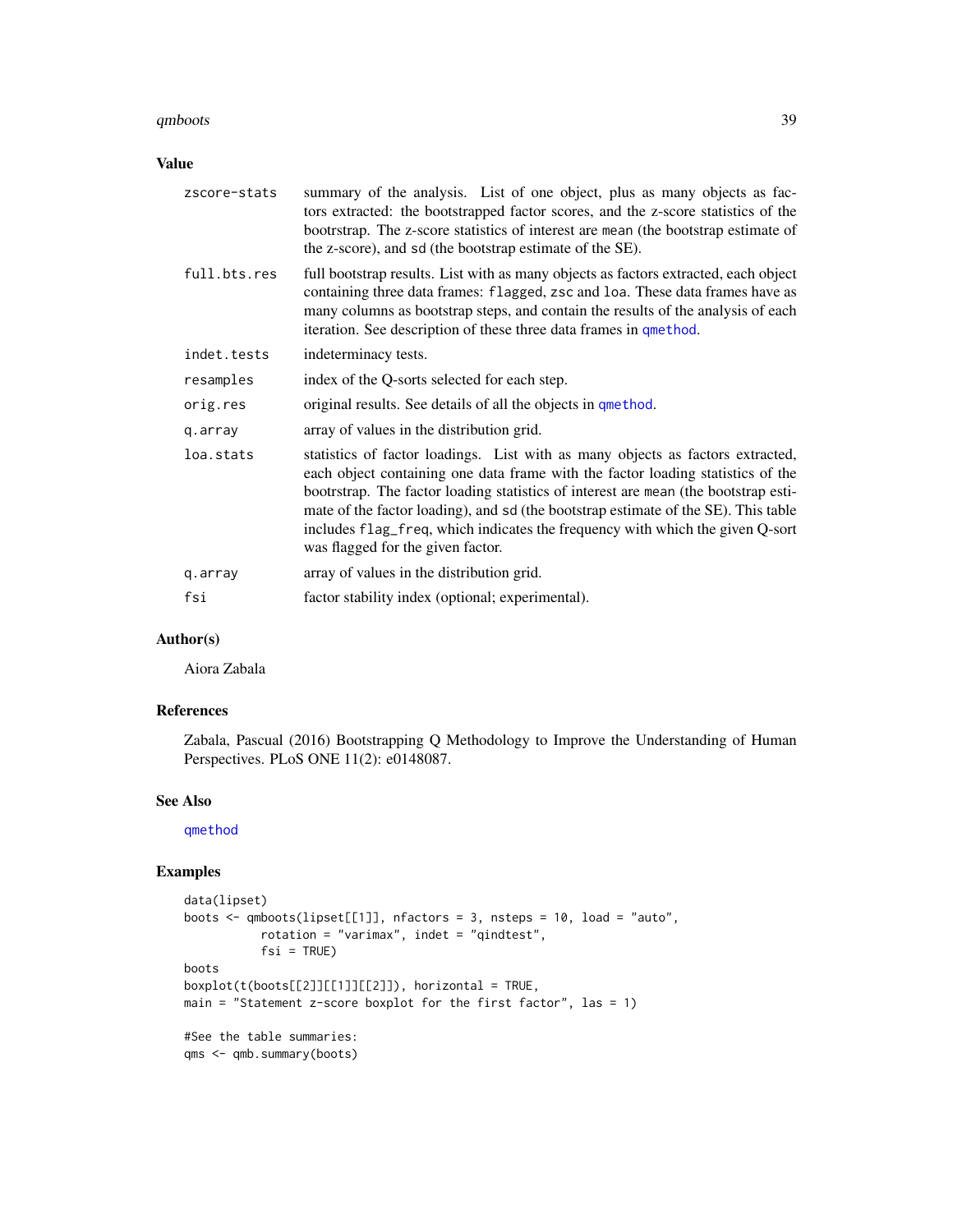## Value

| | |
|---|---|
| `zscore-stats` | summary of the analysis. List of one object, plus as many objects as factors extracted: the bootstrapped factor scores, and the z-score statistics of the bootrstrap. The z-score statistics of interest are `mean` (the bootstrap estimate of the z-score), and `sd` (the bootstrap estimate of the SE). |
| `full.bts.res` | full bootstrap results. List with as many objects as factors extracted, each object containing three data frames: `flagged`, `zsc` and `loa`. These data frames have as many columns as bootstrap steps, and contain the results of the analysis of each iteration. See description of these three data frames in `qmethod`. |
| `indet.tests` | indeterminacy tests. |
| `resamples` | index of the Q-sorts selected for each step. |
| `orig.res` | original results. See details of all the objects in `qmethod`. |
| `q.array` | array of values in the distribution grid. |
| `loa.stats` | statistics of factor loadings. List with as many objects as factors extracted, each object containing one data frame with the factor loading statistics of the bootrstrap. The factor loading statistics of interest are `mean` (the bootstrap estimate of the factor loading), and `sd` (the bootstrap estimate of the SE). This table includes `flag_freq`, which indicates the frequency with which the given Q-sort was flagged for the given factor. |
| `q.array` | array of values in the distribution grid. |
| `fsi` | factor stability index (optional; experimental). |

## Author(s)

Aiora Zabala

## References

Zabala, Pascual (2016) Bootstrapping Q Methodology to Improve the Understanding of Human Perspectives. PLoS ONE 11(2): e0148087.

## See Also

`qmethod`

## Examples

```
data(lipset)
boots <- qmboots(lipset[[1]], nfactors = 3, nsteps = 10, load = "auto",
          rotation = "varimax", indet = "qindtest",
          fsi = TRUE)
boots
boxplot(t(boots[[2]][[1]][[2]]), horizontal = TRUE,
main = "Statement z-score boxplot for the first factor", las = 1)

#See the table summaries:
qms <- qmb.summary(boots)
```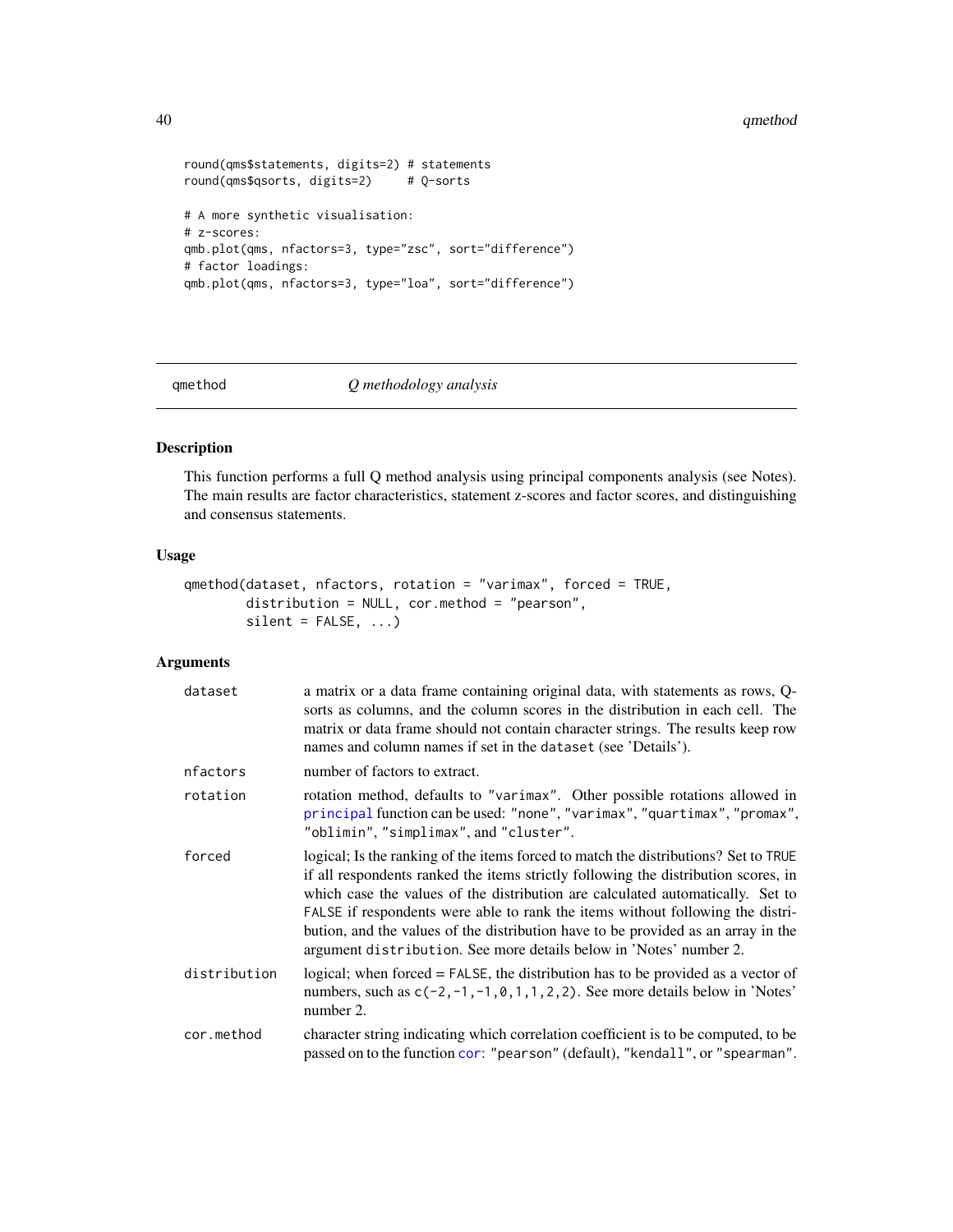```
round(qms$statements, digits=2) # statements
round(qms$qsorts, digits=2)     # Q-sorts

# A more synthetic visualisation:
# z-scores:
qmb.plot(qms, nfactors=3, type="zsc", sort="difference")
# factor loadings:
qmb.plot(qms, nfactors=3, type="loa", sort="difference")
```

---

## qmethod — *Q methodology analysis*

---

### Description

This function performs a full Q method analysis using principal components analysis (see Notes). The main results are factor characteristics, statement z-scores and factor scores, and distinguishing and consensus statements.

### Usage

```
qmethod(dataset, nfactors, rotation = "varimax", forced = TRUE,
        distribution = NULL, cor.method = "pearson",
        silent = FALSE, ...)
```

### Arguments

| | |
|---|---|
| `dataset` | a matrix or a data frame containing original data, with statements as rows, Q-sorts as columns, and the column scores in the distribution in each cell. The matrix or data frame should not contain character strings. The results keep row names and column names if set in the `dataset` (see 'Details'). |
| `nfactors` | number of factors to extract. |
| `rotation` | rotation method, defaults to `"varimax"`. Other possible rotations allowed in `principal` function can be used: `"none"`, `"varimax"`, `"quartimax"`, `"promax"`, `"oblimin"`, `"simplimax"`, and `"cluster"`. |
| `forced` | logical; Is the ranking of the items forced to match the distributions? Set to `TRUE` if all respondents ranked the items strictly following the distribution scores, in which case the values of the distribution are calculated automatically. Set to `FALSE` if respondents were able to rank the items without following the distribution, and the values of the distribution have to be provided as an array in the argument `distribution`. See more details below in 'Notes' number 2. |
| `distribution` | logical; when forced = `FALSE`, the distribution has to be provided as a vector of numbers, such as `c(-2,-1,-1,0,1,1,2,2)`. See more details below in 'Notes' number 2. |
| `cor.method` | character string indicating which correlation coefficient is to be computed, to be passed on to the function `cor`: `"pearson"` (default), `"kendall"`, or `"spearman"`. |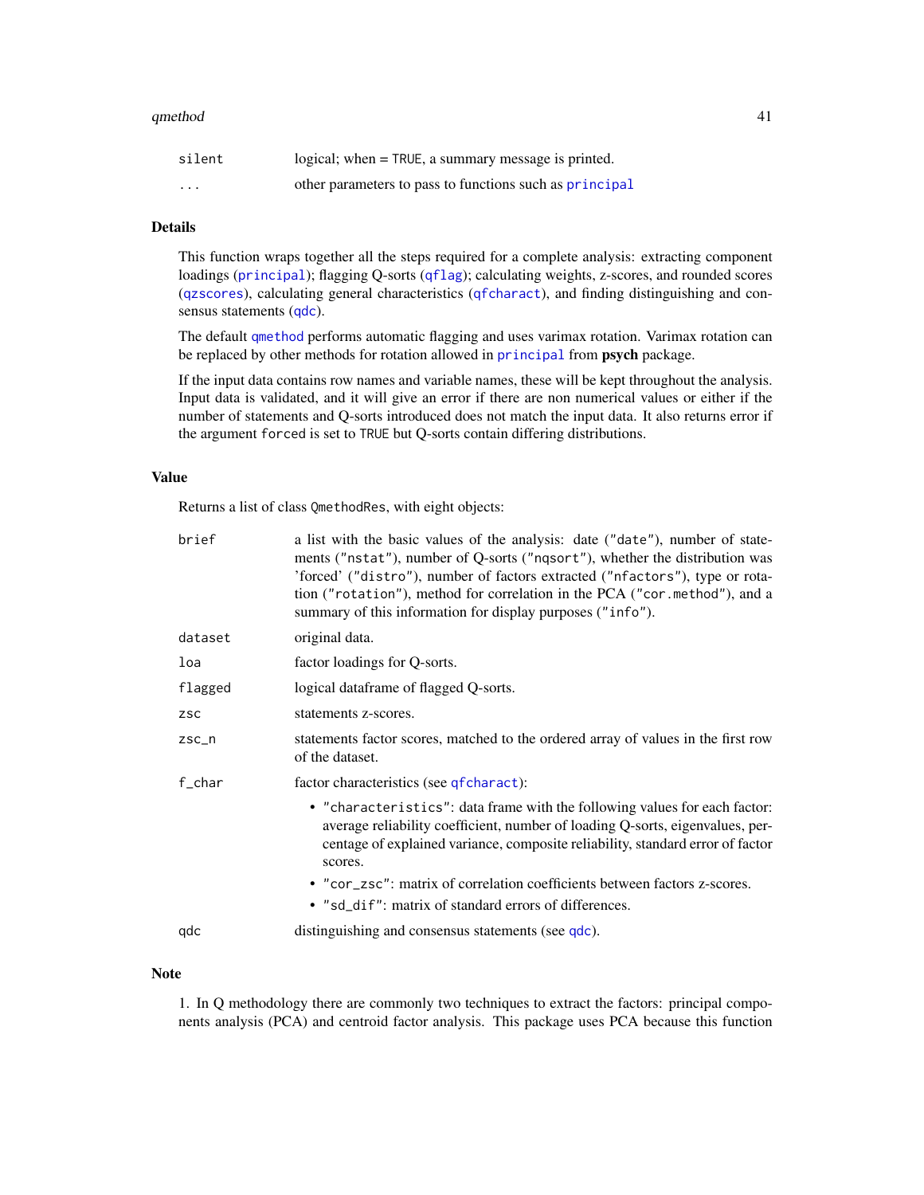| | |
|---|---|
| `silent` | logical; when = `TRUE`, a summary message is printed. |
| `...` | other parameters to pass to functions such as `principal` |

### Details

This function wraps together all the steps required for a complete analysis: extracting component loadings (`principal`); flagging Q-sorts (`qflag`); calculating weights, z-scores, and rounded scores (`qzscores`), calculating general characteristics (`qfcharact`), and finding distinguishing and consensus statements (`qdc`).

The default `qmethod` performs automatic flagging and uses varimax rotation. Varimax rotation can be replaced by other methods for rotation allowed in `principal` from **psych** package.

If the input data contains row names and variable names, these will be kept throughout the analysis. Input data is validated, and it will give an error if there are non numerical values or either if the number of statements and Q-sorts introduced does not match the input data. It also returns error if the argument `forced` is set to `TRUE` but Q-sorts contain differing distributions.

### Value

Returns a list of class `QmethodRes`, with eight objects:

| | |
|---|---|
| `brief` | a list with the basic values of the analysis: date (`"date"`), number of statements (`"nstat"`), number of Q-sorts (`"nqsort"`), whether the distribution was 'forced' (`"distro"`), number of factors extracted (`"nfactors"`), type or rotation (`"rotation"`), method for correlation in the PCA (`"cor.method"`), and a summary of this information for display purposes (`"info"`). |
| `dataset` | original data. |
| `loa` | factor loadings for Q-sorts. |
| `flagged` | logical dataframe of flagged Q-sorts. |
| `zsc` | statements z-scores. |
| `zsc_n` | statements factor scores, matched to the ordered array of values in the first row of the dataset. |
| `f_char` | factor characteristics (see `qfcharact`): <br>• `"characteristics"`: data frame with the following values for each factor: average reliability coefficient, number of loading Q-sorts, eigenvalues, percentage of explained variance, composite reliability, standard error of factor scores. <br>• `"cor_zsc"`: matrix of correlation coefficients between factors z-scores. <br>• `"sd_dif"`: matrix of standard errors of differences. |
| `qdc` | distinguishing and consensus statements (see `qdc`). |

### Note

1. In Q methodology there are commonly two techniques to extract the factors: principal components analysis (PCA) and centroid factor analysis. This package uses PCA because this function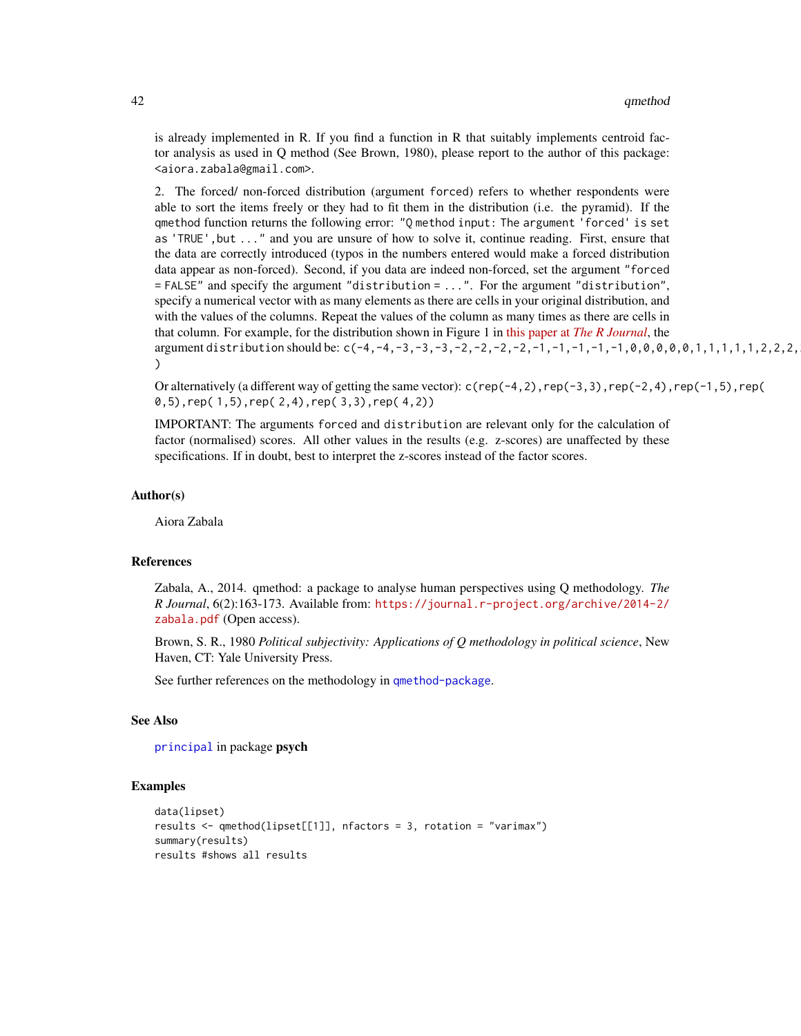is already implemented in R. If you find a function in R that suitably implements centroid factor analysis as used in Q method (See Brown, 1980), please report to the author of this package: <aiora.zabala@gmail.com>.

2. The forced/ non-forced distribution (argument `forced`) refers to whether respondents were able to sort the items freely or they had to fit them in the distribution (i.e. the pyramid). If the `qmethod` function returns the following error: `"Q method input: The argument 'forced' is set as 'TRUE',but ..."` and you are unsure of how to solve it, continue reading. First, ensure that the data are correctly introduced (typos in the numbers entered would make a forced distribution data appear as non-forced). Second, if you data are indeed non-forced, set the argument `"forced = FALSE"` and specify the argument `"distribution = ..."`. For the argument `"distribution"`, specify a numerical vector with as many elements as there are cells in your original distribution, and with the values of the columns. Repeat the values of the column as many times as there are cells in that column. For example, for the distribution shown in Figure 1 in this paper at *The R Journal*, the argument `distribution` should be: `c(-4,-4,-3,-3,-3,-2,-2,-2,-2,-1,-1,-1,-1,-1,0,0,0,0,0,1,1,1,1,1,2,2,2,2 )`

Or alternatively (a different way of getting the same vector): `c(rep(-4,2),rep(-3,3),rep(-2,4),rep(-1,5),rep( 0,5),rep( 1,5),rep( 2,4),rep( 3,3),rep( 4,2))`

IMPORTANT: The arguments `forced` and `distribution` are relevant only for the calculation of factor (normalised) scores. All other values in the results (e.g. z-scores) are unaffected by these specifications. If in doubt, best to interpret the z-scores instead of the factor scores.

## Author(s)

Aiora Zabala

## References

Zabala, A., 2014. qmethod: a package to analyse human perspectives using Q methodology. *The R Journal*, 6(2):163-173. Available from: https://journal.r-project.org/archive/2014-2/zabala.pdf (Open access).

Brown, S. R., 1980 *Political subjectivity: Applications of Q methodology in political science*, New Haven, CT: Yale University Press.

See further references on the methodology in `qmethod-package`.

## See Also

`principal` in package **psych**

## Examples

```
data(lipset)
results <- qmethod(lipset[[1]], nfactors = 3, rotation = "varimax")
summary(results)
results #shows all results
```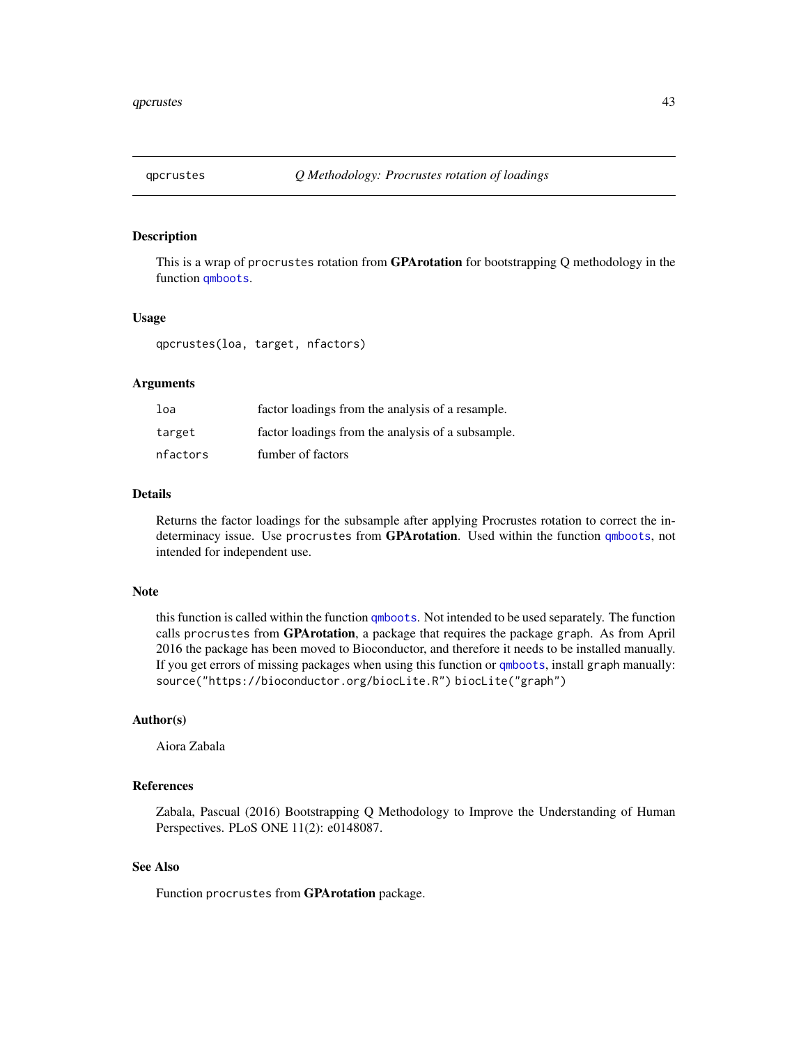qpcrustes *Q Methodology: Procrustes rotation of loadings*

## Description

This is a wrap of `procrustes` rotation from **GPArotation** for bootstrapping Q methodology in the function `qmboots`.

## Usage

```
qpcrustes(loa, target, nfactors)
```

## Arguments

| | |
|---|---|
| `loa` | factor loadings from the analysis of a resample. |
| `target` | factor loadings from the analysis of a subsample. |
| `nfactors` | fumber of factors |

## Details

Returns the factor loadings for the subsample after applying Procrustes rotation to correct the indeterminacy issue. Use `procrustes` from **GPArotation**. Used within the function `qmboots`, not intended for independent use.

## Note

this function is called within the function `qmboots`. Not intended to be used separately. The function calls `procrustes` from **GPArotation**, a package that requires the package `graph`. As from April 2016 the package has been moved to Bioconductor, and therefore it needs to be installed manually. If you get errors of missing packages when using this function or `qmboots`, install `graph` manually: `source("https://bioconductor.org/biocLite.R") biocLite("graph")`

## Author(s)

Aiora Zabala

## References

Zabala, Pascual (2016) Bootstrapping Q Methodology to Improve the Understanding of Human Perspectives. PLoS ONE 11(2): e0148087.

## See Also

Function `procrustes` from **GPArotation** package.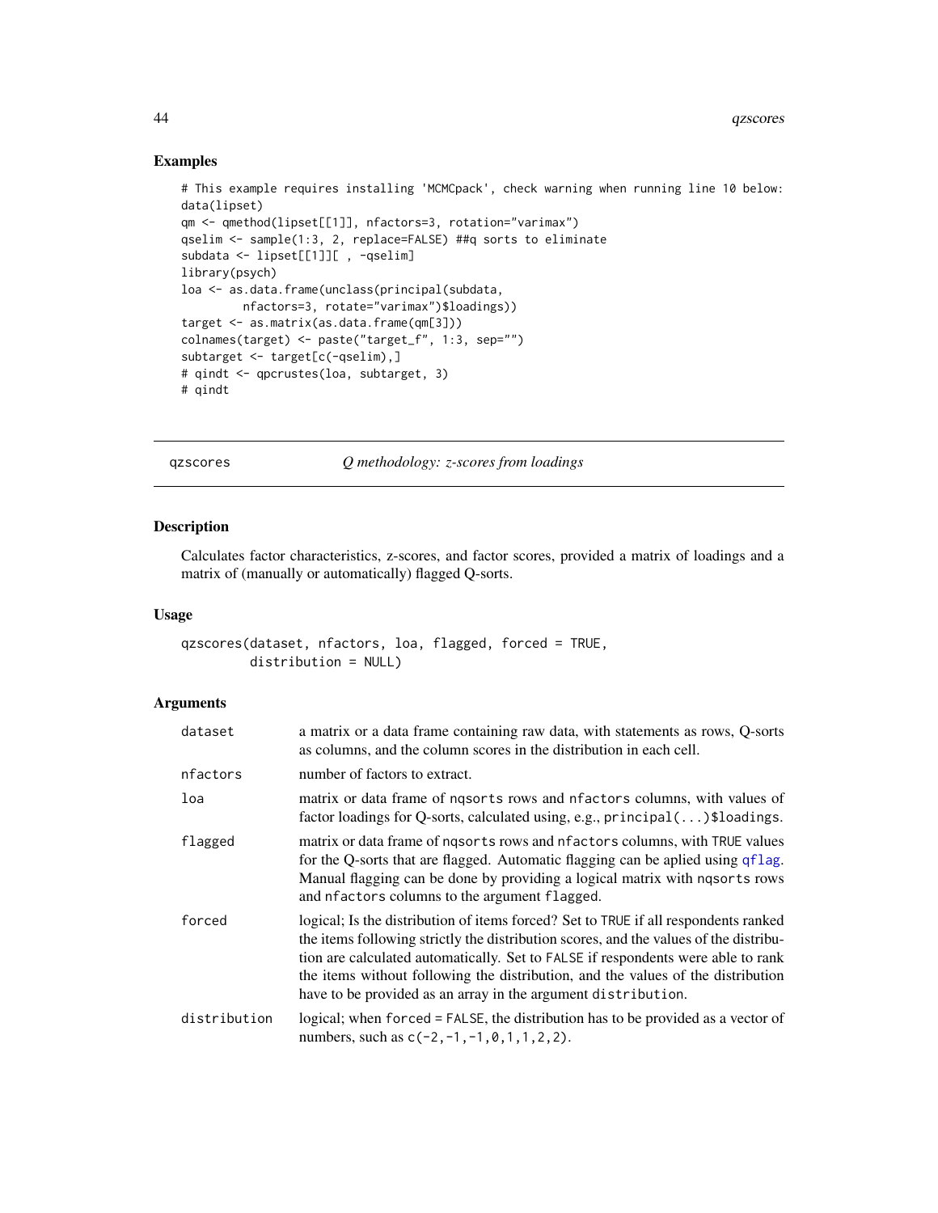## Examples

```
# This example requires installing 'MCMCpack', check warning when running line 10 below:
data(lipset)
qm <- qmethod(lipset[[1]], nfactors=3, rotation="varimax")
qselim <- sample(1:3, 2, replace=FALSE) ##q sorts to eliminate
subdata <- lipset[[1]][ , -qselim]
library(psych)
loa <- as.data.frame(unclass(principal(subdata,
        nfactors=3, rotate="varimax")$loadings))
target <- as.matrix(as.data.frame(qm[3]))
colnames(target) <- paste("target_f", 1:3, sep="")
subtarget <- target[c(-qselim),]
# qindt <- qpcrustes(loa, subtarget, 3)
# qindt
```

---

`qzscores` *Q methodology: z-scores from loadings*

---

## Description

Calculates factor characteristics, z-scores, and factor scores, provided a matrix of loadings and a matrix of (manually or automatically) flagged Q-sorts.

## Usage

```
qzscores(dataset, nfactors, loa, flagged, forced = TRUE,
         distribution = NULL)
```

## Arguments

| | |
|---|---|
| `dataset` | a matrix or a data frame containing raw data, with statements as rows, Q-sorts as columns, and the column scores in the distribution in each cell. |
| `nfactors` | number of factors to extract. |
| `loa` | matrix or data frame of `nqsorts` rows and `nfactors` columns, with values of factor loadings for Q-sorts, calculated using, e.g., `principal(...)$loadings`. |
| `flagged` | matrix or data frame of `nqsorts` rows and `nfactors` columns, with `TRUE` values for the Q-sorts that are flagged. Automatic flagging can be aplied using `qflag`. Manual flagging can be done by providing a logical matrix with `nqsorts` rows and `nfactors` columns to the argument `flagged`. |
| `forced` | logical; Is the distribution of items forced? Set to `TRUE` if all respondents ranked the items following strictly the distribution scores, and the values of the distribution are calculated automatically. Set to `FALSE` if respondents were able to rank the items without following the distribution, and the values of the distribution have to be provided as an array in the argument `distribution`. |
| `distribution` | logical; when `forced = FALSE`, the distribution has to be provided as a vector of numbers, such as `c(-2,-1,-1,0,1,1,2,2)`. |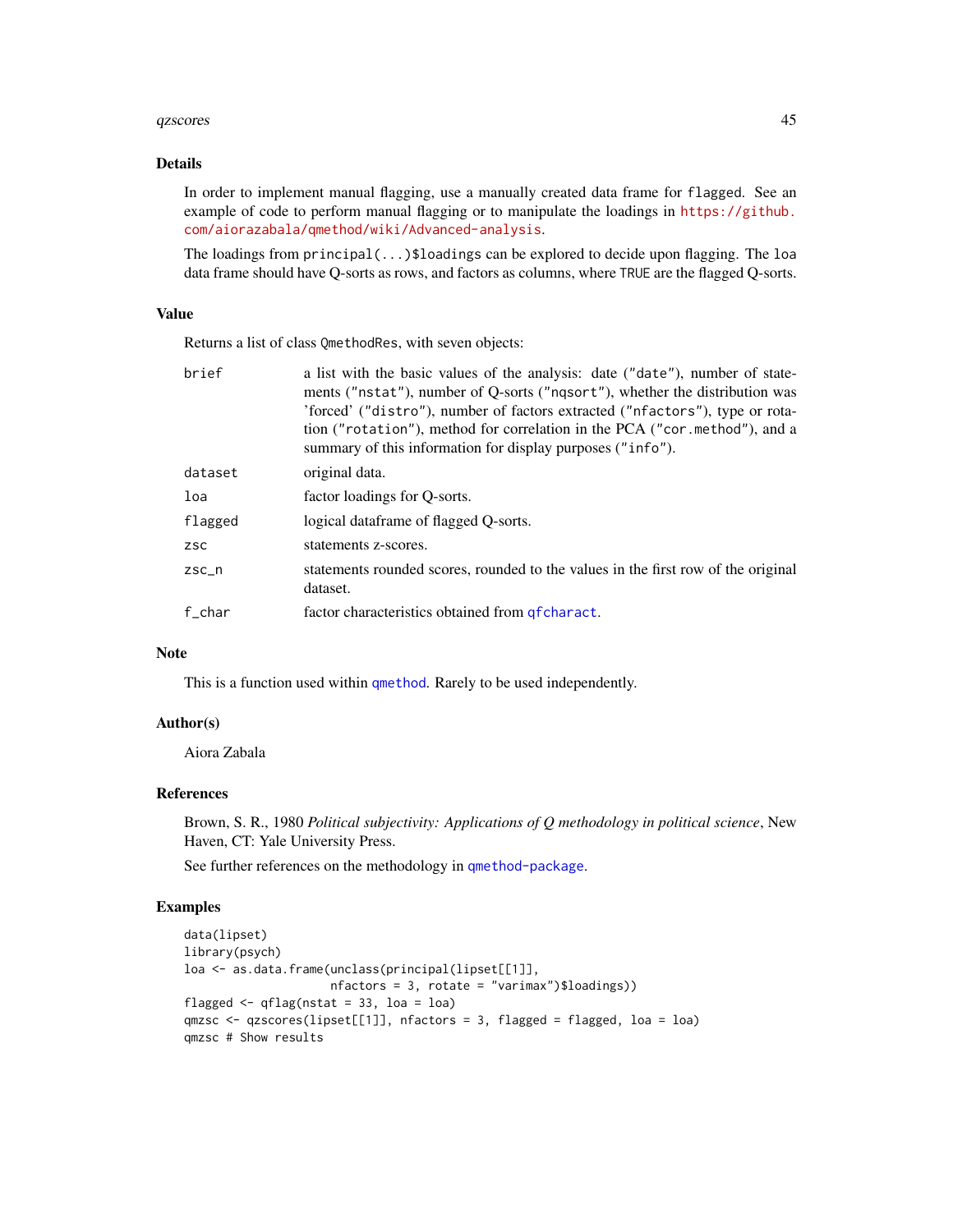## Details

In order to implement manual flagging, use a manually created data frame for `flagged`. See an example of code to perform manual flagging or to manipulate the loadings in https://github.com/aiorazabala/qmethod/wiki/Advanced-analysis.

The loadings from `principal(...)$loadings` can be explored to decide upon flagging. The `loa` data frame should have Q-sorts as rows, and factors as columns, where `TRUE` are the flagged Q-sorts.

## Value

Returns a list of class `QmethodRes`, with seven objects:

| | |
|---|---|
| `brief` | a list with the basic values of the analysis: date (`"date"`), number of statements (`"nstat"`), number of Q-sorts (`"nqsort"`), whether the distribution was 'forced' (`"distro"`), number of factors extracted (`"nfactors"`), type or rotation (`"rotation"`), method for correlation in the PCA (`"cor.method"`), and a summary of this information for display purposes (`"info"`). |
| `dataset` | original data. |
| `loa` | factor loadings for Q-sorts. |
| `flagged` | logical dataframe of flagged Q-sorts. |
| `zsc` | statements z-scores. |
| `zsc_n` | statements rounded scores, rounded to the values in the first row of the original dataset. |
| `f_char` | factor characteristics obtained from `qfcharact`. |

## Note

This is a function used within `qmethod`. Rarely to be used independently.

## Author(s)

Aiora Zabala

## References

Brown, S. R., 1980 *Political subjectivity: Applications of Q methodology in political science*, New Haven, CT: Yale University Press.

See further references on the methodology in `qmethod-package`.

## Examples

```
data(lipset)
library(psych)
loa <- as.data.frame(unclass(principal(lipset[[1]],
                    nfactors = 3, rotate = "varimax")$loadings))
flagged <- qflag(nstat = 33, loa = loa)
qmzsc <- qzscores(lipset[[1]], nfactors = 3, flagged = flagged, loa = loa)
qmzsc # Show results
```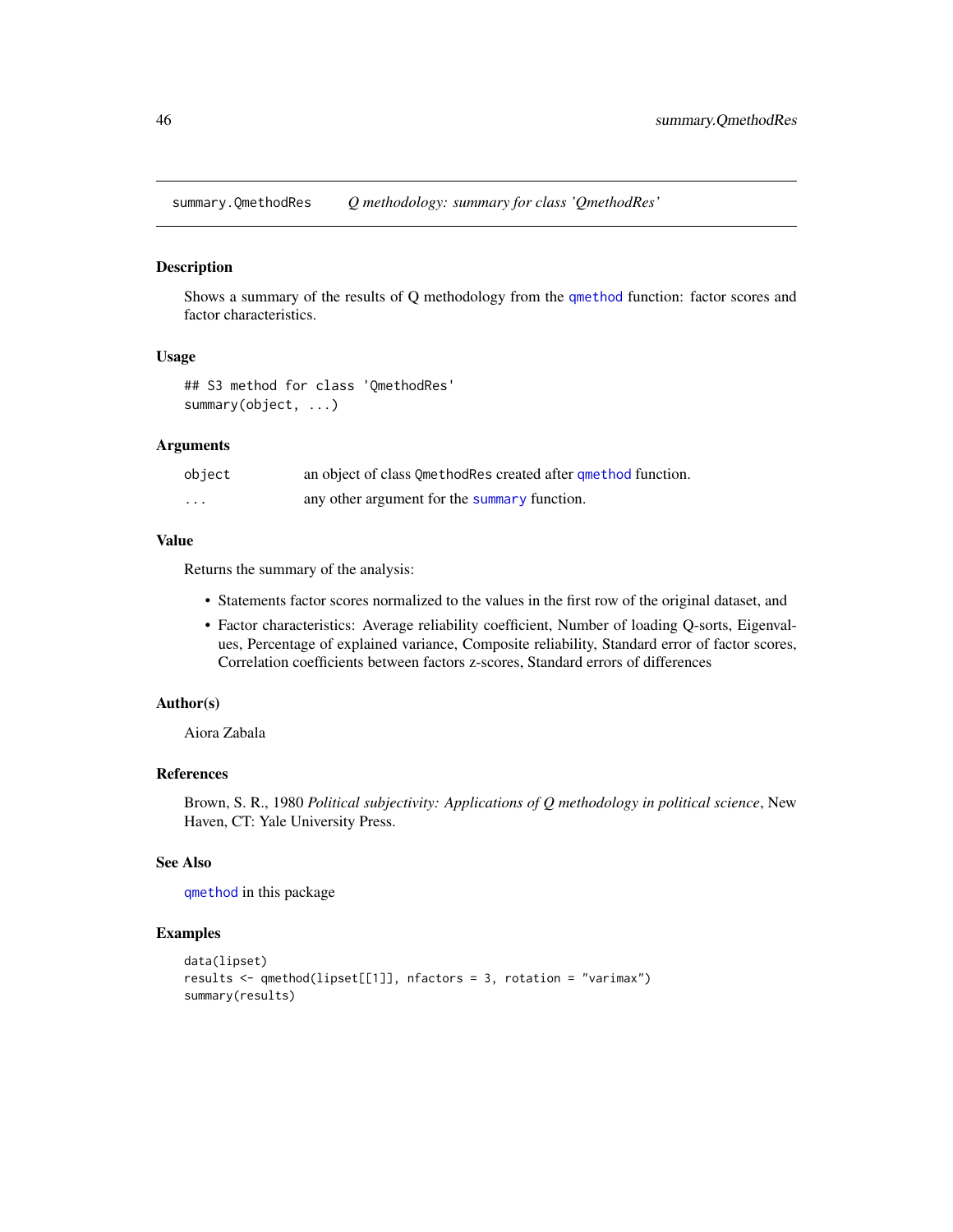summary.QmethodRes — *Q methodology: summary for class 'QmethodRes'*

## Description

Shows a summary of the results of Q methodology from the `qmethod` function: factor scores and factor characteristics.

## Usage

```
## S3 method for class 'QmethodRes'
summary(object, ...)
```

## Arguments

| | |
|---|---|
| `object` | an object of class `QmethodRes` created after `qmethod` function. |
| `...` | any other argument for the `summary` function. |

## Value

Returns the summary of the analysis:

- Statements factor scores normalized to the values in the first row of the original dataset, and
- Factor characteristics: Average reliability coefficient, Number of loading Q-sorts, Eigenvalues, Percentage of explained variance, Composite reliability, Standard error of factor scores, Correlation coefficients between factors z-scores, Standard errors of differences

## Author(s)

Aiora Zabala

## References

Brown, S. R., 1980 *Political subjectivity: Applications of Q methodology in political science*, New Haven, CT: Yale University Press.

## See Also

`qmethod` in this package

## Examples

```
data(lipset)
results <- qmethod(lipset[[1]], nfactors = 3, rotation = "varimax")
summary(results)
```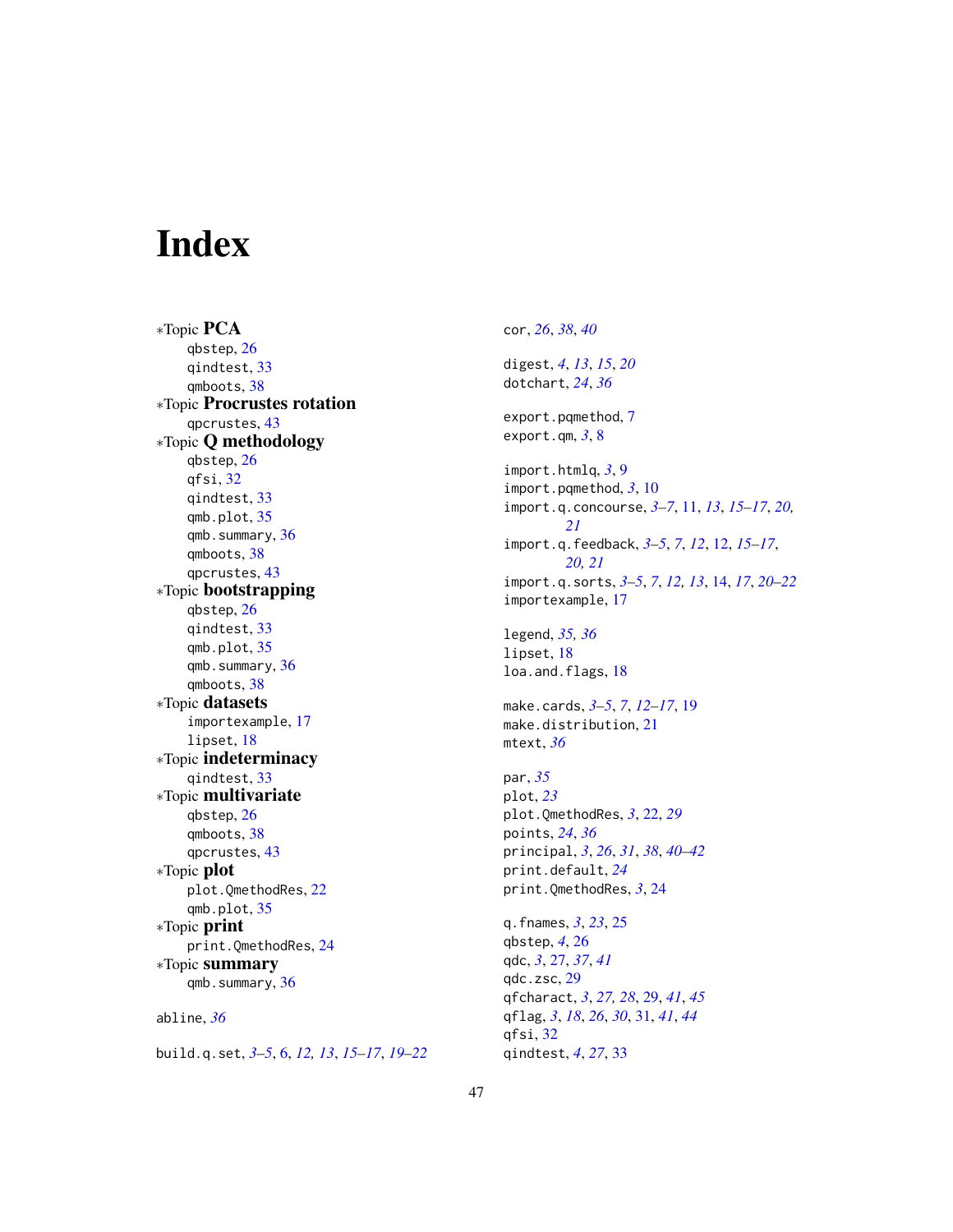# Index

∗Topic **PCA**
qbstep, 26
qindtest, 33
qmboots, 38
∗Topic **Procrustes rotation**
qpcrustes, 43
∗Topic **Q methodology**
qbstep, 26
qfsi, 32
qindtest, 33
qmb.plot, 35
qmb.summary, 36
qmboots, 38
qpcrustes, 43
∗Topic **bootstrapping**
qbstep, 26
qindtest, 33
qmb.plot, 35
qmb.summary, 36
qmboots, 38
∗Topic **datasets**
importexample, 17
lipset, 18
∗Topic **indeterminacy**
qindtest, 33
∗Topic **multivariate**
qbstep, 26
qmboots, 38
qpcrustes, 43
∗Topic **plot**
plot.QmethodRes, 22
qmb.plot, 35
∗Topic **print**
print.QmethodRes, 24
∗Topic **summary**
qmb.summary, 36

abline, *36*

build.q.set, *3–5*, 6, *12, 13*, *15–17*, *19–22*

cor, *26*, *38*, *40*

digest, *4*, *13*, *15*, *20*
dotchart, *24*, *36*

export.pqmethod, 7
export.qm, *3*, 8

import.htmlq, *3*, 9
import.pqmethod, *3*, 10
import.q.concourse, *3–7*, 11, *13*, *15–17*, *20, 21*
import.q.feedback, *3–5*, *7*, *12*, 12, *15–17*, *20, 21*
import.q.sorts, *3–5*, *7*, *12, 13*, 14, *17*, *20–22*
importexample, 17

legend, *35, 36*
lipset, 18
loa.and.flags, 18

make.cards, *3–5*, *7*, *12–17*, 19
make.distribution, 21
mtext, *36*

par, *35*
plot, *23*
plot.QmethodRes, *3*, 22, *29*
points, *24*, *36*
principal, *3*, *26*, *31*, *38*, *40–42*
print.default, *24*
print.QmethodRes, *3*, 24

q.fnames, *3*, *23*, 25
qbstep, *4*, 26
qdc, *3*, 27, *37*, *41*
qdc.zsc, 29
qfcharact, *3*, *27, 28*, 29, *41*, *45*
qflag, *3*, *18*, *26*, *30*, 31, *41*, *44*
qfsi, 32
qindtest, *4*, *27*, 33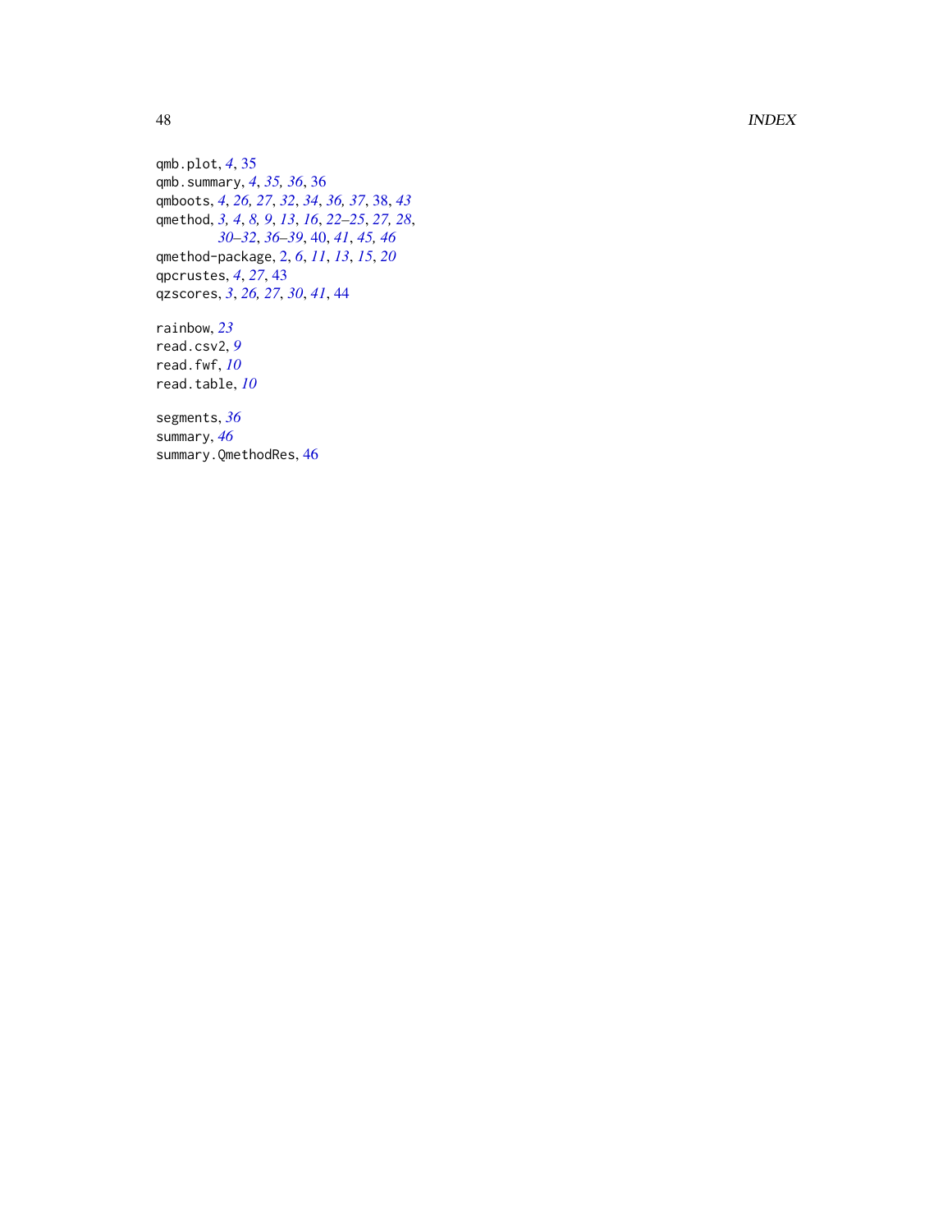qmb.plot, *4*, 35
qmb.summary, *4*, *35, 36*, 36
qmboots, *4*, *26, 27*, *32*, *34*, *36, 37*, 38, *43*
qmethod, *3, 4*, *8, 9*, *13*, *16*, *22–25*, *27, 28*, *30–32*, *36–39*, 40, *41*, *45, 46*
qmethod-package, 2, *6*, *11*, *13*, *15*, *20*
qpcrustes, *4*, *27*, 43
qzscores, *3*, *26, 27*, *30*, *41*, 44

rainbow, *23*
read.csv2, *9*
read.fwf, *10*
read.table, *10*

segments, *36*
summary, *46*
summary.QmethodRes, 46